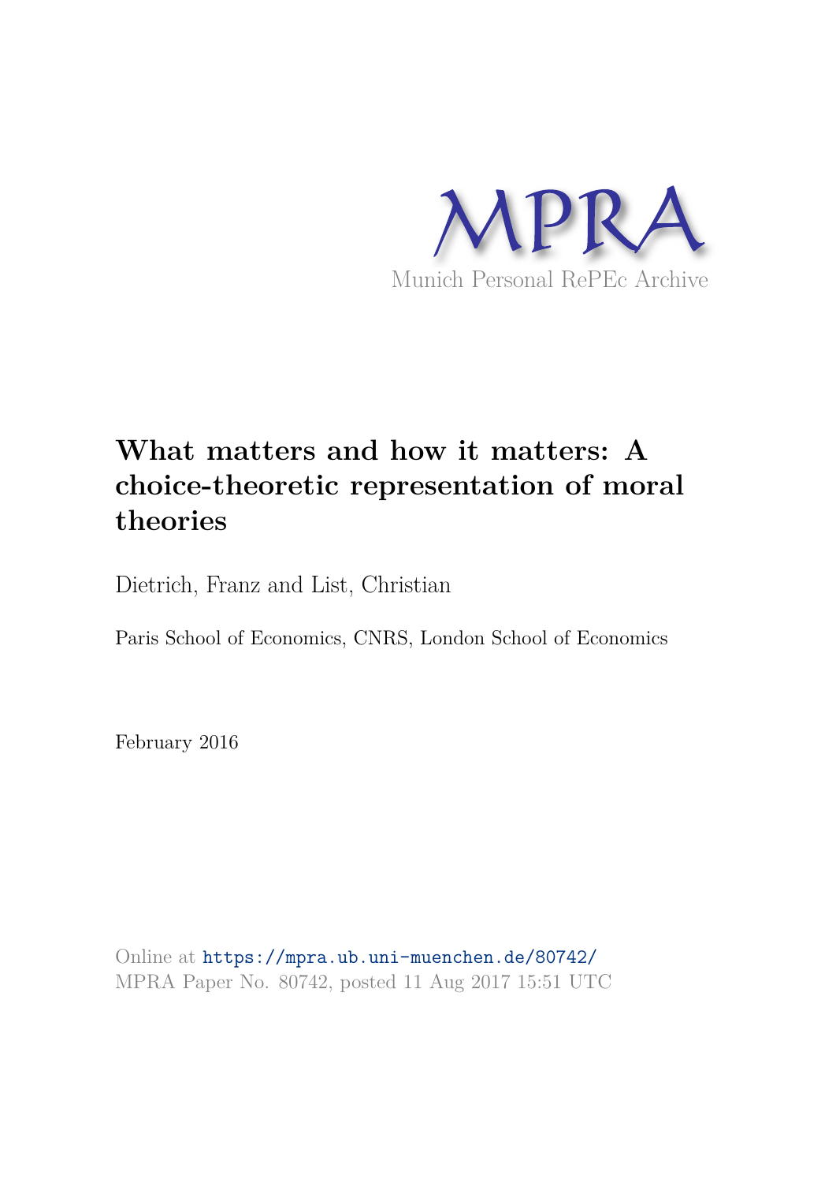MPRA

Munich Personal RePEc Archive

# What matters and how it matters: A choice-theoretic representation of moral theories

Dietrich, Franz and List, Christian

Paris School of Economics, CNRS, London School of Economics

February 2016

Online at https://mpra.ub.uni-muenchen.de/80742/
MPRA Paper No. 80742, posted 11 Aug 2017 15:51 UTC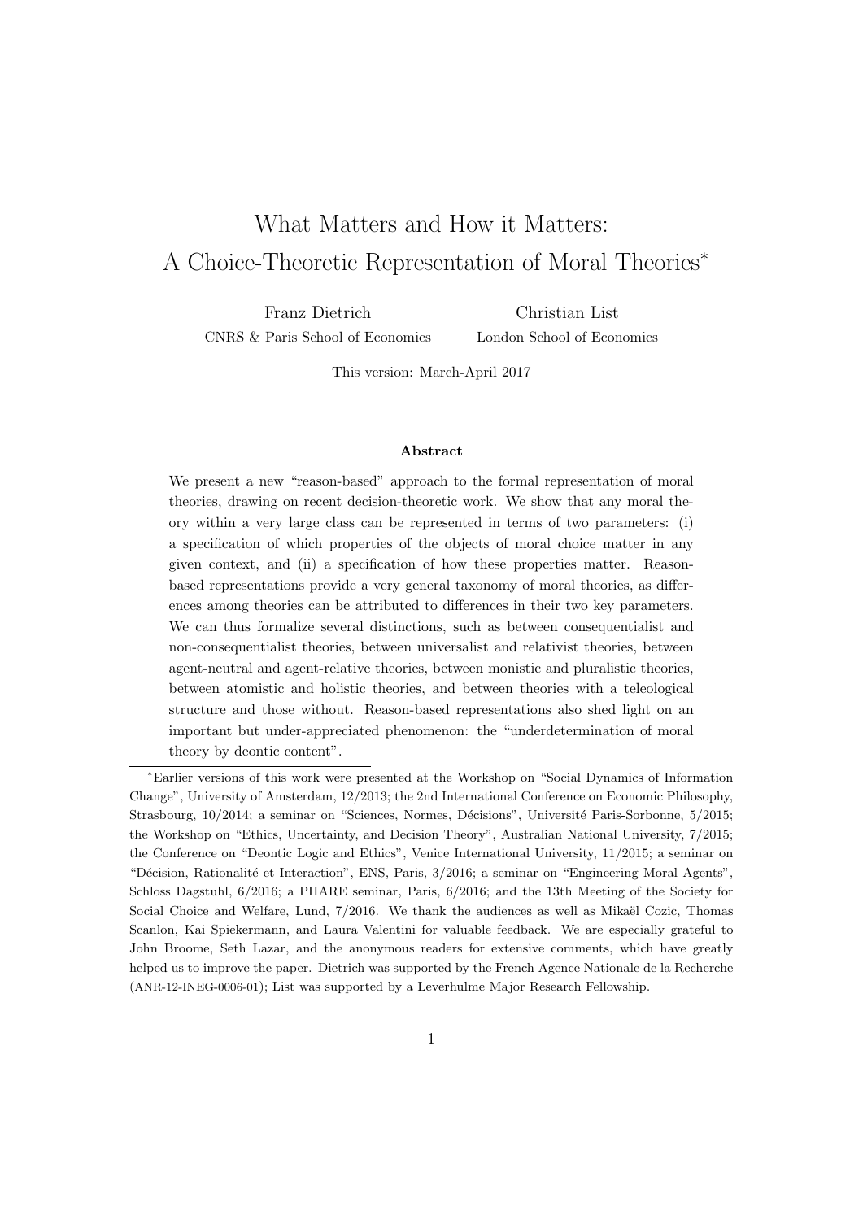# What Matters and How it Matters: A Choice-Theoretic Representation of Moral Theories[*]

Franz Dietrich
CNRS & Paris School of Economics

Christian List
London School of Economics

This version: March-April 2017

### Abstract

We present a new "reason-based" approach to the formal representation of moral theories, drawing on recent decision-theoretic work. We show that any moral theory within a very large class can be represented in terms of two parameters: (i) a specification of which properties of the objects of moral choice matter in any given context, and (ii) a specification of how these properties matter. Reason-based representations provide a very general taxonomy of moral theories, as differences among theories can be attributed to differences in their two key parameters. We can thus formalize several distinctions, such as between consequentialist and non-consequentialist theories, between universalist and relativist theories, between agent-neutral and agent-relative theories, between monistic and pluralistic theories, between atomistic and holistic theories, and between theories with a teleological structure and those without. Reason-based representations also shed light on an important but under-appreciated phenomenon: the "underdetermination of moral theory by deontic content".

[*]Earlier versions of this work were presented at the Workshop on "Social Dynamics of Information Change", University of Amsterdam, 12/2013; the 2nd International Conference on Economic Philosophy, Strasbourg, 10/2014; a seminar on "Sciences, Normes, Décisions", Université Paris-Sorbonne, 5/2015; the Workshop on "Ethics, Uncertainty, and Decision Theory", Australian National University, 7/2015; the Conference on "Deontic Logic and Ethics", Venice International University, 11/2015; a seminar on "Décision, Rationalité et Interaction", ENS, Paris, 3/2016; a seminar on "Engineering Moral Agents", Schloss Dagstuhl, 6/2016; a PHARE seminar, Paris, 6/2016; and the 13th Meeting of the Society for Social Choice and Welfare, Lund, 7/2016. We thank the audiences as well as Mikaël Cozic, Thomas Scanlon, Kai Spiekermann, and Laura Valentini for valuable feedback. We are especially grateful to John Broome, Seth Lazar, and the anonymous readers for extensive comments, which have greatly helped us to improve the paper. Dietrich was supported by the French Agence Nationale de la Recherche (ANR-12-INEG-0006-01); List was supported by a Leverhulme Major Research Fellowship.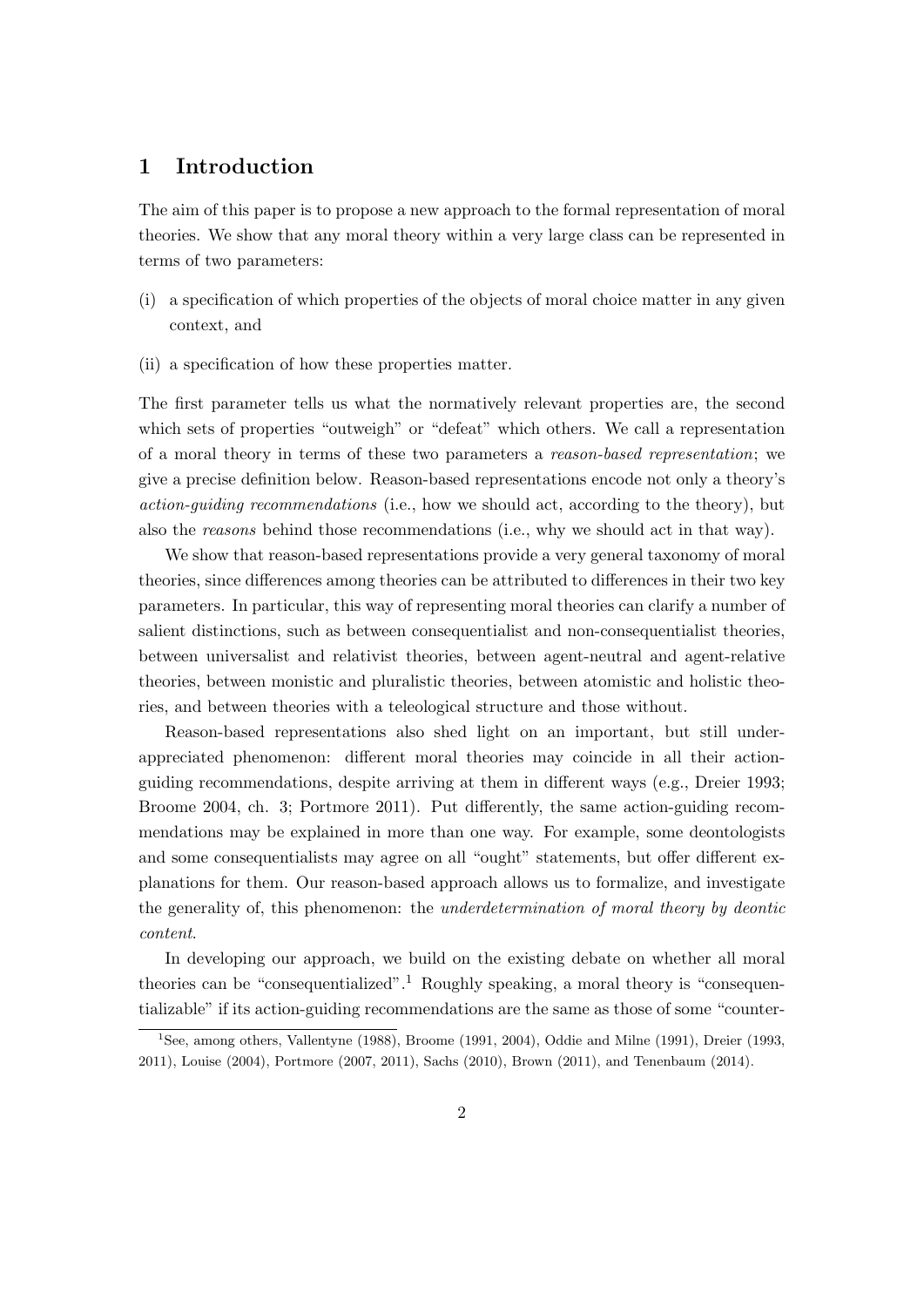# 1 Introduction

The aim of this paper is to propose a new approach to the formal representation of moral theories. We show that any moral theory within a very large class can be represented in terms of two parameters:

(i) a specification of which properties of the objects of moral choice matter in any given context, and

(ii) a specification of how these properties matter.

The first parameter tells us what the normatively relevant properties are, the second which sets of properties "outweigh" or "defeat" which others. We call a representation of a moral theory in terms of these two parameters a *reason-based representation*; we give a precise definition below. Reason-based representations encode not only a theory's *action-guiding recommendations* (i.e., how we should act, according to the theory), but also the *reasons* behind those recommendations (i.e., why we should act in that way).

We show that reason-based representations provide a very general taxonomy of moral theories, since differences among theories can be attributed to differences in their two key parameters. In particular, this way of representing moral theories can clarify a number of salient distinctions, such as between consequentialist and non-consequentialist theories, between universalist and relativist theories, between agent-neutral and agent-relative theories, between monistic and pluralistic theories, between atomistic and holistic theories, and between theories with a teleological structure and those without.

Reason-based representations also shed light on an important, but still under-appreciated phenomenon: different moral theories may coincide in all their action-guiding recommendations, despite arriving at them in different ways (e.g., Dreier 1993; Broome 2004, ch. 3; Portmore 2011). Put differently, the same action-guiding recommendations may be explained in more than one way. For example, some deontologists and some consequentialists may agree on all "ought" statements, but offer different explanations for them. Our reason-based approach allows us to formalize, and investigate the generality of, this phenomenon: the *underdetermination of moral theory by deontic content*.

In developing our approach, we build on the existing debate on whether all moral theories can be "consequentialized".[1] Roughly speaking, a moral theory is "consequentializable" if its action-guiding recommendations are the same as those of some "counter-

[1] See, among others, Vallentyne (1988), Broome (1991, 2004), Oddie and Milne (1991), Dreier (1993, 2011), Louise (2004), Portmore (2007, 2011), Sachs (2010), Brown (2011), and Tenenbaum (2014).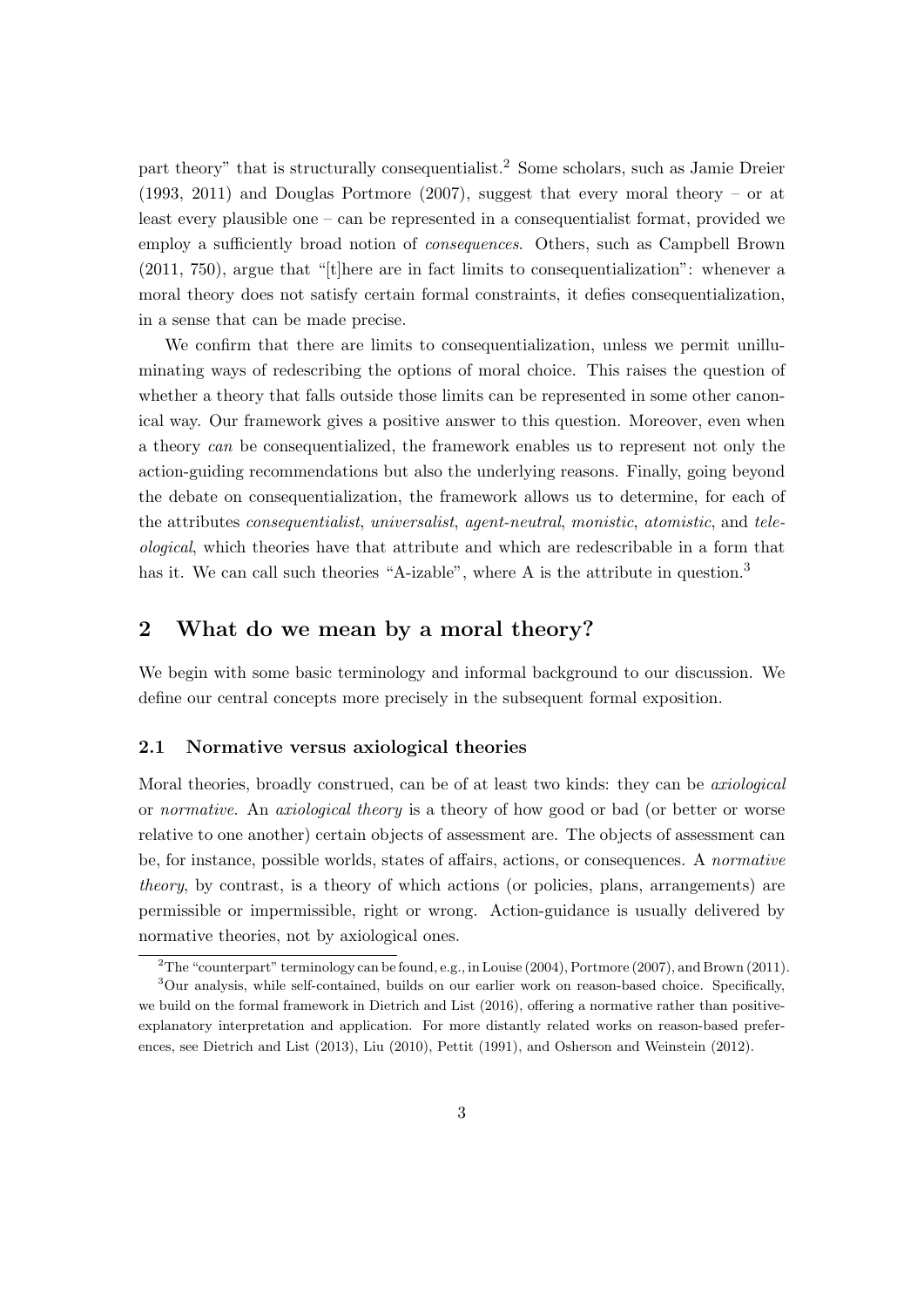part theory" that is structurally consequentialist.[2] Some scholars, such as Jamie Dreier (1993, 2011) and Douglas Portmore (2007), suggest that every moral theory – or at least every plausible one – can be represented in a consequentialist format, provided we employ a sufficiently broad notion of *consequences*. Others, such as Campbell Brown (2011, 750), argue that "[t]here are in fact limits to consequentialization": whenever a moral theory does not satisfy certain formal constraints, it defies consequentialization, in a sense that can be made precise.

We confirm that there are limits to consequentialization, unless we permit unilluminating ways of redescribing the options of moral choice. This raises the question of whether a theory that falls outside those limits can be represented in some other canonical way. Our framework gives a positive answer to this question. Moreover, even when a theory *can* be consequentialized, the framework enables us to represent not only the action-guiding recommendations but also the underlying reasons. Finally, going beyond the debate on consequentialization, the framework allows us to determine, for each of the attributes *consequentialist*, *universalist*, *agent-neutral*, *monistic*, *atomistic*, and *teleological*, which theories have that attribute and which are redescribable in a form that has it. We can call such theories "A-izable", where A is the attribute in question.[3]

## 2 What do we mean by a moral theory?

We begin with some basic terminology and informal background to our discussion. We define our central concepts more precisely in the subsequent formal exposition.

### 2.1 Normative versus axiological theories

Moral theories, broadly construed, can be of at least two kinds: they can be *axiological* or *normative*. An *axiological theory* is a theory of how good or bad (or better or worse relative to one another) certain objects of assessment are. The objects of assessment can be, for instance, possible worlds, states of affairs, actions, or consequences. A *normative theory*, by contrast, is a theory of which actions (or policies, plans, arrangements) are permissible or impermissible, right or wrong. Action-guidance is usually delivered by normative theories, not by axiological ones.

[2] The "counterpart" terminology can be found, e.g., in Louise (2004), Portmore (2007), and Brown (2011).

[3] Our analysis, while self-contained, builds on our earlier work on reason-based choice. Specifically, we build on the formal framework in Dietrich and List (2016), offering a normative rather than positive-explanatory interpretation and application. For more distantly related works on reason-based preferences, see Dietrich and List (2013), Liu (2010), Pettit (1991), and Osherson and Weinstein (2012).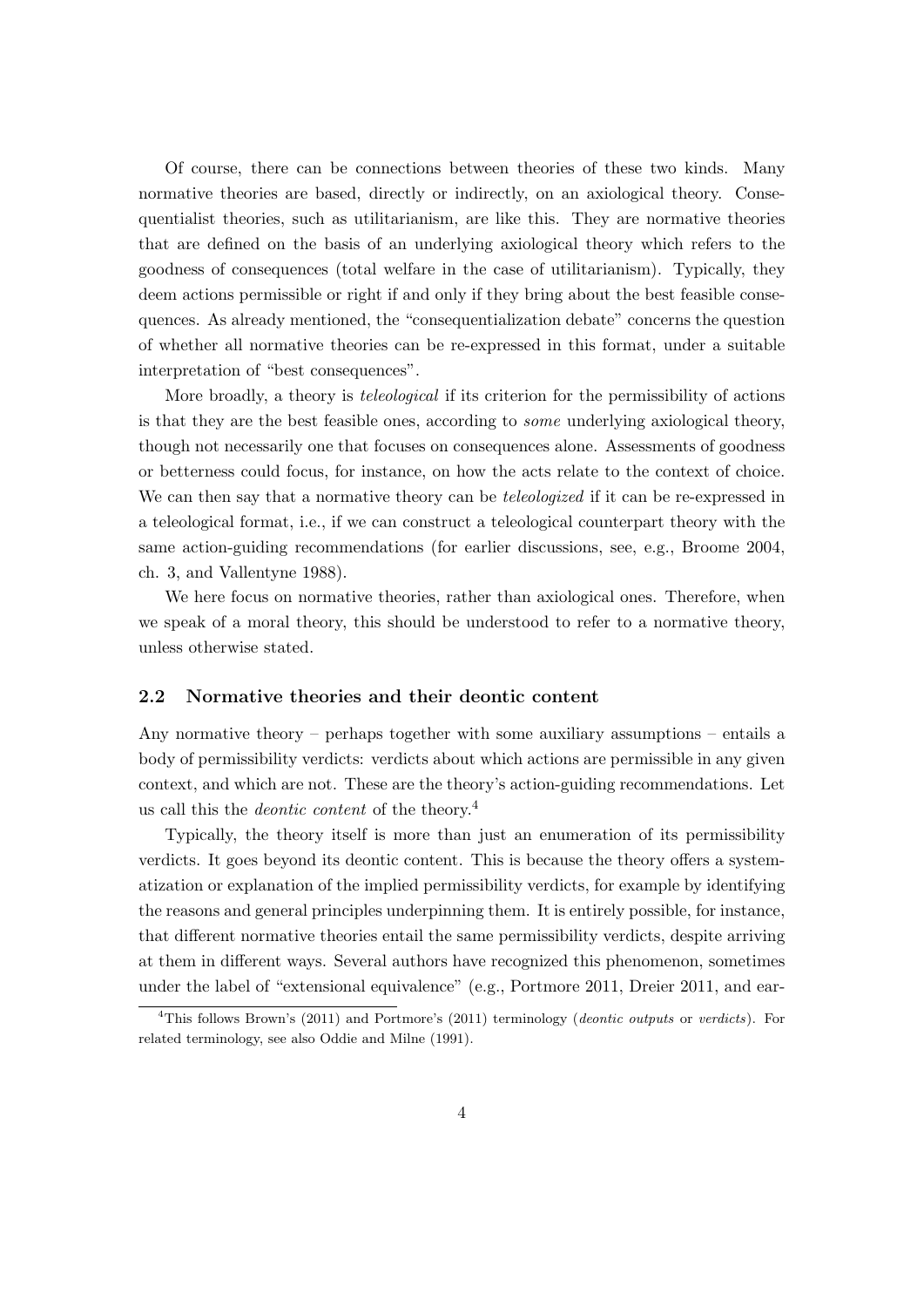Of course, there can be connections between theories of these two kinds. Many normative theories are based, directly or indirectly, on an axiological theory. Consequentialist theories, such as utilitarianism, are like this. They are normative theories that are defined on the basis of an underlying axiological theory which refers to the goodness of consequences (total welfare in the case of utilitarianism). Typically, they deem actions permissible or right if and only if they bring about the best feasible consequences. As already mentioned, the "consequentialization debate" concerns the question of whether all normative theories can be re-expressed in this format, under a suitable interpretation of "best consequences".

More broadly, a theory is *teleological* if its criterion for the permissibility of actions is that they are the best feasible ones, according to *some* underlying axiological theory, though not necessarily one that focuses on consequences alone. Assessments of goodness or betterness could focus, for instance, on how the acts relate to the context of choice. We can then say that a normative theory can be *teleologized* if it can be re-expressed in a teleological format, i.e., if we can construct a teleological counterpart theory with the same action-guiding recommendations (for earlier discussions, see, e.g., Broome 2004, ch. 3, and Vallentyne 1988).

We here focus on normative theories, rather than axiological ones. Therefore, when we speak of a moral theory, this should be understood to refer to a normative theory, unless otherwise stated.

### 2.2 Normative theories and their deontic content

Any normative theory – perhaps together with some auxiliary assumptions – entails a body of permissibility verdicts: verdicts about which actions are permissible in any given context, and which are not. These are the theory's action-guiding recommendations. Let us call this the *deontic content* of the theory.[4]

Typically, the theory itself is more than just an enumeration of its permissibility verdicts. It goes beyond its deontic content. This is because the theory offers a systematization or explanation of the implied permissibility verdicts, for example by identifying the reasons and general principles underpinning them. It is entirely possible, for instance, that different normative theories entail the same permissibility verdicts, despite arriving at them in different ways. Several authors have recognized this phenomenon, sometimes under the label of "extensional equivalence" (e.g., Portmore 2011, Dreier 2011, and ear-

[4] This follows Brown's (2011) and Portmore's (2011) terminology (*deontic outputs* or *verdicts*). For related terminology, see also Oddie and Milne (1991).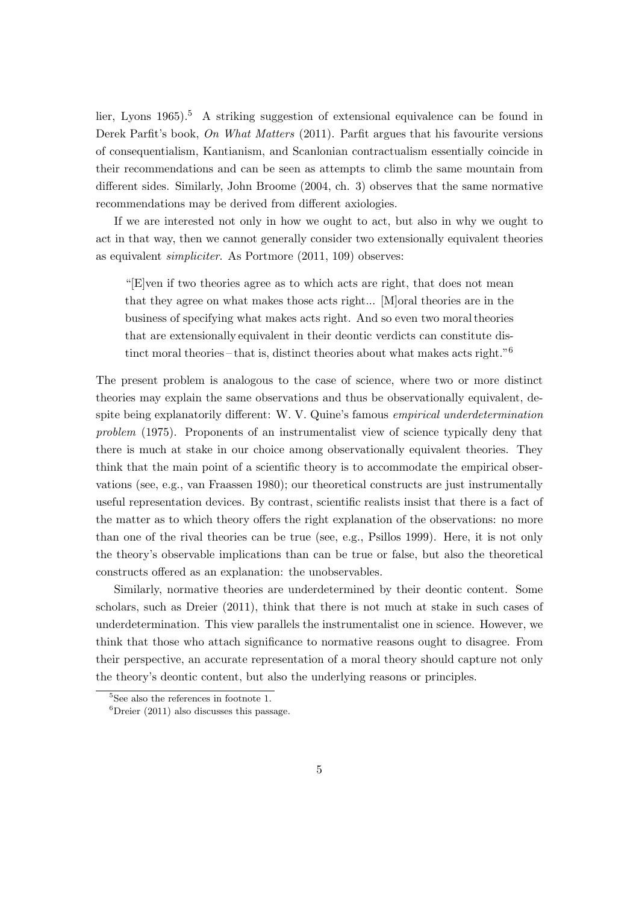lier, Lyons 1965).[5] A striking suggestion of extensional equivalence can be found in Derek Parfit's book, *On What Matters* (2011). Parfit argues that his favourite versions of consequentialism, Kantianism, and Scanlonian contractualism essentially coincide in their recommendations and can be seen as attempts to climb the same mountain from different sides. Similarly, John Broome (2004, ch. 3) observes that the same normative recommendations may be derived from different axiologies.

If we are interested not only in how we ought to act, but also in why we ought to act in that way, then we cannot generally consider two extensionally equivalent theories as equivalent *simpliciter*. As Portmore (2011, 109) observes:

> "[E]ven if two theories agree as to which acts are right, that does not mean that they agree on what makes those acts right... [M]oral theories are in the business of specifying what makes acts right. And so even two moral theories that are extensionally equivalent in their deontic verdicts can constitute distinct moral theories – that is, distinct theories about what makes acts right."[6]

The present problem is analogous to the case of science, where two or more distinct theories may explain the same observations and thus be observationally equivalent, despite being explanatorily different: W. V. Quine's famous *empirical underdetermination problem* (1975). Proponents of an instrumentalist view of science typically deny that there is much at stake in our choice among observationally equivalent theories. They think that the main point of a scientific theory is to accommodate the empirical observations (see, e.g., van Fraassen 1980); our theoretical constructs are just instrumentally useful representation devices. By contrast, scientific realists insist that there is a fact of the matter as to which theory offers the right explanation of the observations: no more than one of the rival theories can be true (see, e.g., Psillos 1999). Here, it is not only the theory's observable implications than can be true or false, but also the theoretical constructs offered as an explanation: the unobservables.

Similarly, normative theories are underdetermined by their deontic content. Some scholars, such as Dreier (2011), think that there is not much at stake in such cases of underdetermination. This view parallels the instrumentalist one in science. However, we think that those who attach significance to normative reasons ought to disagree. From their perspective, an accurate representation of a moral theory should capture not only the theory's deontic content, but also the underlying reasons or principles.

[5] See also the references in footnote 1.

[6] Dreier (2011) also discusses this passage.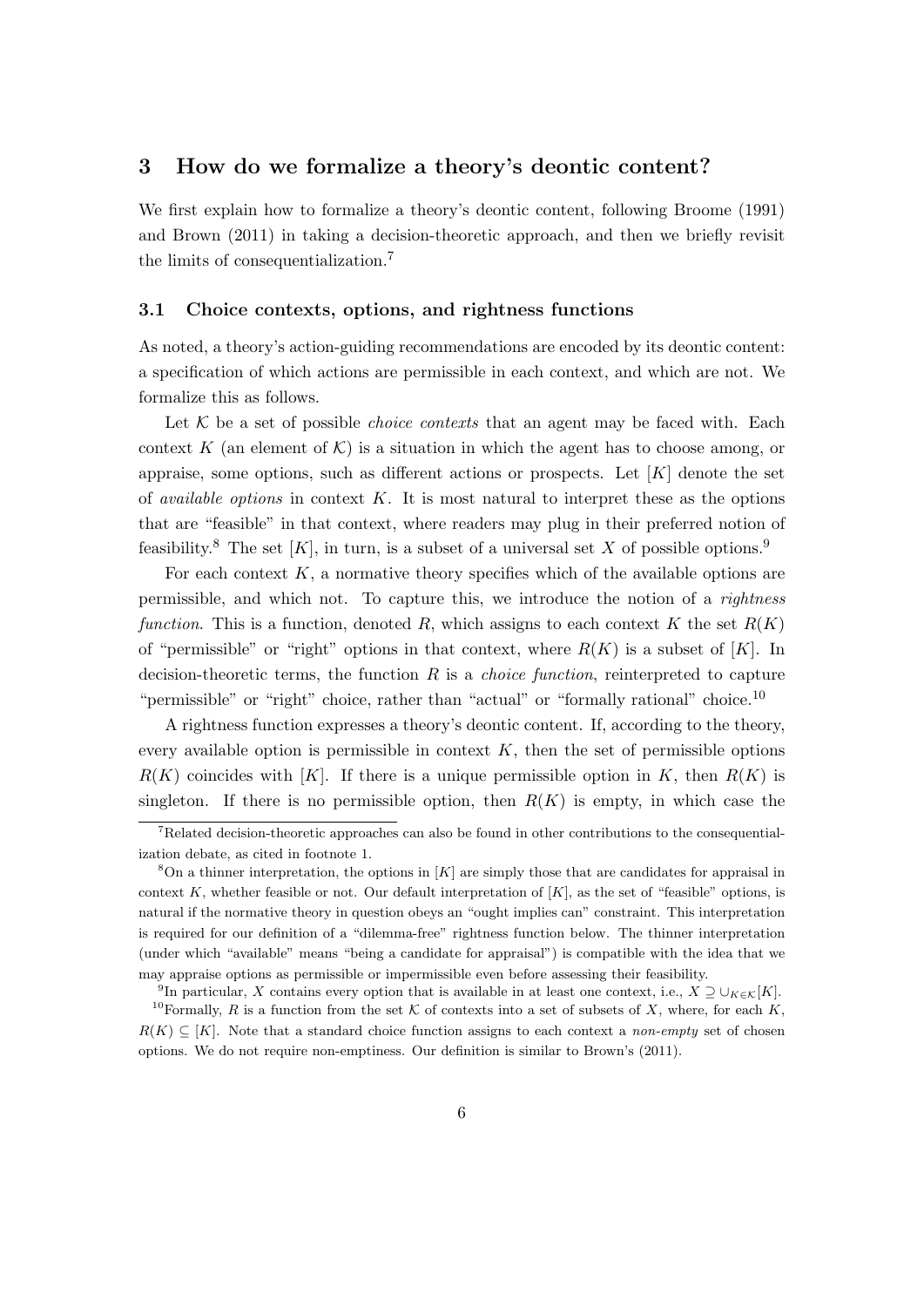## 3 How do we formalize a theory's deontic content?

We first explain how to formalize a theory's deontic content, following Broome (1991) and Brown (2011) in taking a decision-theoretic approach, and then we briefly revisit the limits of consequentialization.[7]

### 3.1 Choice contexts, options, and rightness functions

As noted, a theory's action-guiding recommendations are encoded by its deontic content: a specification of which actions are permissible in each context, and which are not. We formalize this as follows.

Let $\mathcal{K}$ be a set of possible *choice contexts* that an agent may be faced with. Each context $K$ (an element of $\mathcal{K}$) is a situation in which the agent has to choose among, or appraise, some options, such as different actions or prospects. Let $[K]$ denote the set of *available options* in context $K$. It is most natural to interpret these as the options that are "feasible" in that context, where readers may plug in their preferred notion of feasibility.[8] The set $[K]$, in turn, is a subset of a universal set $X$ of possible options.[9]

For each context $K$, a normative theory specifies which of the available options are permissible, and which not. To capture this, we introduce the notion of a *rightness function*. This is a function, denoted $R$, which assigns to each context $K$ the set $R(K)$ of "permissible" or "right" options in that context, where $R(K)$ is a subset of $[K]$. In decision-theoretic terms, the function $R$ is a *choice function*, reinterpreted to capture "permissible" or "right" choice, rather than "actual" or "formally rational" choice.[10]

A rightness function expresses a theory's deontic content. If, according to the theory, every available option is permissible in context $K$, then the set of permissible options $R(K)$ coincides with $[K]$. If there is a unique permissible option in $K$, then $R(K)$ is singleton. If there is no permissible option, then $R(K)$ is empty, in which case the

[7] Related decision-theoretic approaches can also be found in other contributions to the consequentialization debate, as cited in footnote 1.

[8] On a thinner interpretation, the options in $[K]$ are simply those that are candidates for appraisal in context $K$, whether feasible or not. Our default interpretation of $[K]$, as the set of "feasible" options, is natural if the normative theory in question obeys an "ought implies can" constraint. This interpretation is required for our definition of a "dilemma-free" rightness function below. The thinner interpretation (under which "available" means "being a candidate for appraisal") is compatible with the idea that we may appraise options as permissible or impermissible even before assessing their feasibility.

[9] In particular, $X$ contains every option that is available in at least one context, i.e., $X \supseteq \cup_{K \in \mathcal{K}}[K]$.

[10] Formally, $R$ is a function from the set $\mathcal{K}$ of contexts into a set of subsets of $X$, where, for each $K$, $R(K) \subseteq [K]$. Note that a standard choice function assigns to each context a *non-empty* set of chosen options. We do not require non-emptiness. Our definition is similar to Brown's (2011).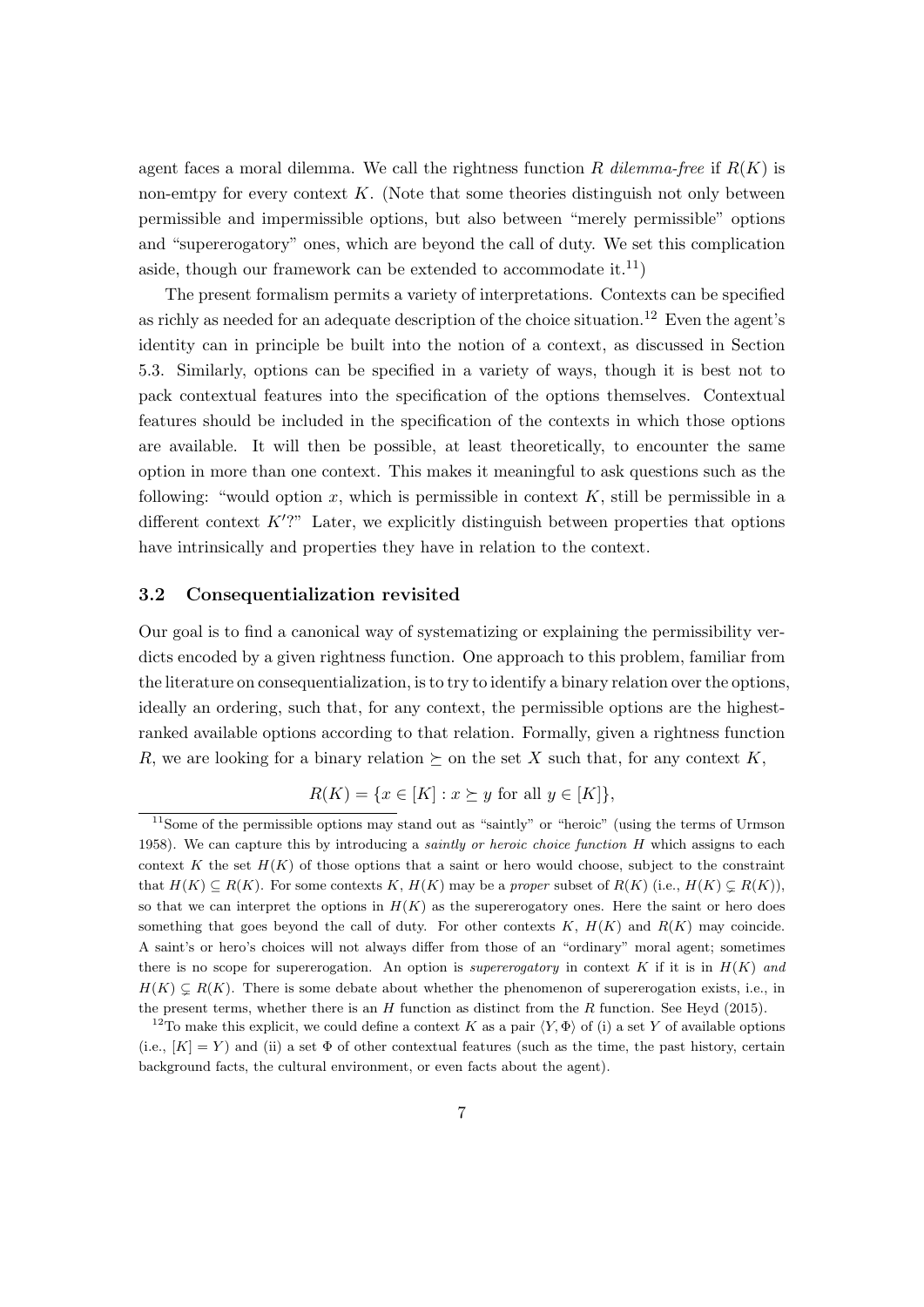agent faces a moral dilemma. We call the rightness function $R$ *dilemma-free* if $R(K)$ is non-emtpy for every context $K$. (Note that some theories distinguish not only between permissible and impermissible options, but also between "merely permissible" options and "supererogatory" ones, which are beyond the call of duty. We set this complication aside, though our framework can be extended to accommodate it.[11])

The present formalism permits a variety of interpretations. Contexts can be specified as richly as needed for an adequate description of the choice situation.[12] Even the agent's identity can in principle be built into the notion of a context, as discussed in Section 5.3. Similarly, options can be specified in a variety of ways, though it is best not to pack contextual features into the specification of the options themselves. Contextual features should be included in the specification of the contexts in which those options are available. It will then be possible, at least theoretically, to encounter the same option in more than one context. This makes it meaningful to ask questions such as the following: "would option $x$, which is permissible in context $K$, still be permissible in a different context $K'$?" Later, we explicitly distinguish between properties that options have intrinsically and properties they have in relation to the context.

### 3.2 Consequentialization revisited

Our goal is to find a canonical way of systematizing or explaining the permissibility verdicts encoded by a given rightness function. One approach to this problem, familiar from the literature on consequentialization, is to try to identify a binary relation over the options, ideally an ordering, such that, for any context, the permissible options are the highest-ranked available options according to that relation. Formally, given a rightness function $R$, we are looking for a binary relation $\succeq$ on the set $X$ such that, for any context $K$,

$$R(K) = \{x \in [K] : x \succeq y \text{ for all } y \in [K]\},$$

[11] Some of the permissible options may stand out as "saintly" or "heroic" (using the terms of Urmson 1958). We can capture this by introducing a *saintly or heroic choice function* $H$ which assigns to each context $K$ the set $H(K)$ of those options that a saint or hero would choose, subject to the constraint that $H(K) \subseteq R(K)$. For some contexts $K$, $H(K)$ may be a *proper* subset of $R(K)$ (i.e., $H(K) \subsetneq R(K)$), so that we can interpret the options in $H(K)$ as the supererogatory ones. Here the saint or hero does something that goes beyond the call of duty. For other contexts $K$, $H(K)$ and $R(K)$ may coincide. A saint's or hero's choices will not always differ from those of an "ordinary" moral agent; sometimes there is no scope for supererogation. An option is *supererogatory* in context $K$ if it is in $H(K)$ *and* $H(K) \subsetneq R(K)$. There is some debate about whether the phenomenon of supererogation exists, i.e., in the present terms, whether there is an $H$ function as distinct from the $R$ function. See Heyd (2015).

[12] To make this explicit, we could define a context $K$ as a pair $\langle Y, \Phi \rangle$ of (i) a set $Y$ of available options (i.e., $[K] = Y$) and (ii) a set $\Phi$ of other contextual features (such as the time, the past history, certain background facts, the cultural environment, or even facts about the agent).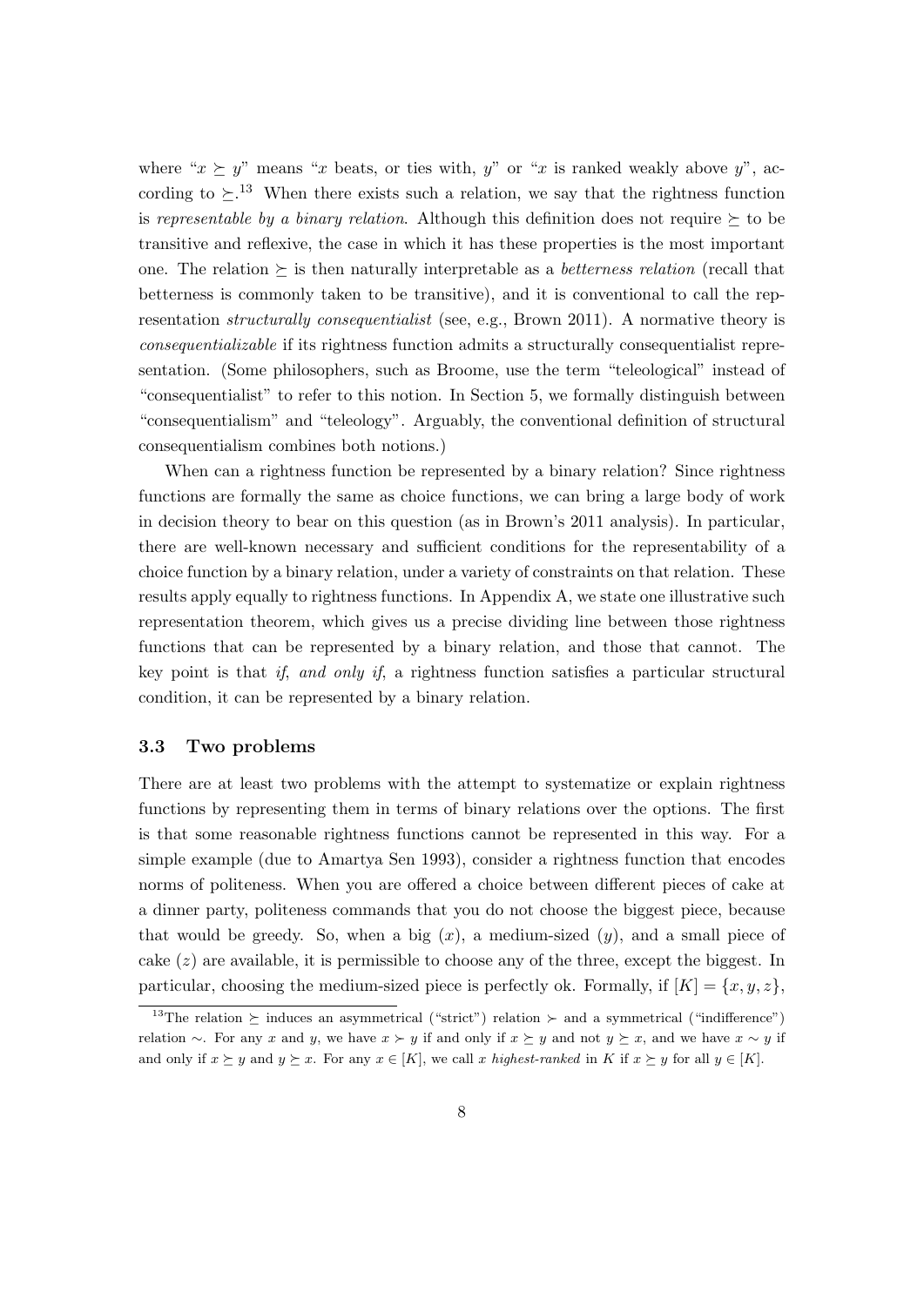where "$x \succeq y$" means "$x$ beats, or ties with, $y$" or "$x$ is ranked weakly above $y$", according to $\succeq$.[13] When there exists such a relation, we say that the rightness function is *representable by a binary relation*. Although this definition does not require $\succeq$ to be transitive and reflexive, the case in which it has these properties is the most important one. The relation $\succeq$ is then naturally interpretable as a *betterness relation* (recall that betterness is commonly taken to be transitive), and it is conventional to call the representation *structurally consequentialist* (see, e.g., Brown 2011). A normative theory is *consequentializable* if its rightness function admits a structurally consequentialist representation. (Some philosophers, such as Broome, use the term "teleological" instead of "consequentialist" to refer to this notion. In Section 5, we formally distinguish between "consequentialism" and "teleology". Arguably, the conventional definition of structural consequentialism combines both notions.)

When can a rightness function be represented by a binary relation? Since rightness functions are formally the same as choice functions, we can bring a large body of work in decision theory to bear on this question (as in Brown's 2011 analysis). In particular, there are well-known necessary and sufficient conditions for the representability of a choice function by a binary relation, under a variety of constraints on that relation. These results apply equally to rightness functions. In Appendix A, we state one illustrative such representation theorem, which gives us a precise dividing line between those rightness functions that can be represented by a binary relation, and those that cannot. The key point is that *if, and only if*, a rightness function satisfies a particular structural condition, it can be represented by a binary relation.

### 3.3 Two problems

There are at least two problems with the attempt to systematize or explain rightness functions by representing them in terms of binary relations over the options. The first is that some reasonable rightness functions cannot be represented in this way. For a simple example (due to Amartya Sen 1993), consider a rightness function that encodes norms of politeness. When you are offered a choice between different pieces of cake at a dinner party, politeness commands that you do not choose the biggest piece, because that would be greedy. So, when a big ($x$), a medium-sized ($y$), and a small piece of cake ($z$) are available, it is permissible to choose any of the three, except the biggest. In particular, choosing the medium-sized piece is perfectly ok. Formally, if $[K] = \{x, y, z\}$,

[13] The relation $\succeq$ induces an asymmetrical ("strict") relation $\succ$ and a symmetrical ("indifference") relation $\sim$. For any $x$ and $y$, we have $x \succ y$ if and only if $x \succeq y$ and not $y \succeq x$, and we have $x \sim y$ if and only if $x \succeq y$ and $y \succeq x$. For any $x \in [K]$, we call $x$ *highest-ranked* in $K$ if $x \succeq y$ for all $y \in [K]$.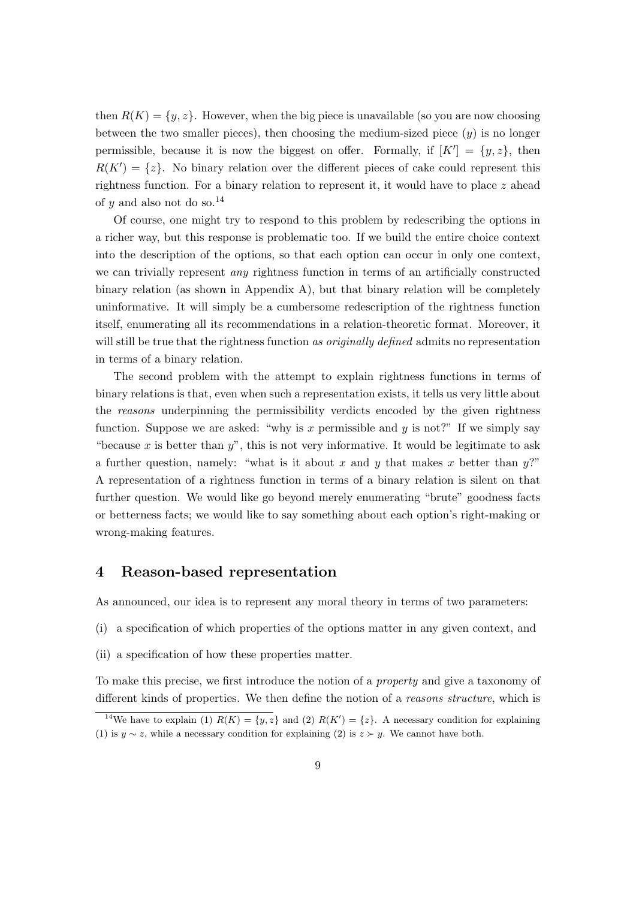then $R(K) = \{y, z\}$. However, when the big piece is unavailable (so you are now choosing between the two smaller pieces), then choosing the medium-sized piece ($y$) is no longer permissible, because it is now the biggest on offer. Formally, if $[K'] = \{y, z\}$, then $R(K') = \{z\}$. No binary relation over the different pieces of cake could represent this rightness function. For a binary relation to represent it, it would have to place $z$ ahead of $y$ and also not do so.[14]

Of course, one might try to respond to this problem by redescribing the options in a richer way, but this response is problematic too. If we build the entire choice context into the description of the options, so that each option can occur in only one context, we can trivially represent *any* rightness function in terms of an artificially constructed binary relation (as shown in Appendix A), but that binary relation will be completely uninformative. It will simply be a cumbersome redescription of the rightness function itself, enumerating all its recommendations in a relation-theoretic format. Moreover, it will still be true that the rightness function *as originally defined* admits no representation in terms of a binary relation.

The second problem with the attempt to explain rightness functions in terms of binary relations is that, even when such a representation exists, it tells us very little about the *reasons* underpinning the permissibility verdicts encoded by the given rightness function. Suppose we are asked: "why is $x$ permissible and $y$ is not?" If we simply say "because $x$ is better than $y$", this is not very informative. It would be legitimate to ask a further question, namely: "what is it about $x$ and $y$ that makes $x$ better than $y$?" A representation of a rightness function in terms of a binary relation is silent on that further question. We would like go beyond merely enumerating "brute" goodness facts or betterness facts; we would like to say something about each option's right-making or wrong-making features.

## 4 Reason-based representation

As announced, our idea is to represent any moral theory in terms of two parameters:

(i) a specification of which properties of the options matter in any given context, and

(ii) a specification of how these properties matter.

To make this precise, we first introduce the notion of a *property* and give a taxonomy of different kinds of properties. We then define the notion of a *reasons structure*, which is

[14] We have to explain (1) $R(K) = \{y, z\}$ and (2) $R(K') = \{z\}$. A necessary condition for explaining (1) is $y \sim z$, while a necessary condition for explaining (2) is $z \succ y$. We cannot have both.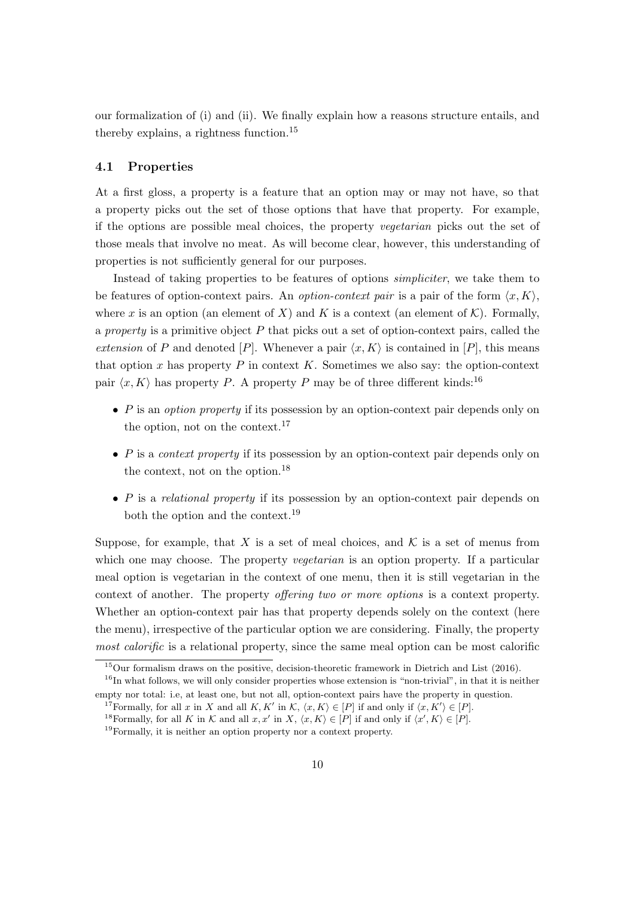our formalization of (i) and (ii). We finally explain how a reasons structure entails, and thereby explains, a rightness function.[15]

### 4.1 Properties

At a first gloss, a property is a feature that an option may or may not have, so that a property picks out the set of those options that have that property. For example, if the options are possible meal choices, the property *vegetarian* picks out the set of those meals that involve no meat. As will become clear, however, this understanding of properties is not sufficiently general for our purposes.

Instead of taking properties to be features of options *simpliciter*, we take them to be features of option-context pairs. An *option-context pair* is a pair of the form $\langle x, K \rangle$, where $x$ is an option (an element of $X$) and $K$ is a context (an element of $\mathcal{K}$). Formally, a *property* is a primitive object $P$ that picks out a set of option-context pairs, called the *extension* of $P$ and denoted $[P]$. Whenever a pair $\langle x, K \rangle$ is contained in $[P]$, this means that option $x$ has property $P$ in context $K$. Sometimes we also say: the option-context pair $\langle x, K \rangle$ has property $P$. A property $P$ may be of three different kinds:[16]

- $P$ is an *option property* if its possession by an option-context pair depends only on the option, not on the context.[17]
- $P$ is a *context property* if its possession by an option-context pair depends only on the context, not on the option.[18]
- $P$ is a *relational property* if its possession by an option-context pair depends on both the option and the context.[19]

Suppose, for example, that $X$ is a set of meal choices, and $\mathcal{K}$ is a set of menus from which one may choose. The property *vegetarian* is an option property. If a particular meal option is vegetarian in the context of one menu, then it is still vegetarian in the context of another. The property *offering two or more options* is a context property. Whether an option-context pair has that property depends solely on the context (here the menu), irrespective of the particular option we are considering. Finally, the property *most calorific* is a relational property, since the same meal option can be most calorific

---

[15] Our formalism draws on the positive, decision-theoretic framework in Dietrich and List (2016).

[16] In what follows, we will only consider properties whose extension is "non-trivial", in that it is neither empty nor total: i.e, at least one, but not all, option-context pairs have the property in question.

[17] Formally, for all $x$ in $X$ and all $K, K'$ in $\mathcal{K}$, $\langle x, K \rangle \in [P]$ if and only if $\langle x, K' \rangle \in [P]$.

[18] Formally, for all $K$ in $\mathcal{K}$ and all $x, x'$ in $X$, $\langle x, K \rangle \in [P]$ if and only if $\langle x', K \rangle \in [P]$.

[19] Formally, it is neither an option property nor a context property.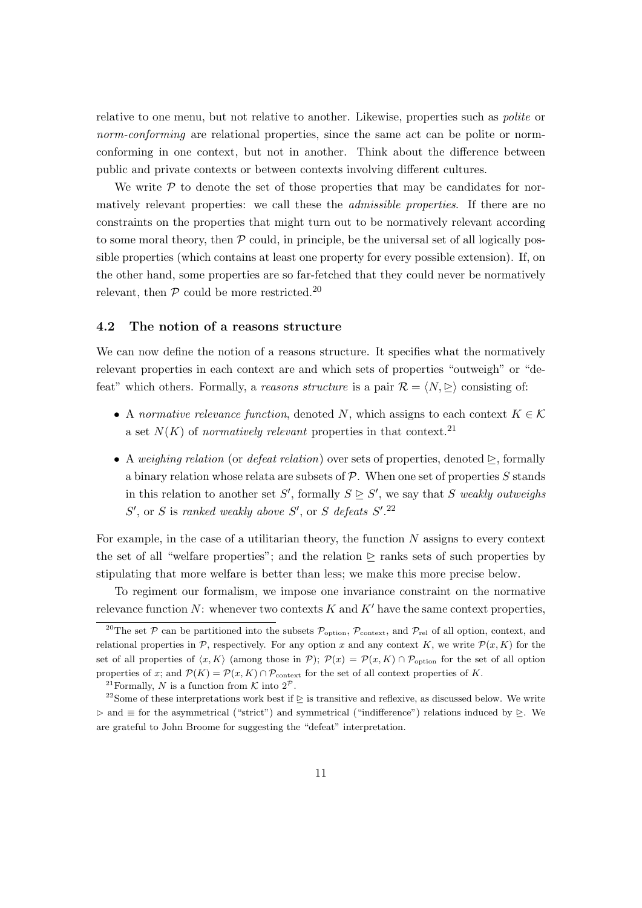relative to one menu, but not relative to another. Likewise, properties such as *polite* or *norm-conforming* are relational properties, since the same act can be polite or norm-conforming in one context, but not in another. Think about the difference between public and private contexts or between contexts involving different cultures.

We write $\mathcal{P}$ to denote the set of those properties that may be candidates for normatively relevant properties: we call these the *admissible properties*. If there are no constraints on the properties that might turn out to be normatively relevant according to some moral theory, then $\mathcal{P}$ could, in principle, be the universal set of all logically possible properties (which contains at least one property for every possible extension). If, on the other hand, some properties are so far-fetched that they could never be normatively relevant, then $\mathcal{P}$ could be more restricted.[20]

### 4.2 The notion of a reasons structure

We can now define the notion of a reasons structure. It specifies what the normatively relevant properties in each context are and which sets of properties "outweigh" or "defeat" which others. Formally, a *reasons structure* is a pair $\mathcal{R} = \langle N, \trianglerighteq \rangle$ consisting of:

- A *normative relevance function*, denoted $N$, which assigns to each context $K \in \mathcal{K}$ a set $N(K)$ of *normatively relevant* properties in that context.[21]
- A *weighing relation* (or *defeat relation*) over sets of properties, denoted $\trianglerighteq$, formally a binary relation whose relata are subsets of $\mathcal{P}$. When one set of properties $S$ stands in this relation to another set $S'$, formally $S \trianglerighteq S'$, we say that $S$ *weakly outweighs* $S'$, or $S$ is *ranked weakly above* $S'$, or $S$ *defeats* $S'$.[22]

For example, in the case of a utilitarian theory, the function $N$ assigns to every context the set of all "welfare properties"; and the relation $\trianglerighteq$ ranks sets of such properties by stipulating that more welfare is better than less; we make this more precise below.

To regiment our formalism, we impose one invariance constraint on the normative relevance function $N$: whenever two contexts $K$ and $K'$ have the same context properties,

---

[20] The set $\mathcal{P}$ can be partitioned into the subsets $\mathcal{P}_{\text{option}}$, $\mathcal{P}_{\text{context}}$, and $\mathcal{P}_{\text{rel}}$ of all option, context, and relational properties in $\mathcal{P}$, respectively. For any option $x$ and any context $K$, we write $\mathcal{P}(x, K)$ for the set of all properties of $\langle x, K \rangle$ (among those in $\mathcal{P}$); $\mathcal{P}(x) = \mathcal{P}(x, K) \cap \mathcal{P}_{\text{option}}$ for the set of all option properties of $x$; and $\mathcal{P}(K) = \mathcal{P}(x, K) \cap \mathcal{P}_{\text{context}}$ for the set of all context properties of $K$.

[21] Formally, $N$ is a function from $\mathcal{K}$ into $2^{\mathcal{P}}$.

[22] Some of these interpretations work best if $\trianglerighteq$ is transitive and reflexive, as discussed below. We write $\vartriangleright$ and $\equiv$ for the asymmetrical ("strict") and symmetrical ("indifference") relations induced by $\trianglerighteq$. We are grateful to John Broome for suggesting the "defeat" interpretation.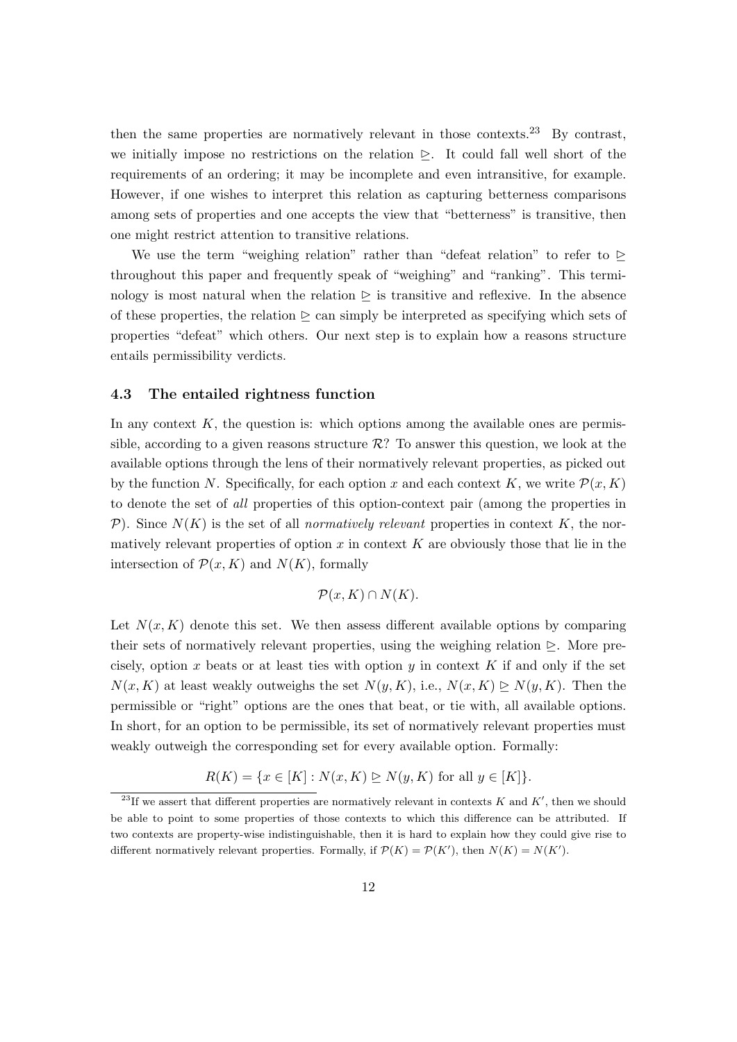then the same properties are normatively relevant in those contexts.[23] By contrast, we initially impose no restrictions on the relation $\trianglerighteq$. It could fall well short of the requirements of an ordering; it may be incomplete and even intransitive, for example. However, if one wishes to interpret this relation as capturing betterness comparisons among sets of properties and one accepts the view that "betterness" is transitive, then one might restrict attention to transitive relations.

We use the term "weighing relation" rather than "defeat relation" to refer to $\trianglerighteq$ throughout this paper and frequently speak of "weighing" and "ranking". This terminology is most natural when the relation $\trianglerighteq$ is transitive and reflexive. In the absence of these properties, the relation $\trianglerighteq$ can simply be interpreted as specifying which sets of properties "defeat" which others. Our next step is to explain how a reasons structure entails permissibility verdicts.

### 4.3 The entailed rightness function

In any context $K$, the question is: which options among the available ones are permissible, according to a given reasons structure $\mathcal{R}$? To answer this question, we look at the available options through the lens of their normatively relevant properties, as picked out by the function $N$. Specifically, for each option $x$ and each context $K$, we write $\mathcal{P}(x, K)$ to denote the set of *all* properties of this option-context pair (among the properties in $\mathcal{P}$). Since $N(K)$ is the set of all *normatively relevant* properties in context $K$, the normatively relevant properties of option $x$ in context $K$ are obviously those that lie in the intersection of $\mathcal{P}(x, K)$ and $N(K)$, formally

$$\mathcal{P}(x, K) \cap N(K).$$

Let $N(x, K)$ denote this set. We then assess different available options by comparing their sets of normatively relevant properties, using the weighing relation $\trianglerighteq$. More precisely, option $x$ beats or at least ties with option $y$ in context $K$ if and only if the set $N(x, K)$ at least weakly outweighs the set $N(y, K)$, i.e., $N(x, K) \trianglerighteq N(y, K)$. Then the permissible or "right" options are the ones that beat, or tie with, all available options. In short, for an option to be permissible, its set of normatively relevant properties must weakly outweigh the corresponding set for every available option. Formally:

$$R(K) = \{x \in [K] : N(x, K) \trianglerighteq N(y, K) \text{ for all } y \in [K]\}.$$

[23] If we assert that different properties are normatively relevant in contexts $K$ and $K'$, then we should be able to point to some properties of those contexts to which this difference can be attributed. If two contexts are property-wise indistinguishable, then it is hard to explain how they could give rise to different normatively relevant properties. Formally, if $\mathcal{P}(K) = \mathcal{P}(K')$, then $N(K) = N(K')$.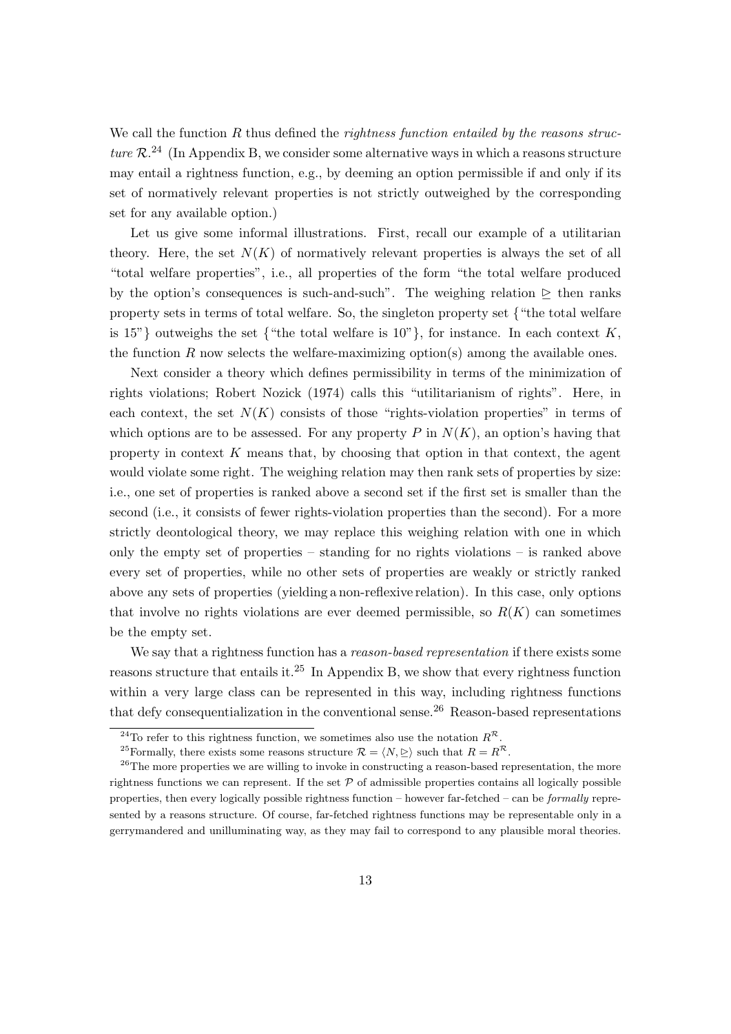We call the function $R$ thus defined the *rightness function entailed by the reasons structure* $\mathcal{R}$.[24] (In Appendix B, we consider some alternative ways in which a reasons structure may entail a rightness function, e.g., by deeming an option permissible if and only if its set of normatively relevant properties is not strictly outweighed by the corresponding set for any available option.)

Let us give some informal illustrations. First, recall our example of a utilitarian theory. Here, the set $N(K)$ of normatively relevant properties is always the set of all "total welfare properties", i.e., all properties of the form "the total welfare produced by the option's consequences is such-and-such". The weighing relation $\trianglerighteq$ then ranks property sets in terms of total welfare. So, the singleton property set {"the total welfare is 15"} outweighs the set {"the total welfare is 10"}, for instance. In each context $K$, the function $R$ now selects the welfare-maximizing option(s) among the available ones.

Next consider a theory which defines permissibility in terms of the minimization of rights violations; Robert Nozick (1974) calls this "utilitarianism of rights". Here, in each context, the set $N(K)$ consists of those "rights-violation properties" in terms of which options are to be assessed. For any property $P$ in $N(K)$, an option's having that property in context $K$ means that, by choosing that option in that context, the agent would violate some right. The weighing relation may then rank sets of properties by size: i.e., one set of properties is ranked above a second set if the first set is smaller than the second (i.e., it consists of fewer rights-violation properties than the second). For a more strictly deontological theory, we may replace this weighing relation with one in which only the empty set of properties – standing for no rights violations – is ranked above every set of properties, while no other sets of properties are weakly or strictly ranked above any sets of properties (yielding a non-reflexive relation). In this case, only options that involve no rights violations are ever deemed permissible, so $R(K)$ can sometimes be the empty set.

We say that a rightness function has a *reason-based representation* if there exists some reasons structure that entails it.[25] In Appendix B, we show that every rightness function within a very large class can be represented in this way, including rightness functions that defy consequentialization in the conventional sense.[26] Reason-based representations

[24] To refer to this rightness function, we sometimes also use the notation $R^{\mathcal{R}}$.

[25] Formally, there exists some reasons structure $\mathcal{R} = \langle N, \trianglerighteq \rangle$ such that $R = R^{\mathcal{R}}$.

[26] The more properties we are willing to invoke in constructing a reason-based representation, the more rightness functions we can represent. If the set $\mathcal{P}$ of admissible properties contains all logically possible properties, then every logically possible rightness function – however far-fetched – can be *formally* represented by a reasons structure. Of course, far-fetched rightness functions may be representable only in a gerrymandered and unilluminating way, as they may fail to correspond to any plausible moral theories.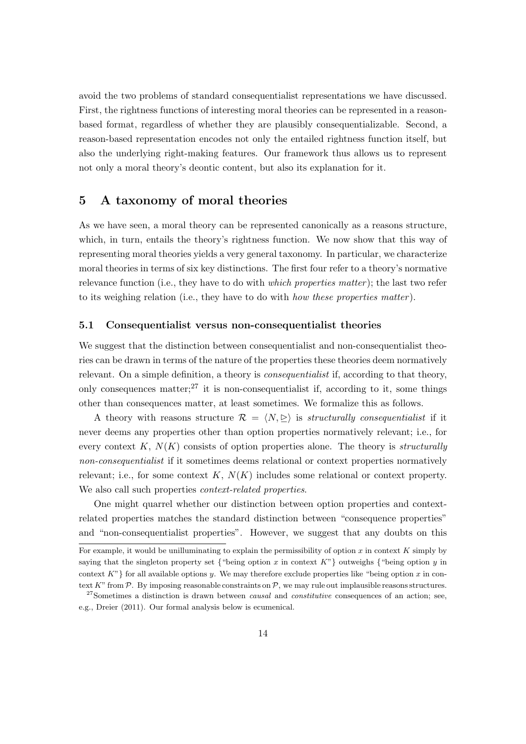avoid the two problems of standard consequentialist representations we have discussed. First, the rightness functions of interesting moral theories can be represented in a reason-based format, regardless of whether they are plausibly consequentializable. Second, a reason-based representation encodes not only the entailed rightness function itself, but also the underlying right-making features. Our framework thus allows us to represent not only a moral theory's deontic content, but also its explanation for it.

# 5 A taxonomy of moral theories

As we have seen, a moral theory can be represented canonically as a reasons structure, which, in turn, entails the theory's rightness function. We now show that this way of representing moral theories yields a very general taxonomy. In particular, we characterize moral theories in terms of six key distinctions. The first four refer to a theory's normative relevance function (i.e., they have to do with *which properties matter*); the last two refer to its weighing relation (i.e., they have to do with *how these properties matter*).

## 5.1 Consequentialist versus non-consequentialist theories

We suggest that the distinction between consequentialist and non-consequentialist theories can be drawn in terms of the nature of the properties these theories deem normatively relevant. On a simple definition, a theory is *consequentialist* if, according to that theory, only consequences matter;[27] it is non-consequentialist if, according to it, some things other than consequences matter, at least sometimes. We formalize this as follows.

A theory with reasons structure $\mathcal{R} = \langle N, \trianglerighteq \rangle$ is *structurally consequentialist* if it never deems any properties other than option properties normatively relevant; i.e., for every context $K$, $N(K)$ consists of option properties alone. The theory is *structurally non-consequentialist* if it sometimes deems relational or context properties normatively relevant; i.e., for some context $K$, $N(K)$ includes some relational or context property. We also call such properties *context-related properties*.

One might quarrel whether our distinction between option properties and context-related properties matches the standard distinction between "consequence properties" and "non-consequentialist properties". However, we suggest that any doubts on this

For example, it would be unilluminating to explain the permissibility of option $x$ in context $K$ simply by saying that the singleton property set {"being option $x$ in context $K$"} outweighs {"being option $y$ in context $K$"} for all available options $y$. We may therefore exclude properties like "being option $x$ in context $K$" from $\mathcal{P}$. By imposing reasonable constraints on $\mathcal{P}$, we may rule out implausible reasons structures.

[27] Sometimes a distinction is drawn between *causal* and *constitutive* consequences of an action; see, e.g., Dreier (2011). Our formal analysis below is ecumenical.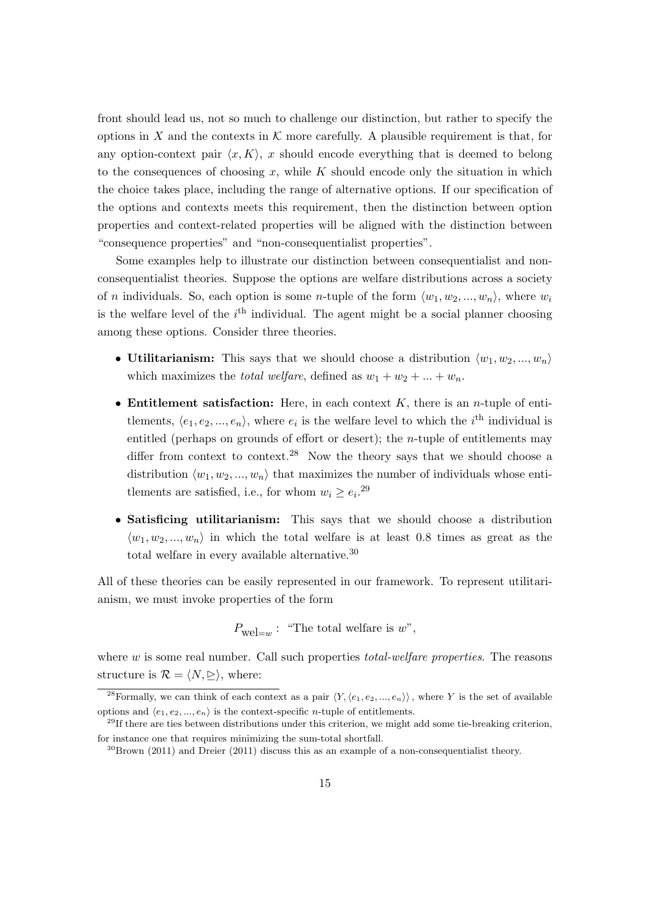front should lead us, not so much to challenge our distinction, but rather to specify the options in $X$ and the contexts in $\mathcal{K}$ more carefully. A plausible requirement is that, for any option-context pair $\langle x, K\rangle$, $x$ should encode everything that is deemed to belong to the consequences of choosing $x$, while $K$ should encode only the situation in which the choice takes place, including the range of alternative options. If our specification of the options and contexts meets this requirement, then the distinction between option properties and context-related properties will be aligned with the distinction between "consequence properties" and "non-consequentialist properties".

Some examples help to illustrate our distinction between consequentialist and non-consequentialist theories. Suppose the options are welfare distributions across a society of $n$ individuals. So, each option is some $n$-tuple of the form $\langle w_1, w_2, ..., w_n\rangle$, where $w_i$ is the welfare level of the $i^{\text{th}}$ individual. The agent might be a social planner choosing among these options. Consider three theories.

- **Utilitarianism:** This says that we should choose a distribution $\langle w_1, w_2, ..., w_n\rangle$ which maximizes the *total welfare*, defined as $w_1 + w_2 + ... + w_n$.
- **Entitlement satisfaction:** Here, in each context $K$, there is an $n$-tuple of entitlements, $\langle e_1, e_2, ..., e_n\rangle$, where $e_i$ is the welfare level to which the $i^{\text{th}}$ individual is entitled (perhaps on grounds of effort or desert); the $n$-tuple of entitlements may differ from context to context.[28] Now the theory says that we should choose a distribution $\langle w_1, w_2, ..., w_n\rangle$ that maximizes the number of individuals whose entitlements are satisfied, i.e., for whom $w_i \geq e_i$.[29]
- **Satisficing utilitarianism:** This says that we should choose a distribution $\langle w_1, w_2, ..., w_n\rangle$ in which the total welfare is at least 0.8 times as great as the total welfare in every available alternative.[30]

All of these theories can be easily represented in our framework. To represent utilitarianism, we must invoke properties of the form

$$P_{\text{wel}=w}: \text{ "The total welfare is } w\text{"},$$

where $w$ is some real number. Call such properties *total-welfare properties*. The reasons structure is $\mathcal{R} = \langle N, \trianglerighteq\rangle$, where:

[28] Formally, we can think of each context as a pair $\langle Y, \langle e_1, e_2, ..., e_n\rangle\rangle$, where $Y$ is the set of available options and $\langle e_1, e_2, ..., e_n\rangle$ is the context-specific $n$-tuple of entitlements.

[29] If there are ties between distributions under this criterion, we might add some tie-breaking criterion, for instance one that requires minimizing the sum-total shortfall.

[30] Brown (2011) and Dreier (2011) discuss this as an example of a non-consequentialist theory.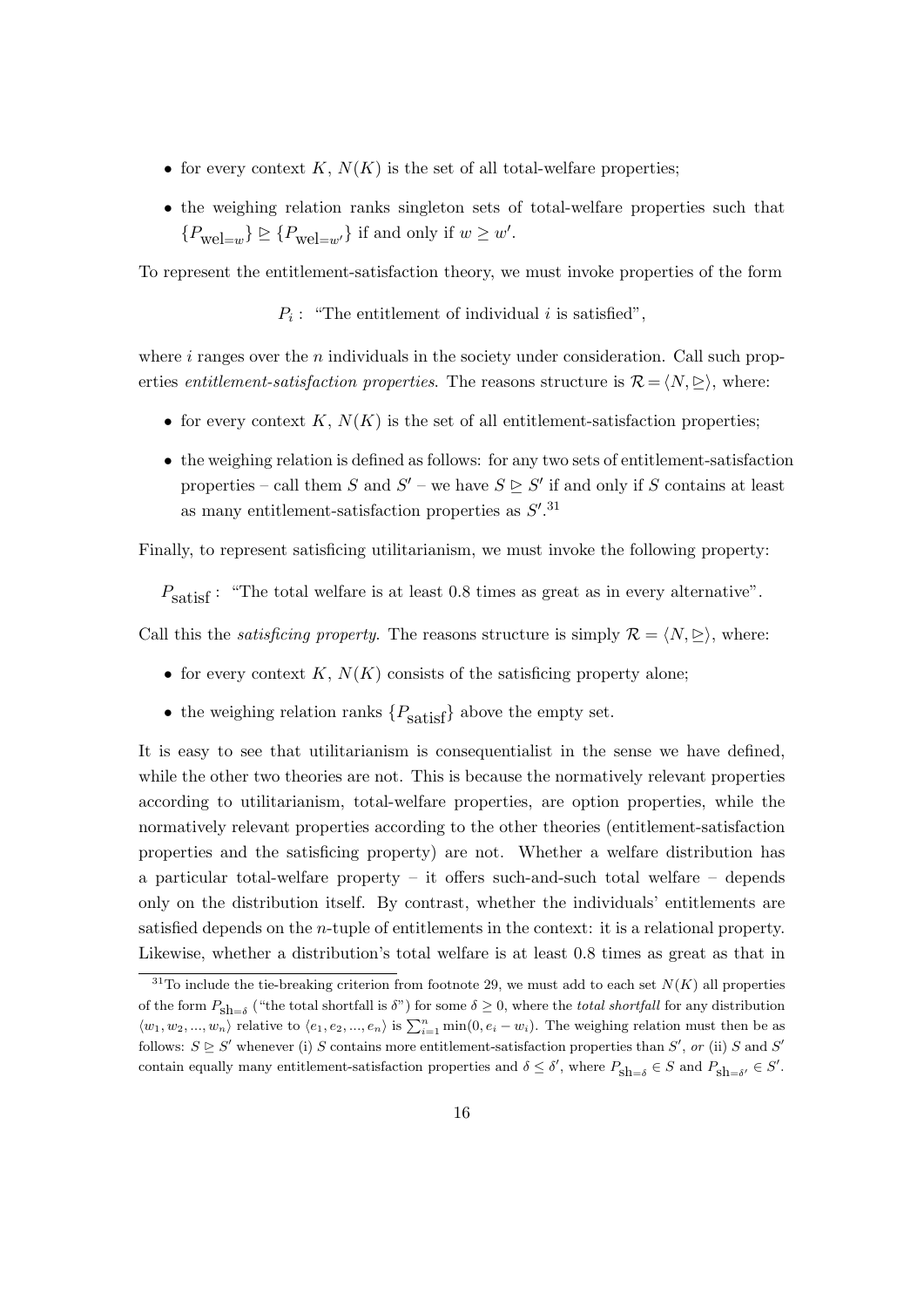- for every context $K$, $N(K)$ is the set of all total-welfare properties;
- the weighing relation ranks singleton sets of total-welfare properties such that $\{P_{\text{wel}=w}\} \trianglerighteq \{P_{\text{wel}=w'}\}$ if and only if $w \geq w'$.

To represent the entitlement-satisfaction theory, we must invoke properties of the form

$$P_i: \text{ "The entitlement of individual } i \text{ is satisfied"},$$

where $i$ ranges over the $n$ individuals in the society under consideration. Call such properties *entitlement-satisfaction properties*. The reasons structure is $\mathcal{R} = \langle N, \trianglerighteq \rangle$, where:

- for every context $K$, $N(K)$ is the set of all entitlement-satisfaction properties;
- the weighing relation is defined as follows: for any two sets of entitlement-satisfaction properties – call them $S$ and $S'$ – we have $S \trianglerighteq S'$ if and only if $S$ contains at least as many entitlement-satisfaction properties as $S'$.[31]

Finally, to represent satisficing utilitarianism, we must invoke the following property:

$$P_{\text{satisf}}: \text{ "The total welfare is at least 0.8 times as great as in every alternative"}.$$

Call this the *satisficing property*. The reasons structure is simply $\mathcal{R} = \langle N, \trianglerighteq \rangle$, where:

- for every context $K$, $N(K)$ consists of the satisficing property alone;
- the weighing relation ranks $\{P_{\text{satisf}}\}$ above the empty set.

It is easy to see that utilitarianism is consequentialist in the sense we have defined, while the other two theories are not. This is because the normatively relevant properties according to utilitarianism, total-welfare properties, are option properties, while the normatively relevant properties according to the other theories (entitlement-satisfaction properties and the satisficing property) are not. Whether a welfare distribution has a particular total-welfare property – it offers such-and-such total welfare – depends only on the distribution itself. By contrast, whether the individuals' entitlements are satisfied depends on the $n$-tuple of entitlements in the context: it is a relational property. Likewise, whether a distribution's total welfare is at least 0.8 times as great as that in

[31] To include the tie-breaking criterion from footnote 29, we must add to each set $N(K)$ all properties of the form $P_{\text{sh}=\delta}$ ("the total shortfall is $\delta$") for some $\delta \geq 0$, where the *total shortfall* for any distribution $\langle w_1, w_2, ..., w_n \rangle$ relative to $\langle e_1, e_2, ..., e_n \rangle$ is $\sum_{i=1}^{n} \min(0, e_i - w_i)$. The weighing relation must then be as follows: $S \trianglerighteq S'$ whenever (i) $S$ contains more entitlement-satisfaction properties than $S'$, *or* (ii) $S$ and $S'$ contain equally many entitlement-satisfaction properties and $\delta \leq \delta'$, where $P_{\text{sh}=\delta} \in S$ and $P_{\text{sh}=\delta'} \in S'$.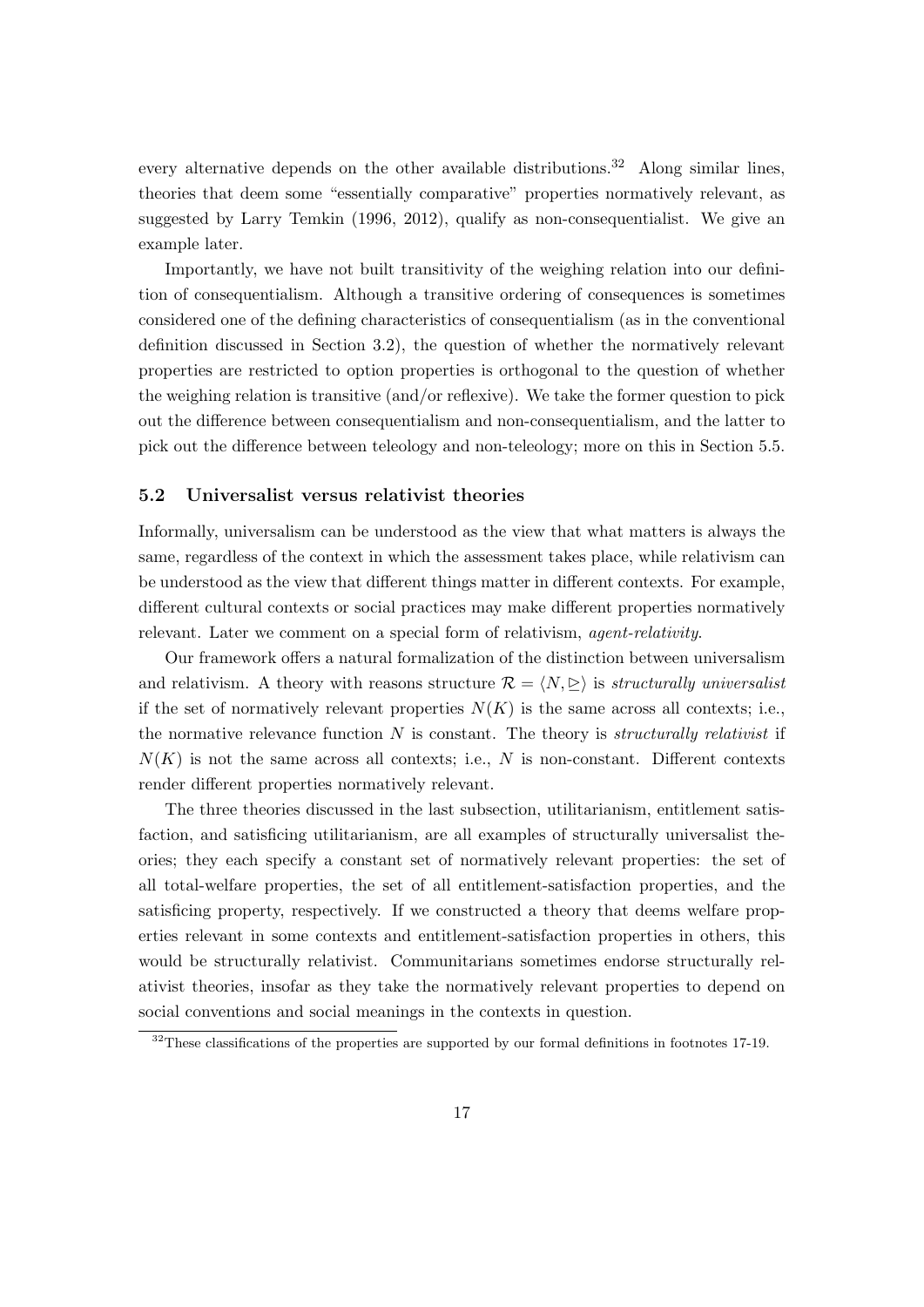every alternative depends on the other available distributions.[32] Along similar lines, theories that deem some "essentially comparative" properties normatively relevant, as suggested by Larry Temkin (1996, 2012), qualify as non-consequentialist. We give an example later.

Importantly, we have not built transitivity of the weighing relation into our definition of consequentialism. Although a transitive ordering of consequences is sometimes considered one of the defining characteristics of consequentialism (as in the conventional definition discussed in Section 3.2), the question of whether the normatively relevant properties are restricted to option properties is orthogonal to the question of whether the weighing relation is transitive (and/or reflexive). We take the former question to pick out the difference between consequentialism and non-consequentialism, and the latter to pick out the difference between teleology and non-teleology; more on this in Section 5.5.

### 5.2 Universalist versus relativist theories

Informally, universalism can be understood as the view that what matters is always the same, regardless of the context in which the assessment takes place, while relativism can be understood as the view that different things matter in different contexts. For example, different cultural contexts or social practices may make different properties normatively relevant. Later we comment on a special form of relativism, *agent-relativity*.

Our framework offers a natural formalization of the distinction between universalism and relativism. A theory with reasons structure $\mathcal{R} = \langle N, \trianglerighteq \rangle$ is *structurally universalist* if the set of normatively relevant properties $N(K)$ is the same across all contexts; i.e., the normative relevance function $N$ is constant. The theory is *structurally relativist* if $N(K)$ is not the same across all contexts; i.e., $N$ is non-constant. Different contexts render different properties normatively relevant.

The three theories discussed in the last subsection, utilitarianism, entitlement satisfaction, and satisficing utilitarianism, are all examples of structurally universalist theories; they each specify a constant set of normatively relevant properties: the set of all total-welfare properties, the set of all entitlement-satisfaction properties, and the satisficing property, respectively. If we constructed a theory that deems welfare properties relevant in some contexts and entitlement-satisfaction properties in others, this would be structurally relativist. Communitarians sometimes endorse structurally relativist theories, insofar as they take the normatively relevant properties to depend on social conventions and social meanings in the contexts in question.

[32] These classifications of the properties are supported by our formal definitions in footnotes 17-19.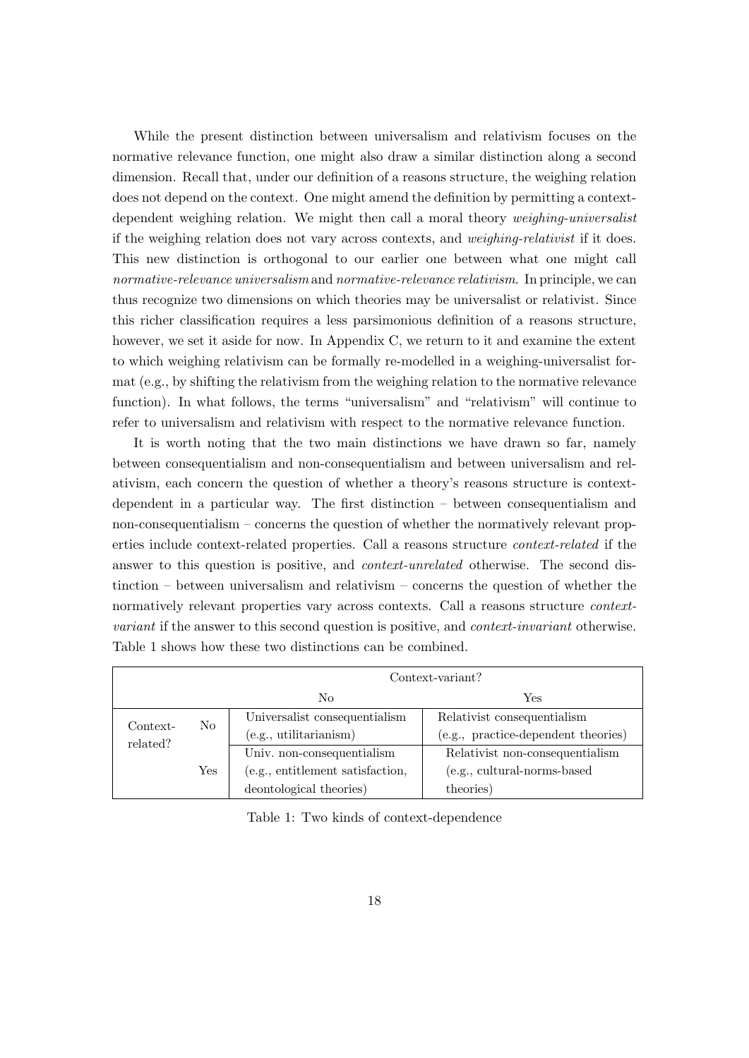While the present distinction between universalism and relativism focuses on the normative relevance function, one might also draw a similar distinction along a second dimension. Recall that, under our definition of a reasons structure, the weighing relation does not depend on the context. One might amend the definition by permitting a context-dependent weighing relation. We might then call a moral theory *weighing-universalist* if the weighing relation does not vary across contexts, and *weighing-relativist* if it does. This new distinction is orthogonal to our earlier one between what one might call *normative-relevance universalism* and *normative-relevance relativism*. In principle, we can thus recognize two dimensions on which theories may be universalist or relativist. Since this richer classification requires a less parsimonious definition of a reasons structure, however, we set it aside for now. In Appendix C, we return to it and examine the extent to which weighing relativism can be formally re-modelled in a weighing-universalist format (e.g., by shifting the relativism from the weighing relation to the normative relevance function). In what follows, the terms "universalism" and "relativism" will continue to refer to universalism and relativism with respect to the normative relevance function.

It is worth noting that the two main distinctions we have drawn so far, namely between consequentialism and non-consequentialism and between universalism and relativism, each concern the question of whether a theory's reasons structure is context-dependent in a particular way. The first distinction – between consequentialism and non-consequentialism – concerns the question of whether the normatively relevant properties include context-related properties. Call a reasons structure *context-related* if the answer to this question is positive, and *context-unrelated* otherwise. The second distinction – between universalism and relativism – concerns the question of whether the normatively relevant properties vary across contexts. Call a reasons structure *context-variant* if the answer to this second question is positive, and *context-invariant* otherwise. Table 1 shows how these two distinctions can be combined.

| | | Context-variant? | |
|---|---|---|---|
| | | No | Yes |
| Context-related? | No | Universalist consequentialism (e.g., utilitarianism) | Relativist consequentialism (e.g., practice-dependent theories) |
| | Yes | Univ. non-consequentialism (e.g., entitlement satisfaction, deontological theories) | Relativist non-consequentialism (e.g., cultural-norms-based theories) |

Table 1: Two kinds of context-dependence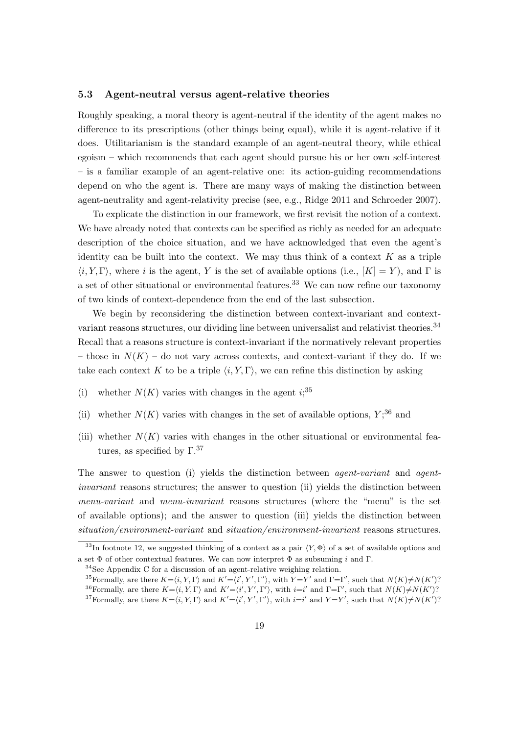### 5.3 Agent-neutral versus agent-relative theories

Roughly speaking, a moral theory is agent-neutral if the identity of the agent makes no difference to its prescriptions (other things being equal), while it is agent-relative if it does. Utilitarianism is the standard example of an agent-neutral theory, while ethical egoism – which recommends that each agent should pursue his or her own self-interest – is a familiar example of an agent-relative one: its action-guiding recommendations depend on who the agent is. There are many ways of making the distinction between agent-neutrality and agent-relativity precise (see, e.g., Ridge 2011 and Schroeder 2007).

To explicate the distinction in our framework, we first revisit the notion of a context. We have already noted that contexts can be specified as richly as needed for an adequate description of the choice situation, and we have acknowledged that even the agent's identity can be built into the context. We may thus think of a context $K$ as a triple $\langle i, Y, \Gamma \rangle$, where $i$ is the agent, $Y$ is the set of available options (i.e., $[K] = Y$), and $\Gamma$ is a set of other situational or environmental features.[33] We can now refine our taxonomy of two kinds of context-dependence from the end of the last subsection.

We begin by reconsidering the distinction between context-invariant and context-variant reasons structures, our dividing line between universalist and relativist theories.[34] Recall that a reasons structure is context-invariant if the normatively relevant properties – those in $N(K)$ – do not vary across contexts, and context-variant if they do. If we take each context $K$ to be a triple $\langle i, Y, \Gamma \rangle$, we can refine this distinction by asking

(i) whether $N(K)$ varies with changes in the agent $i$;[35]

(ii) whether $N(K)$ varies with changes in the set of available options, $Y$;[36] and

(iii) whether $N(K)$ varies with changes in the other situational or environmental features, as specified by $\Gamma$.[37]

The answer to question (i) yields the distinction between *agent-variant* and *agent-invariant* reasons structures; the answer to question (ii) yields the distinction between *menu-variant* and *menu-invariant* reasons structures (where the "menu" is the set of available options); and the answer to question (iii) yields the distinction between *situation/environment-variant* and *situation/environment-invariant* reasons structures.

[33] In footnote 12, we suggested thinking of a context as a pair $\langle Y, \Phi \rangle$ of a set of available options and a set $\Phi$ of other contextual features. We can now interpret $\Phi$ as subsuming $i$ and $\Gamma$.

[34] See Appendix C for a discussion of an agent-relative weighing relation.

[35] Formally, are there $K = \langle i, Y, \Gamma \rangle$ and $K' = \langle i', Y', \Gamma' \rangle$, with $Y = Y'$ and $\Gamma = \Gamma'$, such that $N(K) \neq N(K')$?

[36] Formally, are there $K = \langle i, Y, \Gamma \rangle$ and $K' = \langle i', Y', \Gamma' \rangle$, with $i = i'$ and $\Gamma = \Gamma'$, such that $N(K) \neq N(K')$?

[37] Formally, are there $K = \langle i, Y, \Gamma \rangle$ and $K' = \langle i', Y', \Gamma' \rangle$, with $i = i'$ and $Y = Y'$, such that $N(K) \neq N(K')$?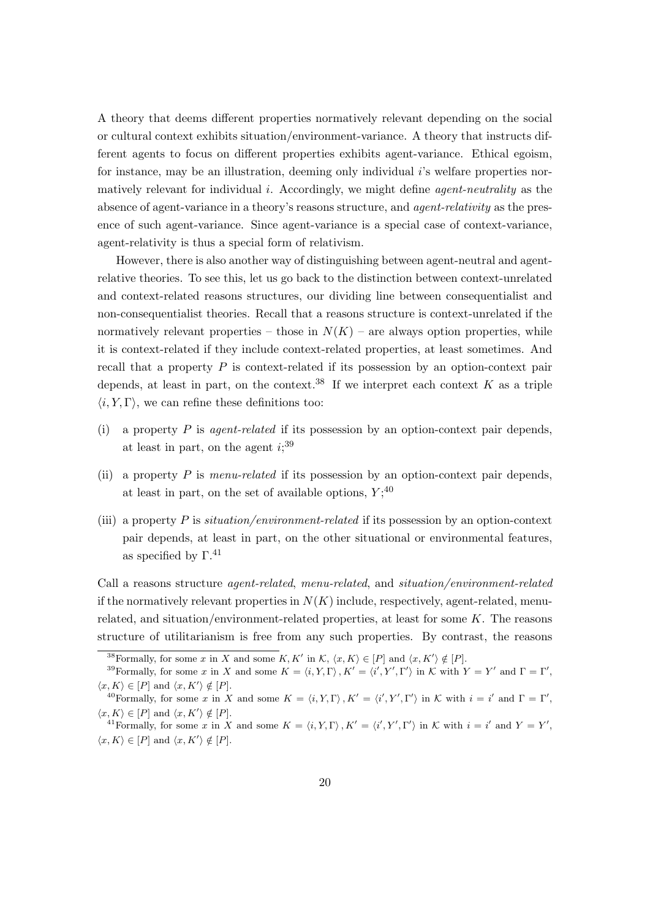A theory that deems different properties normatively relevant depending on the social or cultural context exhibits situation/environment-variance. A theory that instructs different agents to focus on different properties exhibits agent-variance. Ethical egoism, for instance, may be an illustration, deeming only individual $i$'s welfare properties normatively relevant for individual $i$. Accordingly, we might define *agent-neutrality* as the absence of agent-variance in a theory's reasons structure, and *agent-relativity* as the presence of such agent-variance. Since agent-variance is a special case of context-variance, agent-relativity is thus a special form of relativism.

However, there is also another way of distinguishing between agent-neutral and agent-relative theories. To see this, let us go back to the distinction between context-unrelated and context-related reasons structures, our dividing line between consequentialist and non-consequentialist theories. Recall that a reasons structure is context-unrelated if the normatively relevant properties – those in $N(K)$ – are always option properties, while it is context-related if they include context-related properties, at least sometimes. And recall that a property $P$ is context-related if its possession by an option-context pair depends, at least in part, on the context.[38] If we interpret each context $K$ as a triple $\langle i, Y, \Gamma \rangle$, we can refine these definitions too:

(i) a property $P$ is *agent-related* if its possession by an option-context pair depends, at least in part, on the agent $i$;[39]

(ii) a property $P$ is *menu-related* if its possession by an option-context pair depends, at least in part, on the set of available options, $Y$;[40]

(iii) a property $P$ is *situation/environment-related* if its possession by an option-context pair depends, at least in part, on the other situational or environmental features, as specified by $\Gamma$.[41]

Call a reasons structure *agent-related*, *menu-related*, and *situation/environment-related* if the normatively relevant properties in $N(K)$ include, respectively, agent-related, menu-related, and situation/environment-related properties, at least for some $K$. The reasons structure of utilitarianism is free from any such properties. By contrast, the reasons

---

[38] Formally, for some $x$ in $X$ and some $K, K'$ in $\mathcal{K}$, $\langle x, K \rangle \in [P]$ and $\langle x, K' \rangle \notin [P]$.

[39] Formally, for some $x$ in $X$ and some $K = \langle i, Y, \Gamma \rangle, K' = \langle i', Y', \Gamma' \rangle$ in $\mathcal{K}$ with $Y = Y'$ and $\Gamma = \Gamma'$, $\langle x, K \rangle \in [P]$ and $\langle x, K' \rangle \notin [P]$.

[40] Formally, for some $x$ in $X$ and some $K = \langle i, Y, \Gamma \rangle, K' = \langle i', Y', \Gamma' \rangle$ in $\mathcal{K}$ with $i = i'$ and $\Gamma = \Gamma'$, $\langle x, K \rangle \in [P]$ and $\langle x, K' \rangle \notin [P]$.

[41] Formally, for some $x$ in $X$ and some $K = \langle i, Y, \Gamma \rangle, K' = \langle i', Y', \Gamma' \rangle$ in $\mathcal{K}$ with $i = i'$ and $Y = Y'$, $\langle x, K \rangle \in [P]$ and $\langle x, K' \rangle \notin [P]$.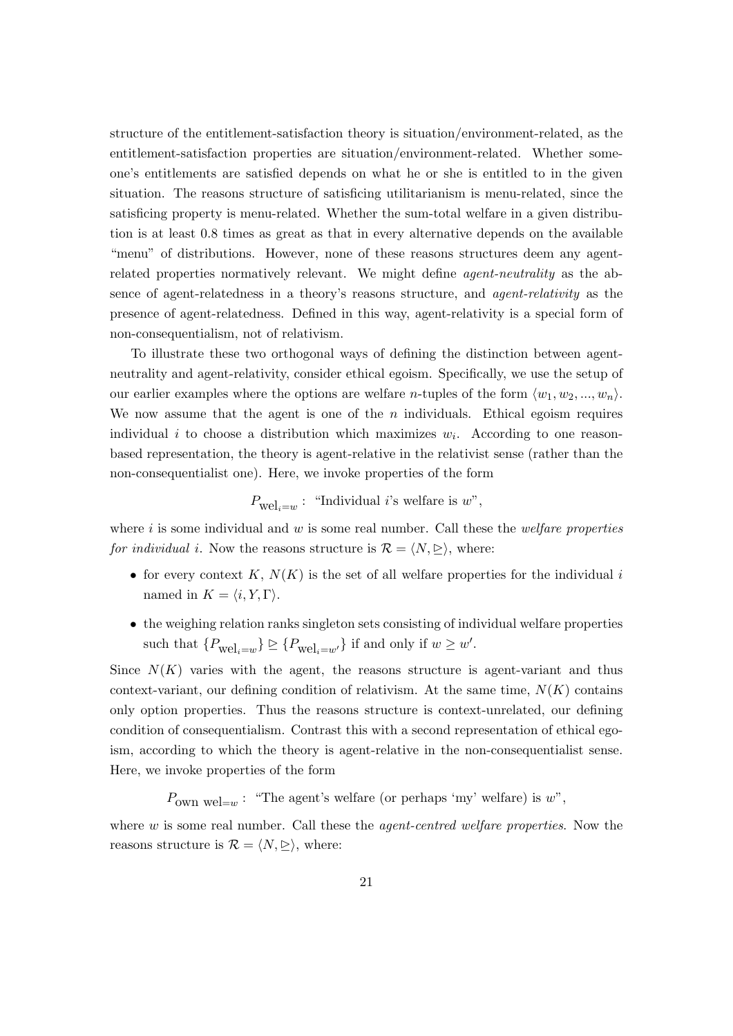structure of the entitlement-satisfaction theory is situation/environment-related, as the entitlement-satisfaction properties are situation/environment-related. Whether someone's entitlements are satisfied depends on what he or she is entitled to in the given situation. The reasons structure of satisficing utilitarianism is menu-related, since the satisficing property is menu-related. Whether the sum-total welfare in a given distribution is at least 0.8 times as great as that in every alternative depends on the available "menu" of distributions. However, none of these reasons structures deem any agent-related properties normatively relevant. We might define *agent-neutrality* as the absence of agent-relatedness in a theory's reasons structure, and *agent-relativity* as the presence of agent-relatedness. Defined in this way, agent-relativity is a special form of non-consequentialism, not of relativism.

To illustrate these two orthogonal ways of defining the distinction between agent-neutrality and agent-relativity, consider ethical egoism. Specifically, we use the setup of our earlier examples where the options are welfare $n$-tuples of the form $\langle w_1, w_2, ..., w_n \rangle$. We now assume that the agent is one of the $n$ individuals. Ethical egoism requires individual $i$ to choose a distribution which maximizes $w_i$. According to one reason-based representation, the theory is agent-relative in the relativist sense (rather than the non-consequentialist one). Here, we invoke properties of the form

$$P_{\text{wel}_i=w}: \text{ "Individual } i\text{'s welfare is } w\text{"},$$

where $i$ is some individual and $w$ is some real number. Call these the *welfare properties for individual i*. Now the reasons structure is $\mathcal{R} = \langle N, \trianglerighteq \rangle$, where:

- for every context $K$, $N(K)$ is the set of all welfare properties for the individual $i$ named in $K = \langle i, Y, \Gamma \rangle$.
- the weighing relation ranks singleton sets consisting of individual welfare properties such that $\{P_{\text{wel}_i=w}\} \trianglerighteq \{P_{\text{wel}_i=w'}\}$ if and only if $w \geq w'$.

Since $N(K)$ varies with the agent, the reasons structure is agent-variant and thus context-variant, our defining condition of relativism. At the same time, $N(K)$ contains only option properties. Thus the reasons structure is context-unrelated, our defining condition of consequentialism. Contrast this with a second representation of ethical egoism, according to which the theory is agent-relative in the non-consequentialist sense. Here, we invoke properties of the form

$$P_{\text{own wel}=w}: \text{ "The agent's welfare (or perhaps 'my' welfare) is } w\text{"},$$

where $w$ is some real number. Call these the *agent-centred welfare properties*. Now the reasons structure is $\mathcal{R} = \langle N, \trianglerighteq \rangle$, where: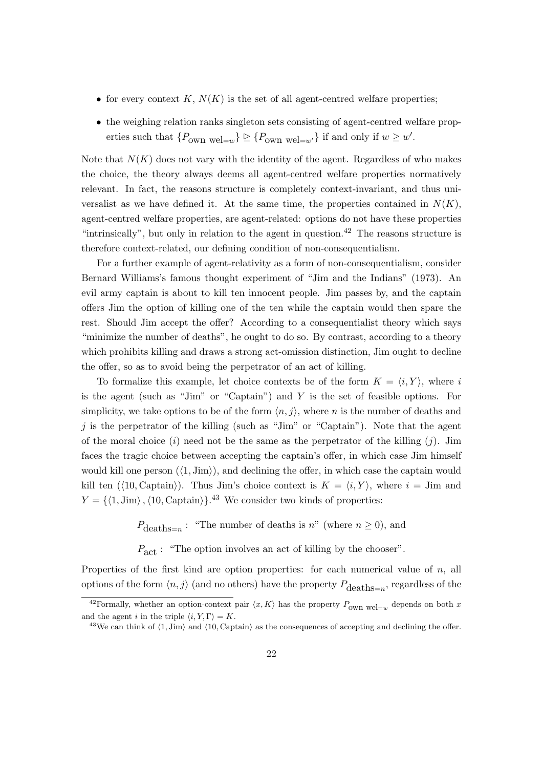- for every context $K$, $N(K)$ is the set of all agent-centred welfare properties;
- the weighing relation ranks singleton sets consisting of agent-centred welfare properties such that $\{P_{\text{own wel}=w}\} \trianglerighteq \{P_{\text{own wel}=w'}\}$ if and only if $w \geq w'$.

Note that $N(K)$ does not vary with the identity of the agent. Regardless of who makes the choice, the theory always deems all agent-centred welfare properties normatively relevant. In fact, the reasons structure is completely context-invariant, and thus universalist as we have defined it. At the same time, the properties contained in $N(K)$, agent-centred welfare properties, are agent-related: options do not have these properties "intrinsically", but only in relation to the agent in question.[42] The reasons structure is therefore context-related, our defining condition of non-consequentialism.

For a further example of agent-relativity as a form of non-consequentialism, consider Bernard Williams's famous thought experiment of "Jim and the Indians" (1973). An evil army captain is about to kill ten innocent people. Jim passes by, and the captain offers Jim the option of killing one of the ten while the captain would then spare the rest. Should Jim accept the offer? According to a consequentialist theory which says "minimize the number of deaths", he ought to do so. By contrast, according to a theory which prohibits killing and draws a strong act-omission distinction, Jim ought to decline the offer, so as to avoid being the perpetrator of an act of killing.

To formalize this example, let choice contexts be of the form $K = \langle i, Y \rangle$, where $i$ is the agent (such as "Jim" or "Captain") and $Y$ is the set of feasible options. For simplicity, we take options to be of the form $\langle n, j \rangle$, where $n$ is the number of deaths and $j$ is the perpetrator of the killing (such as "Jim" or "Captain"). Note that the agent of the moral choice ($i$) need not be the same as the perpetrator of the killing ($j$). Jim faces the tragic choice between accepting the captain's offer, in which case Jim himself would kill one person ($\langle 1, \text{Jim} \rangle$), and declining the offer, in which case the captain would kill ten ($\langle 10, \text{Captain} \rangle$). Thus Jim's choice context is $K = \langle i, Y \rangle$, where $i = \text{Jim}$ and $Y = \{\langle 1, \text{Jim} \rangle, \langle 10, \text{Captain} \rangle\}$.[43] We consider two kinds of properties:

$$P_{\text{deaths}=n}: \text{ "The number of deaths is } n\text{" (where } n \geq 0\text{), and}$$

$$P_{\text{act}}: \text{ "The option involves an act of killing by the chooser".}$$

Properties of the first kind are option properties: for each numerical value of $n$, all options of the form $\langle n, j \rangle$ (and no others) have the property $P_{\text{deaths}=n}$, regardless of the

[42] Formally, whether an option-context pair $\langle x, K \rangle$ has the property $P_{\text{own wel}=w}$ depends on both $x$ and the agent $i$ in the triple $\langle i, Y, \Gamma \rangle = K$.

[43] We can think of $\langle 1, \text{Jim} \rangle$ and $\langle 10, \text{Captain} \rangle$ as the consequences of accepting and declining the offer.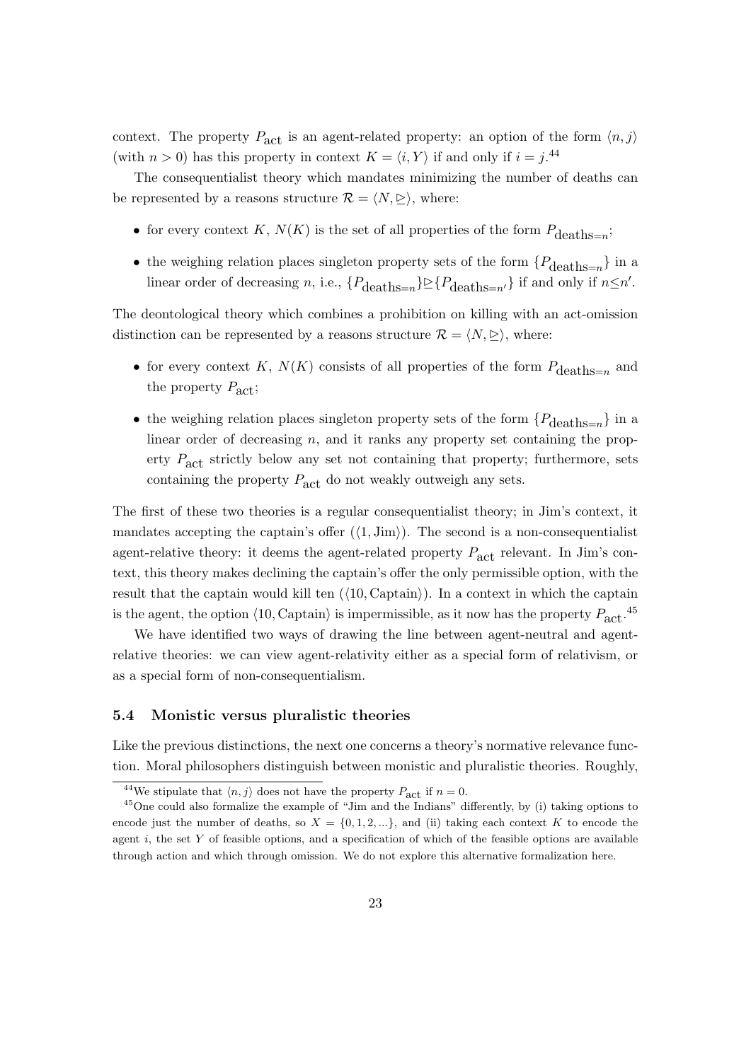context. The property $P_{\text{act}}$ is an agent-related property: an option of the form $\langle n, j \rangle$ (with $n > 0$) has this property in context $K = \langle i, Y \rangle$ if and only if $i = j$.[44]

The consequentialist theory which mandates minimizing the number of deaths can be represented by a reasons structure $\mathcal{R} = \langle N, \trianglerighteq \rangle$, where:

- for every context $K$, $N(K)$ is the set of all properties of the form $P_{\text{deaths}=n}$;
- the weighing relation places singleton property sets of the form $\{P_{\text{deaths}=n}\}$ in a linear order of decreasing $n$, i.e., $\{P_{\text{deaths}=n}\} \trianglerighteq \{P_{\text{deaths}=n'}\}$ if and only if $n \leq n'$.

The deontological theory which combines a prohibition on killing with an act-omission distinction can be represented by a reasons structure $\mathcal{R} = \langle N, \trianglerighteq \rangle$, where:

- for every context $K$, $N(K)$ consists of all properties of the form $P_{\text{deaths}=n}$ and the property $P_{\text{act}}$;
- the weighing relation places singleton property sets of the form $\{P_{\text{deaths}=n}\}$ in a linear order of decreasing $n$, and it ranks any property set containing the property $P_{\text{act}}$ strictly below any set not containing that property; furthermore, sets containing the property $P_{\text{act}}$ do not weakly outweigh any sets.

The first of these two theories is a regular consequentialist theory; in Jim's context, it mandates accepting the captain's offer ($\langle 1, \text{Jim} \rangle$). The second is a non-consequentialist agent-relative theory: it deems the agent-related property $P_{\text{act}}$ relevant. In Jim's context, this theory makes declining the captain's offer the only permissible option, with the result that the captain would kill ten ($\langle 10, \text{Captain} \rangle$). In a context in which the captain is the agent, the option $\langle 10, \text{Captain} \rangle$ is impermissible, as it now has the property $P_{\text{act}}$.[45]

We have identified two ways of drawing the line between agent-neutral and agent-relative theories: we can view agent-relativity either as a special form of relativism, or as a special form of non-consequentialism.

### 5.4 Monistic versus pluralistic theories

Like the previous distinctions, the next one concerns a theory's normative relevance function. Moral philosophers distinguish between monistic and pluralistic theories. Roughly,

---

[44] We stipulate that $\langle n, j \rangle$ does not have the property $P_{\text{act}}$ if $n = 0$.

[45] One could also formalize the example of "Jim and the Indians" differently, by (i) taking options to encode just the number of deaths, so $X = \{0, 1, 2, ...\}$, and (ii) taking each context $K$ to encode the agent $i$, the set $Y$ of feasible options, and a specification of which of the feasible options are available through action and which through omission. We do not explore this alternative formalization here.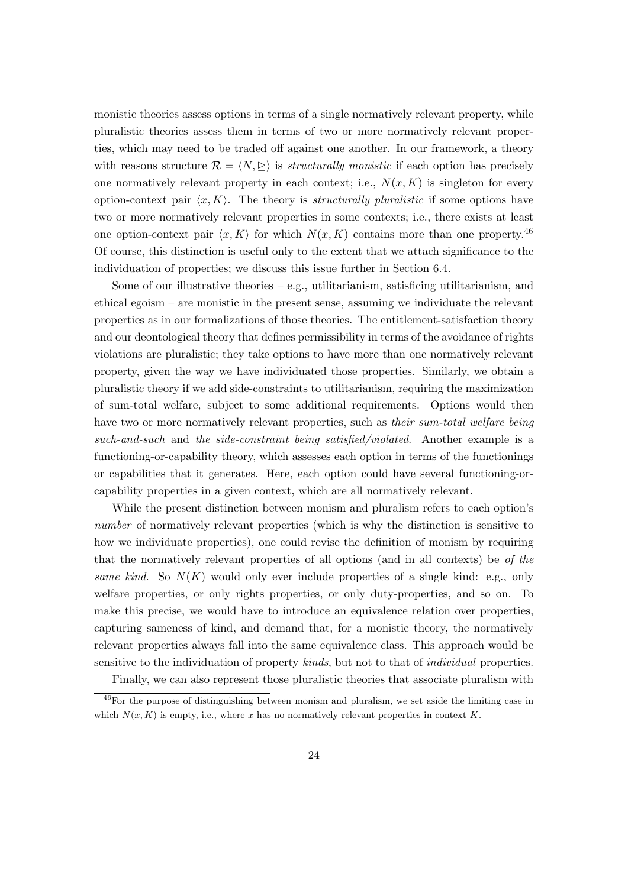monistic theories assess options in terms of a single normatively relevant property, while pluralistic theories assess them in terms of two or more normatively relevant properties, which may need to be traded off against one another. In our framework, a theory with reasons structure $\mathcal{R} = \langle N, \trianglerighteq \rangle$ is *structurally monistic* if each option has precisely one normatively relevant property in each context; i.e., $N(x, K)$ is singleton for every option-context pair $\langle x, K \rangle$. The theory is *structurally pluralistic* if some options have two or more normatively relevant properties in some contexts; i.e., there exists at least one option-context pair $\langle x, K \rangle$ for which $N(x, K)$ contains more than one property.[46] Of course, this distinction is useful only to the extent that we attach significance to the individuation of properties; we discuss this issue further in Section 6.4.

Some of our illustrative theories – e.g., utilitarianism, satisficing utilitarianism, and ethical egoism – are monistic in the present sense, assuming we individuate the relevant properties as in our formalizations of those theories. The entitlement-satisfaction theory and our deontological theory that defines permissibility in terms of the avoidance of rights violations are pluralistic; they take options to have more than one normatively relevant property, given the way we have individuated those properties. Similarly, we obtain a pluralistic theory if we add side-constraints to utilitarianism, requiring the maximization of sum-total welfare, subject to some additional requirements. Options would then have two or more normatively relevant properties, such as *their sum-total welfare being such-and-such* and *the side-constraint being satisfied/violated*. Another example is a functioning-or-capability theory, which assesses each option in terms of the functionings or capabilities that it generates. Here, each option could have several functioning-or-capability properties in a given context, which are all normatively relevant.

While the present distinction between monism and pluralism refers to each option's *number* of normatively relevant properties (which is why the distinction is sensitive to how we individuate properties), one could revise the definition of monism by requiring that the normatively relevant properties of all options (and in all contexts) be *of the same kind*. So $N(K)$ would only ever include properties of a single kind: e.g., only welfare properties, or only rights properties, or only duty-properties, and so on. To make this precise, we would have to introduce an equivalence relation over properties, capturing sameness of kind, and demand that, for a monistic theory, the normatively relevant properties always fall into the same equivalence class. This approach would be sensitive to the individuation of property *kinds*, but not to that of *individual* properties.

Finally, we can also represent those pluralistic theories that associate pluralism with

[46] For the purpose of distinguishing between monism and pluralism, we set aside the limiting case in which $N(x, K)$ is empty, i.e., where $x$ has no normatively relevant properties in context $K$.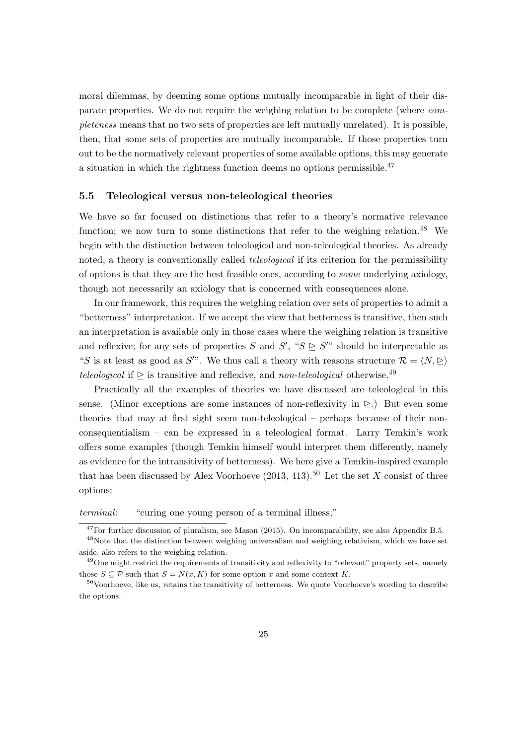moral dilemmas, by deeming some options mutually incomparable in light of their disparate properties. We do not require the weighing relation to be complete (where *completeness* means that no two sets of properties are left mutually unrelated). It is possible, then, that some sets of properties are mutually incomparable. If those properties turn out to be the normatively relevant properties of some available options, this may generate a situation in which the rightness function deems no options permissible.[47]

### 5.5 Teleological versus non-teleological theories

We have so far focused on distinctions that refer to a theory's normative relevance function; we now turn to some distinctions that refer to the weighing relation.[48] We begin with the distinction between teleological and non-teleological theories. As already noted, a theory is conventionally called *teleological* if its criterion for the permissibility of options is that they are the best feasible ones, according to *some* underlying axiology, though not necessarily an axiology that is concerned with consequences alone.

In our framework, this requires the weighing relation over sets of properties to admit a "betterness" interpretation. If we accept the view that betterness is transitive, then such an interpretation is available only in those cases where the weighing relation is transitive and reflexive; for any sets of properties $S$ and $S'$, "$S \trianglerighteq S'$" should be interpretable as "$S$ is at least as good as $S'$". We thus call a theory with reasons structure $\mathcal{R} = \langle N, \trianglerighteq \rangle$ *teleological* if $\trianglerighteq$ is transitive and reflexive, and *non-teleological* otherwise.[49]

Practically all the examples of theories we have discussed are teleological in this sense. (Minor exceptions are some instances of non-reflexivity in $\trianglerighteq$.) But even some theories that may at first sight seem non-teleological – perhaps because of their non-consequentialism – can be expressed in a teleological format. Larry Temkin's work offers some examples (though Temkin himself would interpret them differently, namely as evidence for the intransitivity of betterness). We here give a Temkin-inspired example that has been discussed by Alex Voorhoeve (2013, 413).[50] Let the set $X$ consist of three options:

*terminal*: "curing one young person of a terminal illness;"

[47]For further discussion of pluralism, see Mason (2015). On incomparability, see also Appendix B.5.

[48]Note that the distinction between weighing universalism and weighing relativism, which we have set aside, also refers to the weighing relation.

[49]One might restrict the requirements of transitivity and reflexivity to "relevant" property sets, namely those $S \subseteq \mathcal{P}$ such that $S = N(x, K)$ for some option $x$ and some context $K$.

[50]Voorhoeve, like us, retains the transitivity of betterness. We quote Voorhoeve's wording to describe the options.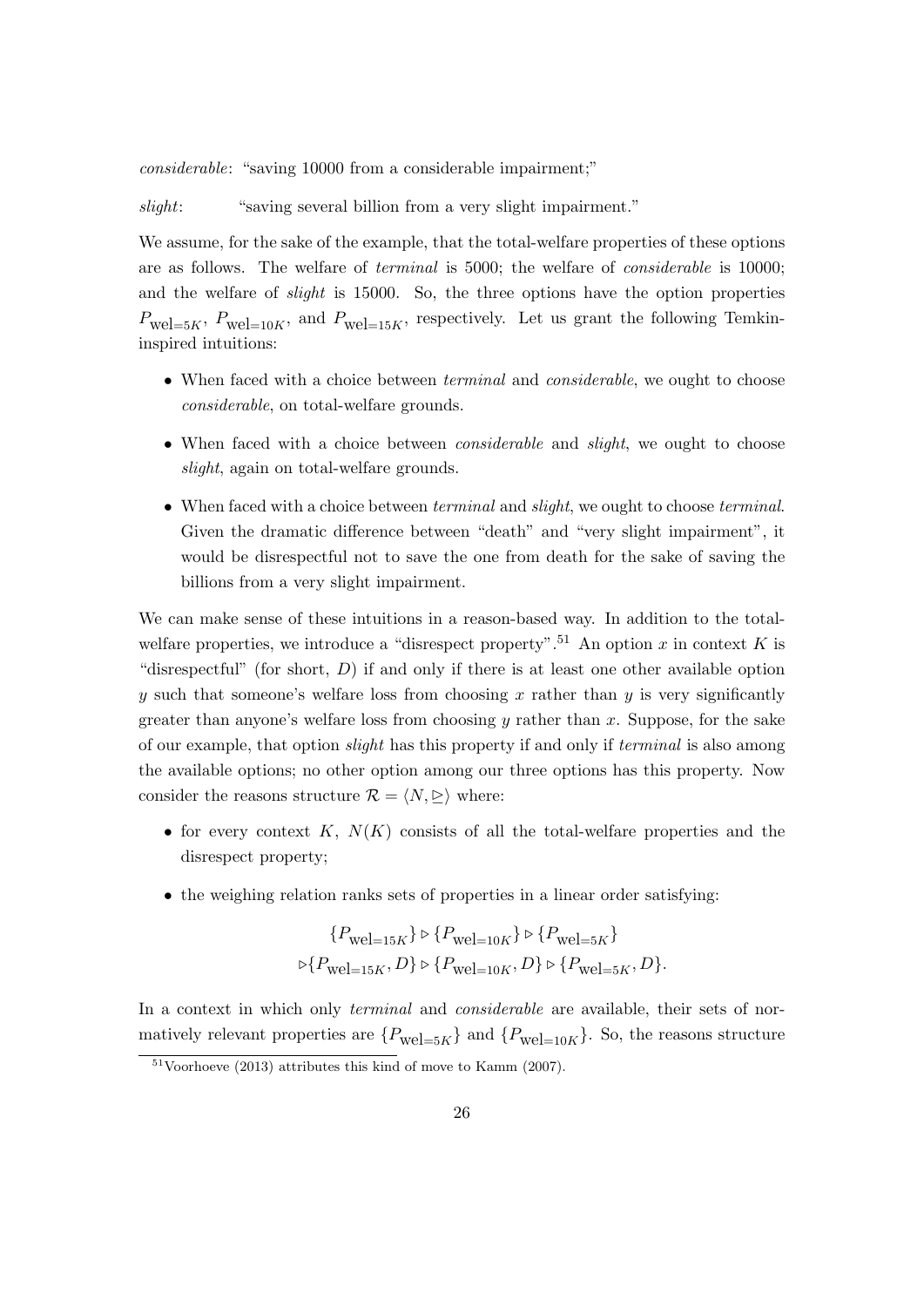*considerable*: "saving 10000 from a considerable impairment;"

*slight*: "saving several billion from a very slight impairment."

We assume, for the sake of the example, that the total-welfare properties of these options are as follows. The welfare of *terminal* is 5000; the welfare of *considerable* is 10000; and the welfare of *slight* is 15000. So, the three options have the option properties $P_{\text{wel}=5K}$, $P_{\text{wel}=10K}$, and $P_{\text{wel}=15K}$, respectively. Let us grant the following Temkin-inspired intuitions:

- When faced with a choice between *terminal* and *considerable*, we ought to choose *considerable*, on total-welfare grounds.
- When faced with a choice between *considerable* and *slight*, we ought to choose *slight*, again on total-welfare grounds.
- When faced with a choice between *terminal* and *slight*, we ought to choose *terminal*. Given the dramatic difference between "death" and "very slight impairment", it would be disrespectful not to save the one from death for the sake of saving the billions from a very slight impairment.

We can make sense of these intuitions in a reason-based way. In addition to the total-welfare properties, we introduce a "disrespect property".[51] An option $x$ in context $K$ is "disrespectful" (for short, $D$) if and only if there is at least one other available option $y$ such that someone's welfare loss from choosing $x$ rather than $y$ is very significantly greater than anyone's welfare loss from choosing $y$ rather than $x$. Suppose, for the sake of our example, that option *slight* has this property if and only if *terminal* is also among the available options; no other option among our three options has this property. Now consider the reasons structure $\mathcal{R} = \langle N, \trianglerighteq \rangle$ where:

- for every context $K$, $N(K)$ consists of all the total-welfare properties and the disrespect property;
- the weighing relation ranks sets of properties in a linear order satisfying:

$$\{P_{\text{wel}=15K}\} \triangleright \{P_{\text{wel}=10K}\} \triangleright \{P_{\text{wel}=5K}\}$$
$$\triangleright \{P_{\text{wel}=15K}, D\} \triangleright \{P_{\text{wel}=10K}, D\} \triangleright \{P_{\text{wel}=5K}, D\}.$$

In a context in which only *terminal* and *considerable* are available, their sets of normatively relevant properties are $\{P_{\text{wel}=5K}\}$ and $\{P_{\text{wel}=10K}\}$. So, the reasons structure

[51] Voorhoeve (2013) attributes this kind of move to Kamm (2007).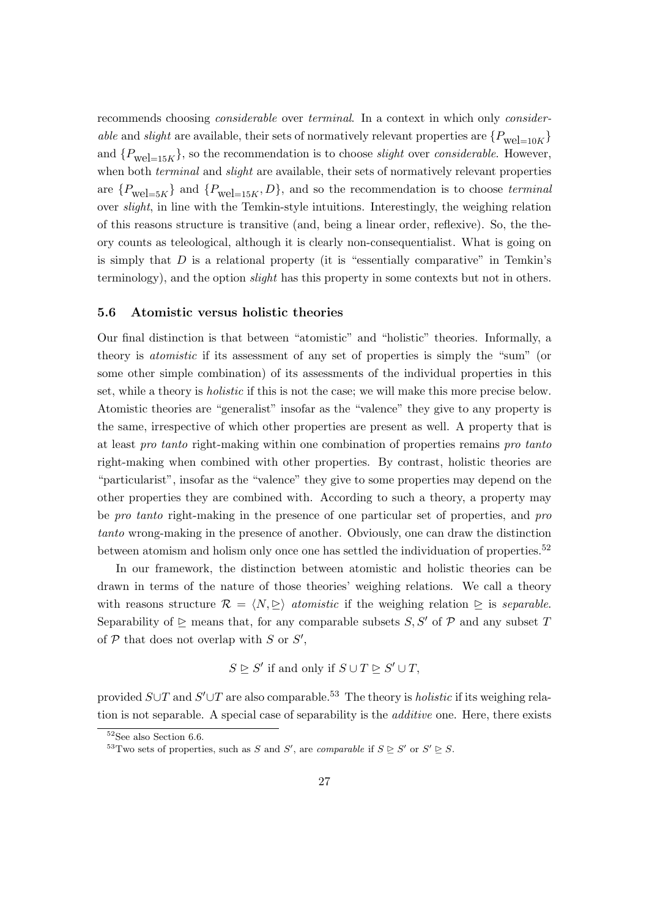recommends choosing *considerable* over *terminal*. In a context in which only *considerable* and *slight* are available, their sets of normatively relevant properties are $\{P_{\text{wel}=10K}\}$ and $\{P_{\text{wel}=15K}\}$, so the recommendation is to choose *slight* over *considerable*. However, when both *terminal* and *slight* are available, their sets of normatively relevant properties are $\{P_{\text{wel}=5K}\}$ and $\{P_{\text{wel}=15K}, D\}$, and so the recommendation is to choose *terminal* over *slight*, in line with the Temkin-style intuitions. Interestingly, the weighing relation of this reasons structure is transitive (and, being a linear order, reflexive). So, the theory counts as teleological, although it is clearly non-consequentialist. What is going on is simply that $D$ is a relational property (it is "essentially comparative" in Temkin's terminology), and the option *slight* has this property in some contexts but not in others.

### 5.6 Atomistic versus holistic theories

Our final distinction is that between "atomistic" and "holistic" theories. Informally, a theory is *atomistic* if its assessment of any set of properties is simply the "sum" (or some other simple combination) of its assessments of the individual properties in this set, while a theory is *holistic* if this is not the case; we will make this more precise below. Atomistic theories are "generalist" insofar as the "valence" they give to any property is the same, irrespective of which other properties are present as well. A property that is at least *pro tanto* right-making within one combination of properties remains *pro tanto* right-making when combined with other properties. By contrast, holistic theories are "particularist", insofar as the "valence" they give to some properties may depend on the other properties they are combined with. According to such a theory, a property may be *pro tanto* right-making in the presence of one particular set of properties, and *pro tanto* wrong-making in the presence of another. Obviously, one can draw the distinction between atomism and holism only once one has settled the individuation of properties.[52]

In our framework, the distinction between atomistic and holistic theories can be drawn in terms of the nature of those theories' weighing relations. We call a theory with reasons structure $\mathcal{R} = \langle N, \trianglerighteq \rangle$ *atomistic* if the weighing relation $\trianglerighteq$ is *separable*. Separability of $\trianglerighteq$ means that, for any comparable subsets $S, S'$ of $\mathcal{P}$ and any subset $T$ of $\mathcal{P}$ that does not overlap with $S$ or $S'$,

$$S \trianglerighteq S' \text{ if and only if } S \cup T \trianglerighteq S' \cup T,$$

provided $S \cup T$ and $S' \cup T$ are also comparable.[53] The theory is *holistic* if its weighing relation is not separable. A special case of separability is the *additive* one. Here, there exists

[52] See also Section 6.6.

[53] Two sets of properties, such as $S$ and $S'$, are *comparable* if $S \trianglerighteq S'$ or $S' \trianglerighteq S$.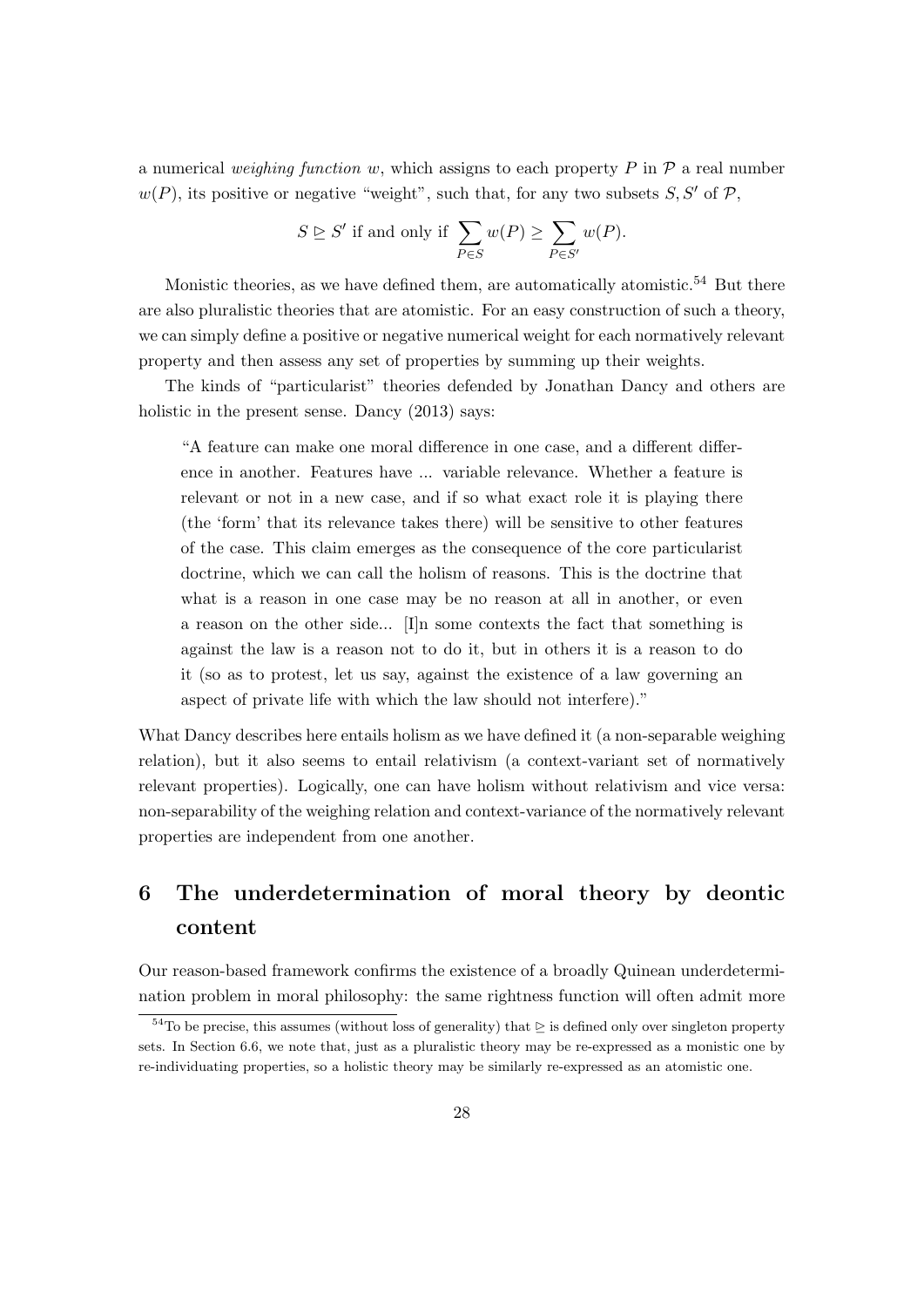a numerical *weighing function* $w$, which assigns to each property $P$ in $\mathcal{P}$ a real number $w(P)$, its positive or negative "weight", such that, for any two subsets $S, S'$ of $\mathcal{P}$,

$$S \trianglerighteq S' \text{ if and only if } \sum_{P \in S} w(P) \geq \sum_{P \in S'} w(P).$$

Monistic theories, as we have defined them, are automatically atomistic.[54] But there are also pluralistic theories that are atomistic. For an easy construction of such a theory, we can simply define a positive or negative numerical weight for each normatively relevant property and then assess any set of properties by summing up their weights.

The kinds of "particularist" theories defended by Jonathan Dancy and others are holistic in the present sense. Dancy (2013) says:

> "A feature can make one moral difference in one case, and a different difference in another. Features have ... variable relevance. Whether a feature is relevant or not in a new case, and if so what exact role it is playing there (the 'form' that its relevance takes there) will be sensitive to other features of the case. This claim emerges as the consequence of the core particularist doctrine, which we can call the holism of reasons. This is the doctrine that what is a reason in one case may be no reason at all in another, or even a reason on the other side... [I]n some contexts the fact that something is against the law is a reason not to do it, but in others it is a reason to do it (so as to protest, let us say, against the existence of a law governing an aspect of private life with which the law should not interfere)."

What Dancy describes here entails holism as we have defined it (a non-separable weighing relation), but it also seems to entail relativism (a context-variant set of normatively relevant properties). Logically, one can have holism without relativism and vice versa: non-separability of the weighing relation and context-variance of the normatively relevant properties are independent from one another.

# 6 The underdetermination of moral theory by deontic content

Our reason-based framework confirms the existence of a broadly Quinean underdetermination problem in moral philosophy: the same rightness function will often admit more

[54] To be precise, this assumes (without loss of generality) that $\trianglerighteq$ is defined only over singleton property sets. In Section 6.6, we note that, just as a pluralistic theory may be re-expressed as a monistic one by re-individuating properties, so a holistic theory may be similarly re-expressed as an atomistic one.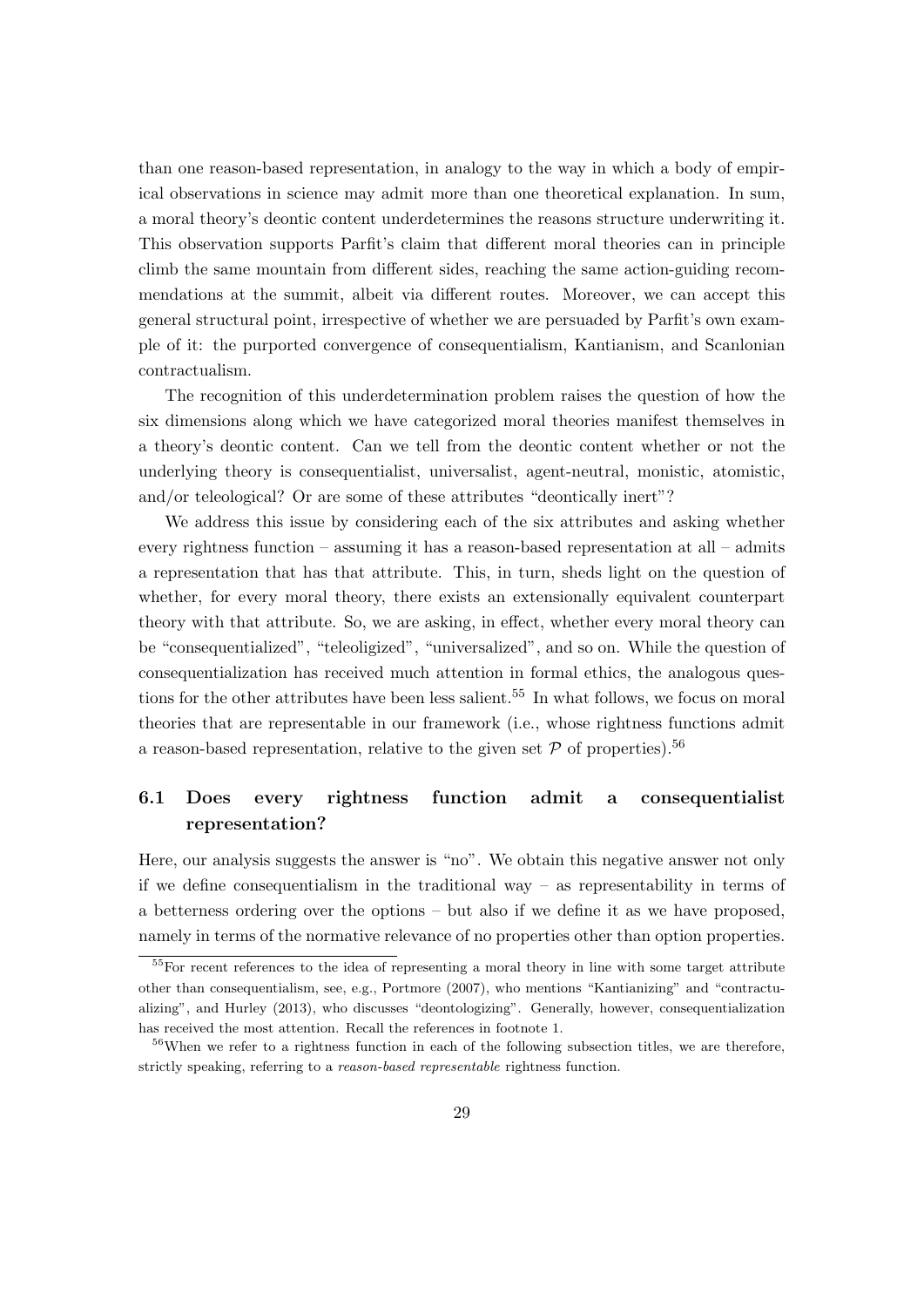than one reason-based representation, in analogy to the way in which a body of empirical observations in science may admit more than one theoretical explanation. In sum, a moral theory's deontic content underdetermines the reasons structure underwriting it. This observation supports Parfit's claim that different moral theories can in principle climb the same mountain from different sides, reaching the same action-guiding recommendations at the summit, albeit via different routes. Moreover, we can accept this general structural point, irrespective of whether we are persuaded by Parfit's own example of it: the purported convergence of consequentialism, Kantianism, and Scanlonian contractualism.

The recognition of this underdetermination problem raises the question of how the six dimensions along which we have categorized moral theories manifest themselves in a theory's deontic content. Can we tell from the deontic content whether or not the underlying theory is consequentialist, universalist, agent-neutral, monistic, atomistic, and/or teleological? Or are some of these attributes "deontically inert"?

We address this issue by considering each of the six attributes and asking whether every rightness function – assuming it has a reason-based representation at all – admits a representation that has that attribute. This, in turn, sheds light on the question of whether, for every moral theory, there exists an extensionally equivalent counterpart theory with that attribute. So, we are asking, in effect, whether every moral theory can be "consequentialized", "teleoligized", "universalized", and so on. While the question of consequentialization has received much attention in formal ethics, the analogous questions for the other attributes have been less salient.[55] In what follows, we focus on moral theories that are representable in our framework (i.e., whose rightness functions admit a reason-based representation, relative to the given set $\mathcal{P}$ of properties).[56]

### 6.1 Does every rightness function admit a consequentialist representation?

Here, our analysis suggests the answer is "no". We obtain this negative answer not only if we define consequentialism in the traditional way – as representability in terms of a betterness ordering over the options – but also if we define it as we have proposed, namely in terms of the normative relevance of no properties other than option properties.

[55] For recent references to the idea of representing a moral theory in line with some target attribute other than consequentialism, see, e.g., Portmore (2007), who mentions "Kantianizing" and "contractualizing", and Hurley (2013), who discusses "deontologizing". Generally, however, consequentialization has received the most attention. Recall the references in footnote 1.

[56] When we refer to a rightness function in each of the following subsection titles, we are therefore, strictly speaking, referring to a *reason-based representable* rightness function.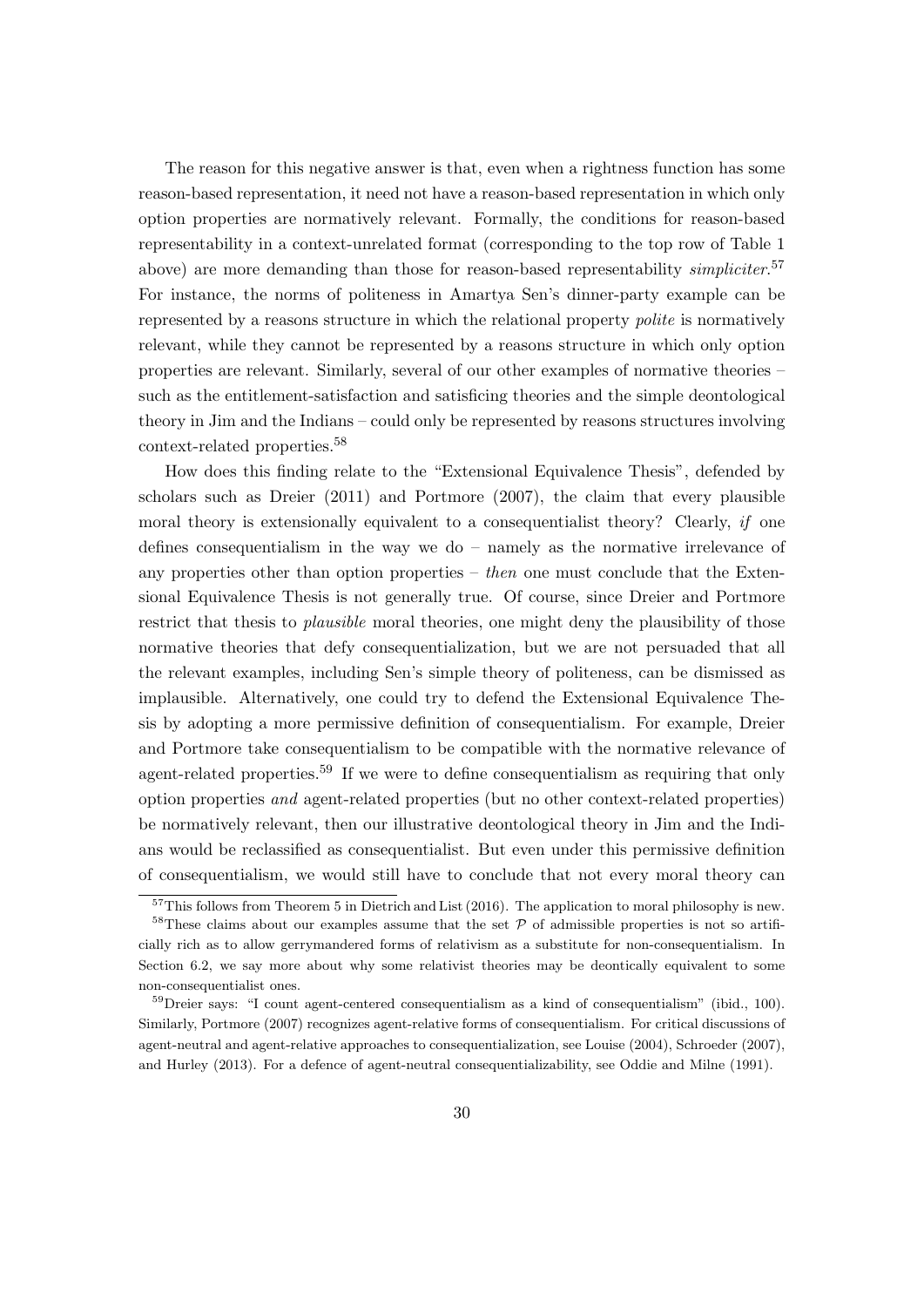The reason for this negative answer is that, even when a rightness function has some reason-based representation, it need not have a reason-based representation in which only option properties are normatively relevant. Formally, the conditions for reason-based representability in a context-unrelated format (corresponding to the top row of Table 1 above) are more demanding than those for reason-based representability *simpliciter*.[57] For instance, the norms of politeness in Amartya Sen's dinner-party example can be represented by a reasons structure in which the relational property *polite* is normatively relevant, while they cannot be represented by a reasons structure in which only option properties are relevant. Similarly, several of our other examples of normative theories – such as the entitlement-satisfaction and satisficing theories and the simple deontological theory in Jim and the Indians – could only be represented by reasons structures involving context-related properties.[58]

How does this finding relate to the "Extensional Equivalence Thesis", defended by scholars such as Dreier (2011) and Portmore (2007), the claim that every plausible moral theory is extensionally equivalent to a consequentialist theory? Clearly, *if* one defines consequentialism in the way we do – namely as the normative irrelevance of any properties other than option properties – *then* one must conclude that the Extensional Equivalence Thesis is not generally true. Of course, since Dreier and Portmore restrict that thesis to *plausible* moral theories, one might deny the plausibility of those normative theories that defy consequentialization, but we are not persuaded that all the relevant examples, including Sen's simple theory of politeness, can be dismissed as implausible. Alternatively, one could try to defend the Extensional Equivalence Thesis by adopting a more permissive definition of consequentialism. For example, Dreier and Portmore take consequentialism to be compatible with the normative relevance of agent-related properties.[59] If we were to define consequentialism as requiring that only option properties *and* agent-related properties (but no other context-related properties) be normatively relevant, then our illustrative deontological theory in Jim and the Indians would be reclassified as consequentialist. But even under this permissive definition of consequentialism, we would still have to conclude that not every moral theory can

---

[57] This follows from Theorem 5 in Dietrich and List (2016). The application to moral philosophy is new.

[58] These claims about our examples assume that the set $\mathcal{P}$ of admissible properties is not so artificially rich as to allow gerrymandered forms of relativism as a substitute for non-consequentialism. In Section 6.2, we say more about why some relativist theories may be deontically equivalent to some non-consequentialist ones.

[59] Dreier says: "I count agent-centered consequentialism as a kind of consequentialism" (ibid., 100). Similarly, Portmore (2007) recognizes agent-relative forms of consequentialism. For critical discussions of agent-neutral and agent-relative approaches to consequentialization, see Louise (2004), Schroeder (2007), and Hurley (2013). For a defence of agent-neutral consequentializability, see Oddie and Milne (1991).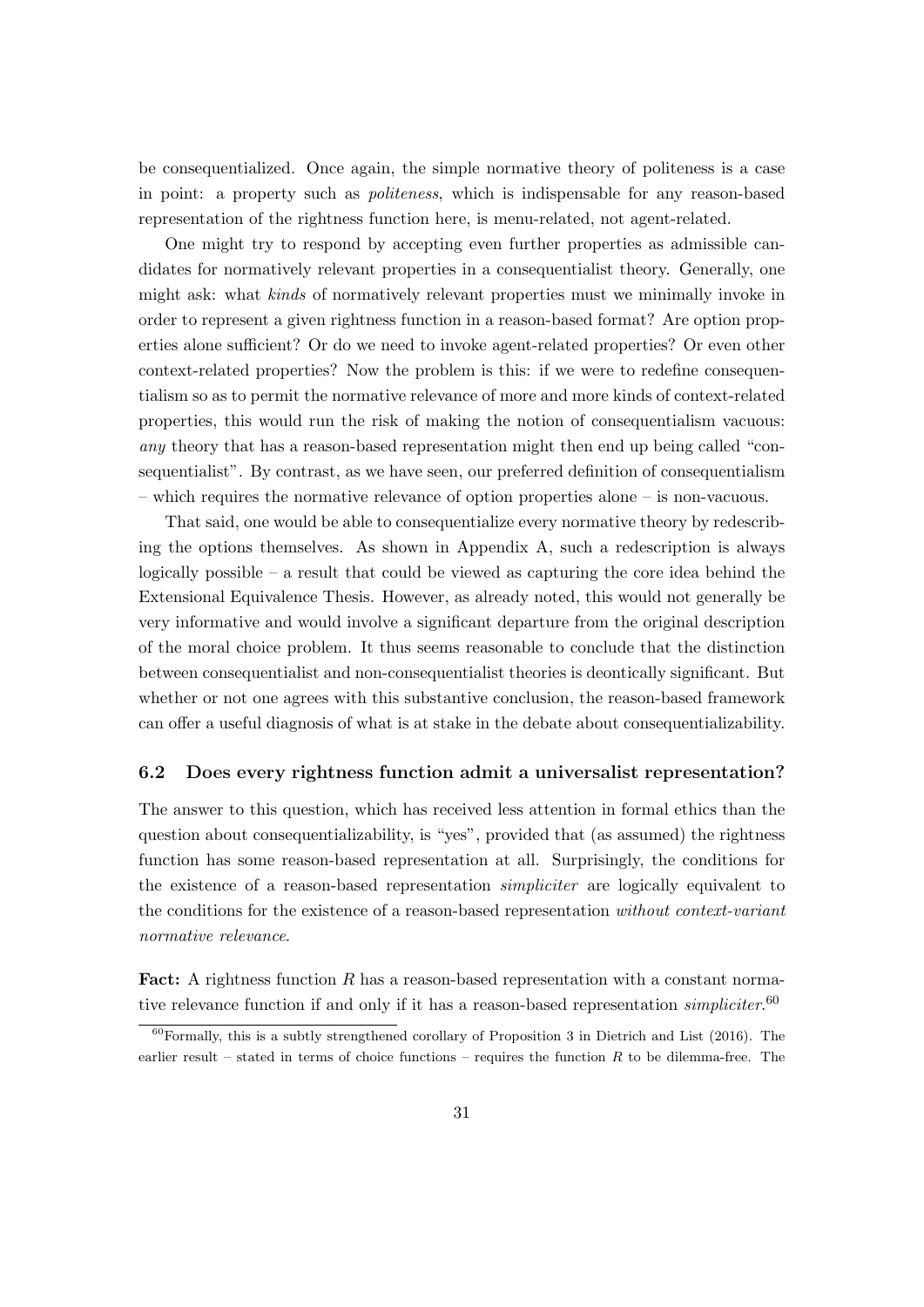be consequentialized. Once again, the simple normative theory of politeness is a case in point: a property such as *politeness*, which is indispensable for any reason-based representation of the rightness function here, is menu-related, not agent-related.

One might try to respond by accepting even further properties as admissible candidates for normatively relevant properties in a consequentialist theory. Generally, one might ask: what *kinds* of normatively relevant properties must we minimally invoke in order to represent a given rightness function in a reason-based format? Are option properties alone sufficient? Or do we need to invoke agent-related properties? Or even other context-related properties? Now the problem is this: if we were to redefine consequentialism so as to permit the normative relevance of more and more kinds of context-related properties, this would run the risk of making the notion of consequentialism vacuous: *any* theory that has a reason-based representation might then end up being called "consequentialist". By contrast, as we have seen, our preferred definition of consequentialism – which requires the normative relevance of option properties alone – is non-vacuous.

That said, one would be able to consequentialize every normative theory by redescribing the options themselves. As shown in Appendix A, such a redescription is always logically possible – a result that could be viewed as capturing the core idea behind the Extensional Equivalence Thesis. However, as already noted, this would not generally be very informative and would involve a significant departure from the original description of the moral choice problem. It thus seems reasonable to conclude that the distinction between consequentialist and non-consequentialist theories is deontically significant. But whether or not one agrees with this substantive conclusion, the reason-based framework can offer a useful diagnosis of what is at stake in the debate about consequentializability.

### 6.2 Does every rightness function admit a universalist representation?

The answer to this question, which has received less attention in formal ethics than the question about consequentializability, is "yes", provided that (as assumed) the rightness function has some reason-based representation at all. Surprisingly, the conditions for the existence of a reason-based representation *simpliciter* are logically equivalent to the conditions for the existence of a reason-based representation *without context-variant normative relevance*.

**Fact:** A rightness function $R$ has a reason-based representation with a constant normative relevance function if and only if it has a reason-based representation *simpliciter*.[60]

[60] Formally, this is a subtly strengthened corollary of Proposition 3 in Dietrich and List (2016). The earlier result – stated in terms of choice functions – requires the function $R$ to be dilemma-free. The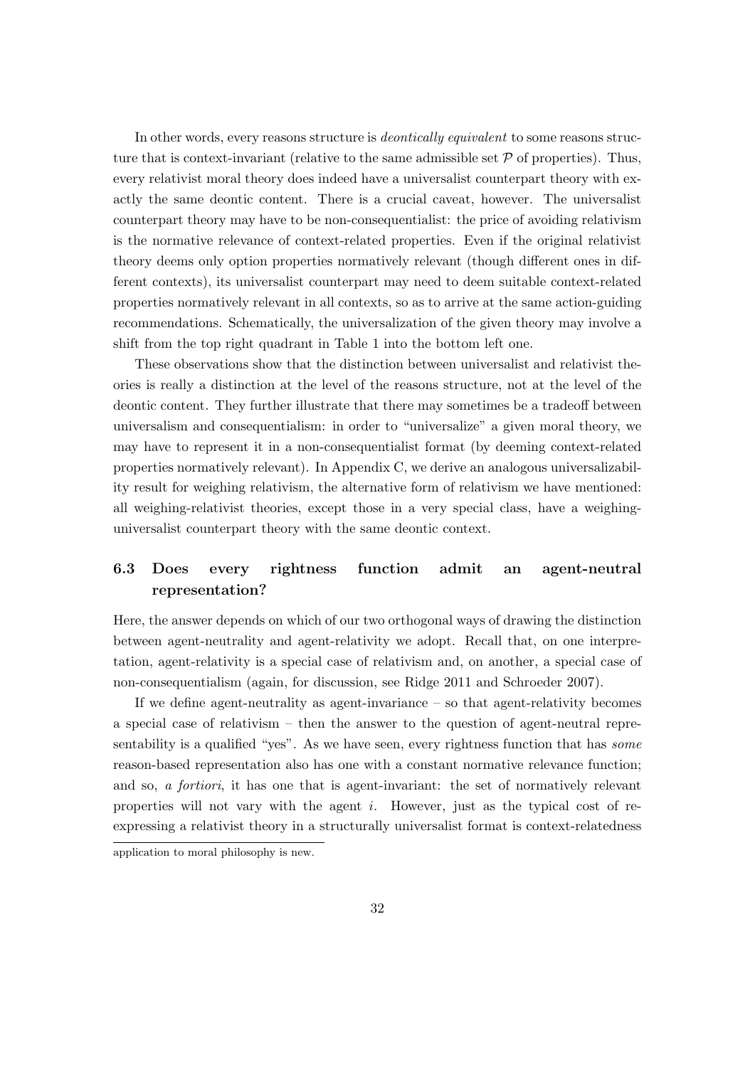In other words, every reasons structure is *deontically equivalent* to some reasons structure that is context-invariant (relative to the same admissible set $\mathcal{P}$ of properties). Thus, every relativist moral theory does indeed have a universalist counterpart theory with exactly the same deontic content. There is a crucial caveat, however. The universalist counterpart theory may have to be non-consequentialist: the price of avoiding relativism is the normative relevance of context-related properties. Even if the original relativist theory deems only option properties normatively relevant (though different ones in different contexts), its universalist counterpart may need to deem suitable context-related properties normatively relevant in all contexts, so as to arrive at the same action-guiding recommendations. Schematically, the universalization of the given theory may involve a shift from the top right quadrant in Table 1 into the bottom left one.

These observations show that the distinction between universalist and relativist theories is really a distinction at the level of the reasons structure, not at the level of the deontic content. They further illustrate that there may sometimes be a tradeoff between universalism and consequentialism: in order to "universalize" a given moral theory, we may have to represent it in a non-consequentialist format (by deeming context-related properties normatively relevant). In Appendix C, we derive an analogous universalizability result for weighing relativism, the alternative form of relativism we have mentioned: all weighing-relativist theories, except those in a very special class, have a weighing-universalist counterpart theory with the same deontic context.

### 6.3 Does every rightness function admit an agent-neutral representation?

Here, the answer depends on which of our two orthogonal ways of drawing the distinction between agent-neutrality and agent-relativity we adopt. Recall that, on one interpretation, agent-relativity is a special case of relativism and, on another, a special case of non-consequentialism (again, for discussion, see Ridge 2011 and Schroeder 2007).

If we define agent-neutrality as agent-invariance – so that agent-relativity becomes a special case of relativism – then the answer to the question of agent-neutral representability is a qualified "yes". As we have seen, every rightness function that has *some* reason-based representation also has one with a constant normative relevance function; and so, *a fortiori*, it has one that is agent-invariant: the set of normatively relevant properties will not vary with the agent $i$. However, just as the typical cost of re-expressing a relativist theory in a structurally universalist format is context-relatedness

application to moral philosophy is new.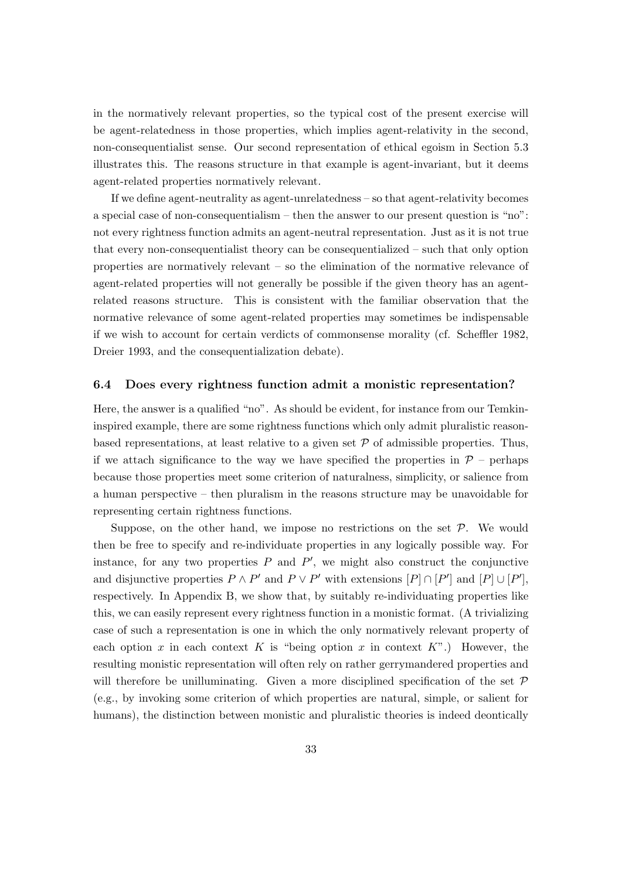in the normatively relevant properties, so the typical cost of the present exercise will be agent-relatedness in those properties, which implies agent-relativity in the second, non-consequentialist sense. Our second representation of ethical egoism in Section 5.3 illustrates this. The reasons structure in that example is agent-invariant, but it deems agent-related properties normatively relevant.

If we define agent-neutrality as agent-unrelatedness – so that agent-relativity becomes a special case of non-consequentialism – then the answer to our present question is "no": not every rightness function admits an agent-neutral representation. Just as it is not true that every non-consequentialist theory can be consequentialized – such that only option properties are normatively relevant – so the elimination of the normative relevance of agent-related properties will not generally be possible if the given theory has an agent-related reasons structure. This is consistent with the familiar observation that the normative relevance of some agent-related properties may sometimes be indispensable if we wish to account for certain verdicts of commonsense morality (cf. Scheffler 1982, Dreier 1993, and the consequentialization debate).

### 6.4 Does every rightness function admit a monistic representation?

Here, the answer is a qualified "no". As should be evident, for instance from our Temkin-inspired example, there are some rightness functions which only admit pluralistic reason-based representations, at least relative to a given set $\mathcal{P}$ of admissible properties. Thus, if we attach significance to the way we have specified the properties in $\mathcal{P}$ – perhaps because those properties meet some criterion of naturalness, simplicity, or salience from a human perspective – then pluralism in the reasons structure may be unavoidable for representing certain rightness functions.

Suppose, on the other hand, we impose no restrictions on the set $\mathcal{P}$. We would then be free to specify and re-individuate properties in any logically possible way. For instance, for any two properties $P$ and $P'$, we might also construct the conjunctive and disjunctive properties $P \wedge P'$ and $P \vee P'$ with extensions $[P] \cap [P']$ and $[P] \cup [P']$, respectively. In Appendix B, we show that, by suitably re-individuating properties like this, we can easily represent every rightness function in a monistic format. (A trivializing case of such a representation is one in which the only normatively relevant property of each option $x$ in each context $K$ is "being option $x$ in context $K$".) However, the resulting monistic representation will often rely on rather gerrymandered properties and will therefore be unilluminating. Given a more disciplined specification of the set $\mathcal{P}$ (e.g., by invoking some criterion of which properties are natural, simple, or salient for humans), the distinction between monistic and pluralistic theories is indeed deontically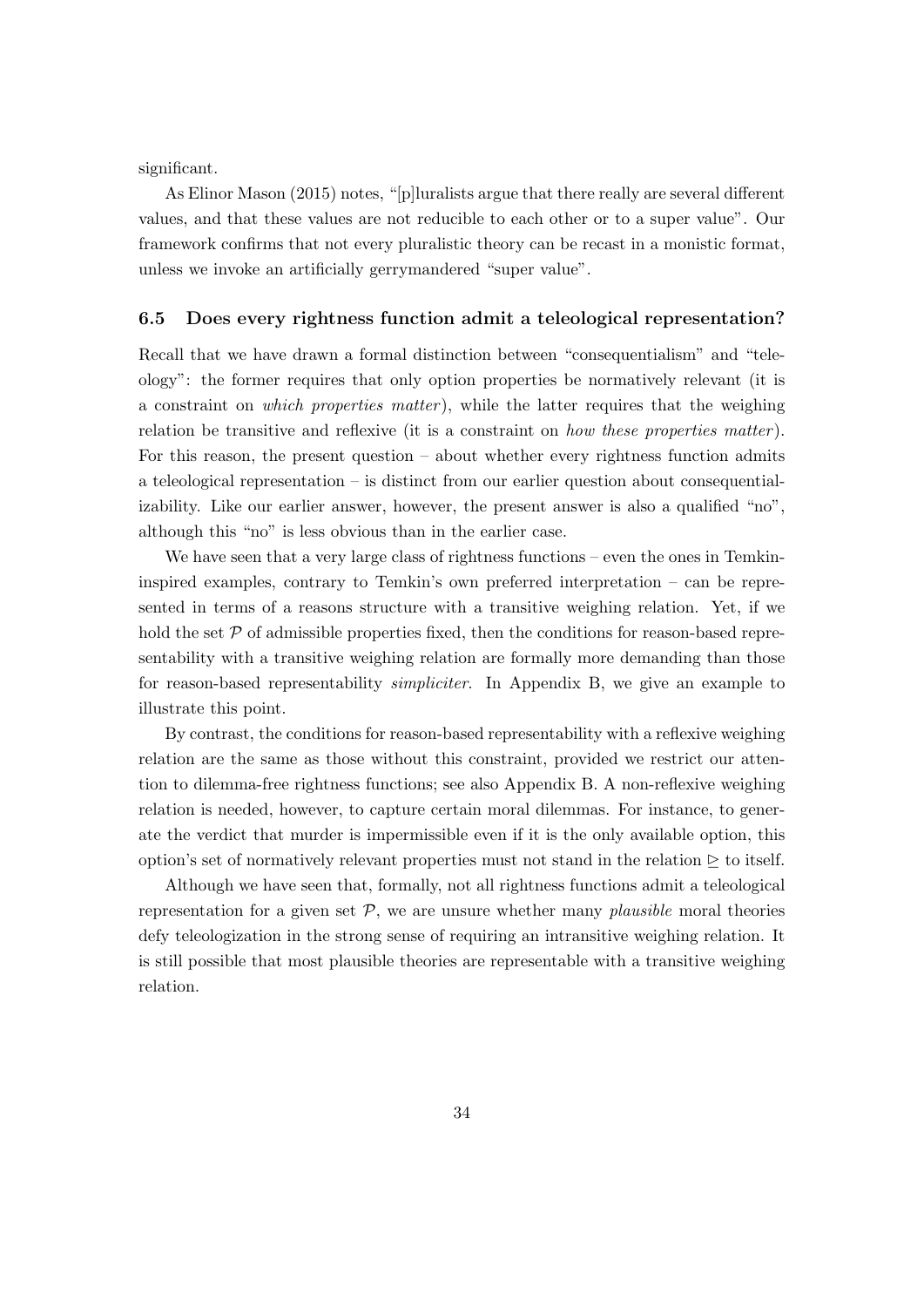significant.

As Elinor Mason (2015) notes, "[p]luralists argue that there really are several different values, and that these values are not reducible to each other or to a super value". Our framework confirms that not every pluralistic theory can be recast in a monistic format, unless we invoke an artificially gerrymandered "super value".

### 6.5 Does every rightness function admit a teleological representation?

Recall that we have drawn a formal distinction between "consequentialism" and "teleology": the former requires that only option properties be normatively relevant (it is a constraint on *which properties matter*), while the latter requires that the weighing relation be transitive and reflexive (it is a constraint on *how these properties matter*). For this reason, the present question – about whether every rightness function admits a teleological representation – is distinct from our earlier question about consequentializability. Like our earlier answer, however, the present answer is also a qualified "no", although this "no" is less obvious than in the earlier case.

We have seen that a very large class of rightness functions – even the ones in Temkin-inspired examples, contrary to Temkin's own preferred interpretation – can be represented in terms of a reasons structure with a transitive weighing relation. Yet, if we hold the set $\mathcal{P}$ of admissible properties fixed, then the conditions for reason-based representability with a transitive weighing relation are formally more demanding than those for reason-based representability *simpliciter*. In Appendix B, we give an example to illustrate this point.

By contrast, the conditions for reason-based representability with a reflexive weighing relation are the same as those without this constraint, provided we restrict our attention to dilemma-free rightness functions; see also Appendix B. A non-reflexive weighing relation is needed, however, to capture certain moral dilemmas. For instance, to generate the verdict that murder is impermissible even if it is the only available option, this option's set of normatively relevant properties must not stand in the relation $\trianglerighteq$ to itself.

Although we have seen that, formally, not all rightness functions admit a teleological representation for a given set $\mathcal{P}$, we are unsure whether many *plausible* moral theories defy teleologization in the strong sense of requiring an intransitive weighing relation. It is still possible that most plausible theories are representable with a transitive weighing relation.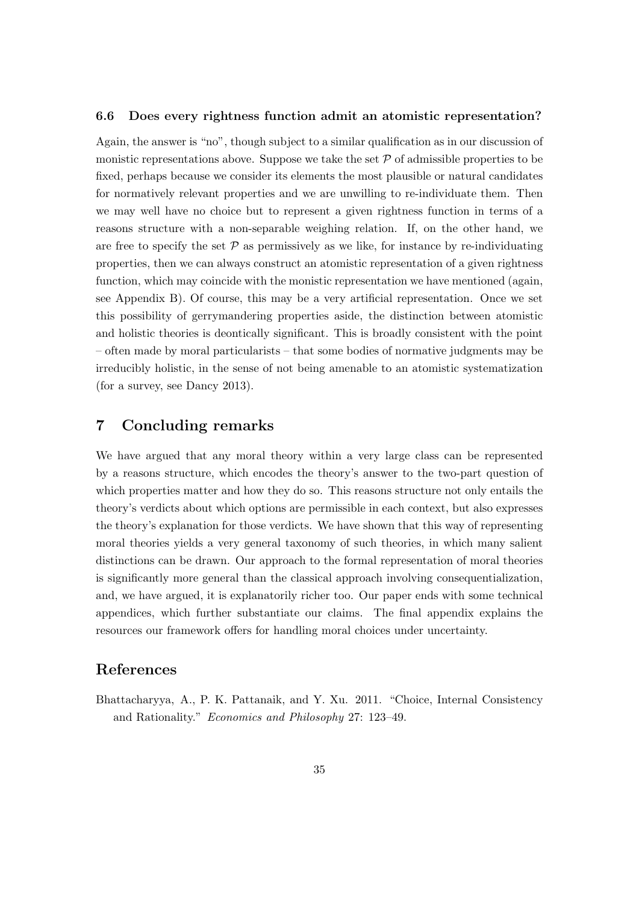### 6.6 Does every rightness function admit an atomistic representation?

Again, the answer is "no", though subject to a similar qualification as in our discussion of monistic representations above. Suppose we take the set $\mathcal{P}$ of admissible properties to be fixed, perhaps because we consider its elements the most plausible or natural candidates for normatively relevant properties and we are unwilling to re-individuate them. Then we may well have no choice but to represent a given rightness function in terms of a reasons structure with a non-separable weighing relation. If, on the other hand, we are free to specify the set $\mathcal{P}$ as permissively as we like, for instance by re-individuating properties, then we can always construct an atomistic representation of a given rightness function, which may coincide with the monistic representation we have mentioned (again, see Appendix B). Of course, this may be a very artificial representation. Once we set this possibility of gerrymandering properties aside, the distinction between atomistic and holistic theories is deontically significant. This is broadly consistent with the point – often made by moral particularists – that some bodies of normative judgments may be irreducibly holistic, in the sense of not being amenable to an atomistic systematization (for a survey, see Dancy 2013).

## 7 Concluding remarks

We have argued that any moral theory within a very large class can be represented by a reasons structure, which encodes the theory's answer to the two-part question of which properties matter and how they do so. This reasons structure not only entails the theory's verdicts about which options are permissible in each context, but also expresses the theory's explanation for those verdicts. We have shown that this way of representing moral theories yields a very general taxonomy of such theories, in which many salient distinctions can be drawn. Our approach to the formal representation of moral theories is significantly more general than the classical approach involving consequentialization, and, we have argued, it is explanatorily richer too. Our paper ends with some technical appendices, which further substantiate our claims. The final appendix explains the resources our framework offers for handling moral choices under uncertainty.

## References

Bhattacharyya, A., P. K. Pattanaik, and Y. Xu. 2011. "Choice, Internal Consistency and Rationality." *Economics and Philosophy* 27: 123–49.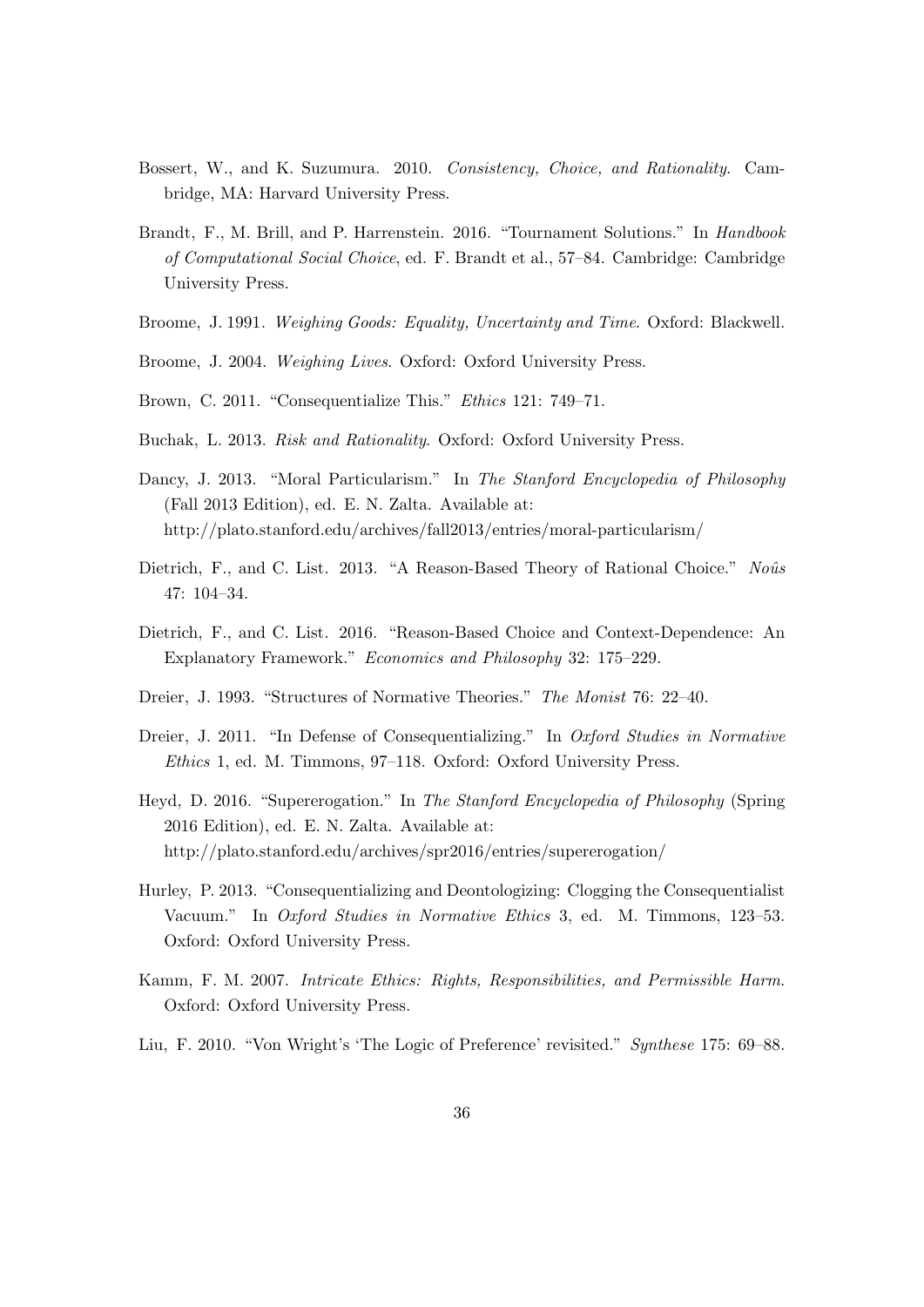Bossert, W., and K. Suzumura. 2010. *Consistency, Choice, and Rationality*. Cambridge, MA: Harvard University Press.

Brandt, F., M. Brill, and P. Harrenstein. 2016. "Tournament Solutions." In *Handbook of Computational Social Choice*, ed. F. Brandt et al., 57–84. Cambridge: Cambridge University Press.

Broome, J. 1991. *Weighing Goods: Equality, Uncertainty and Time*. Oxford: Blackwell.

Broome, J. 2004. *Weighing Lives*. Oxford: Oxford University Press.

Brown, C. 2011. "Consequentialize This." *Ethics* 121: 749–71.

Buchak, L. 2013. *Risk and Rationality*. Oxford: Oxford University Press.

Dancy, J. 2013. "Moral Particularism." In *The Stanford Encyclopedia of Philosophy* (Fall 2013 Edition), ed. E. N. Zalta. Available at: http://plato.stanford.edu/archives/fall2013/entries/moral-particularism/

Dietrich, F., and C. List. 2013. "A Reason-Based Theory of Rational Choice." *Noûs* 47: 104–34.

Dietrich, F., and C. List. 2016. "Reason-Based Choice and Context-Dependence: An Explanatory Framework." *Economics and Philosophy* 32: 175–229.

Dreier, J. 1993. "Structures of Normative Theories." *The Monist* 76: 22–40.

Dreier, J. 2011. "In Defense of Consequentializing." In *Oxford Studies in Normative Ethics* 1, ed. M. Timmons, 97–118. Oxford: Oxford University Press.

Heyd, D. 2016. "Supererogation." In *The Stanford Encyclopedia of Philosophy* (Spring 2016 Edition), ed. E. N. Zalta. Available at: http://plato.stanford.edu/archives/spr2016/entries/supererogation/

Hurley, P. 2013. "Consequentializing and Deontologizing: Clogging the Consequentialist Vacuum." In *Oxford Studies in Normative Ethics* 3, ed. M. Timmons, 123–53. Oxford: Oxford University Press.

Kamm, F. M. 2007. *Intricate Ethics: Rights, Responsibilities, and Permissible Harm*. Oxford: Oxford University Press.

Liu, F. 2010. "Von Wright's 'The Logic of Preference' revisited." *Synthese* 175: 69–88.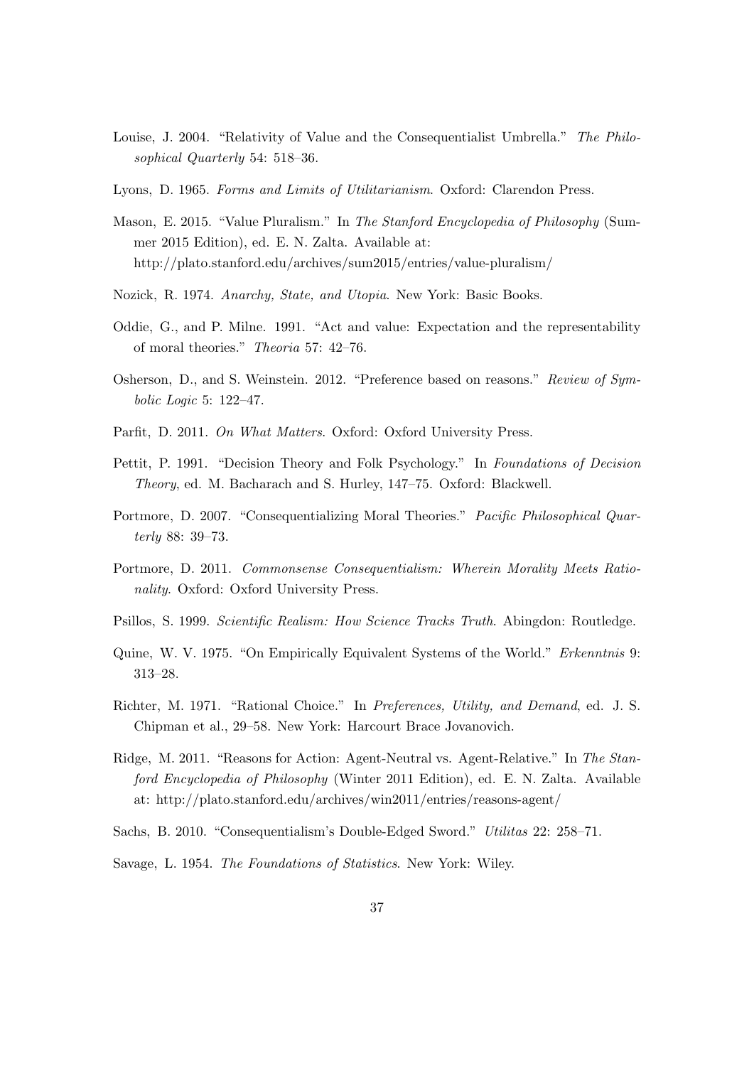Louise, J. 2004. "Relativity of Value and the Consequentialist Umbrella." *The Philosophical Quarterly* 54: 518–36.

Lyons, D. 1965. *Forms and Limits of Utilitarianism*. Oxford: Clarendon Press.

Mason, E. 2015. "Value Pluralism." In *The Stanford Encyclopedia of Philosophy* (Summer 2015 Edition), ed. E. N. Zalta. Available at: http://plato.stanford.edu/archives/sum2015/entries/value-pluralism/

Nozick, R. 1974. *Anarchy, State, and Utopia*. New York: Basic Books.

Oddie, G., and P. Milne. 1991. "Act and value: Expectation and the representability of moral theories." *Theoria* 57: 42–76.

Osherson, D., and S. Weinstein. 2012. "Preference based on reasons." *Review of Symbolic Logic* 5: 122–47.

Parfit, D. 2011. *On What Matters*. Oxford: Oxford University Press.

Pettit, P. 1991. "Decision Theory and Folk Psychology." In *Foundations of Decision Theory*, ed. M. Bacharach and S. Hurley, 147–75. Oxford: Blackwell.

Portmore, D. 2007. "Consequentializing Moral Theories." *Pacific Philosophical Quarterly* 88: 39–73.

Portmore, D. 2011. *Commonsense Consequentialism: Wherein Morality Meets Rationality*. Oxford: Oxford University Press.

Psillos, S. 1999. *Scientific Realism: How Science Tracks Truth*. Abingdon: Routledge.

Quine, W. V. 1975. "On Empirically Equivalent Systems of the World." *Erkenntnis* 9: 313–28.

Richter, M. 1971. "Rational Choice." In *Preferences, Utility, and Demand*, ed. J. S. Chipman et al., 29–58. New York: Harcourt Brace Jovanovich.

Ridge, M. 2011. "Reasons for Action: Agent-Neutral vs. Agent-Relative." In *The Stanford Encyclopedia of Philosophy* (Winter 2011 Edition), ed. E. N. Zalta. Available at: http://plato.stanford.edu/archives/win2011/entries/reasons-agent/

Sachs, B. 2010. "Consequentialism's Double-Edged Sword." *Utilitas* 22: 258–71.

Savage, L. 1954. *The Foundations of Statistics*. New York: Wiley.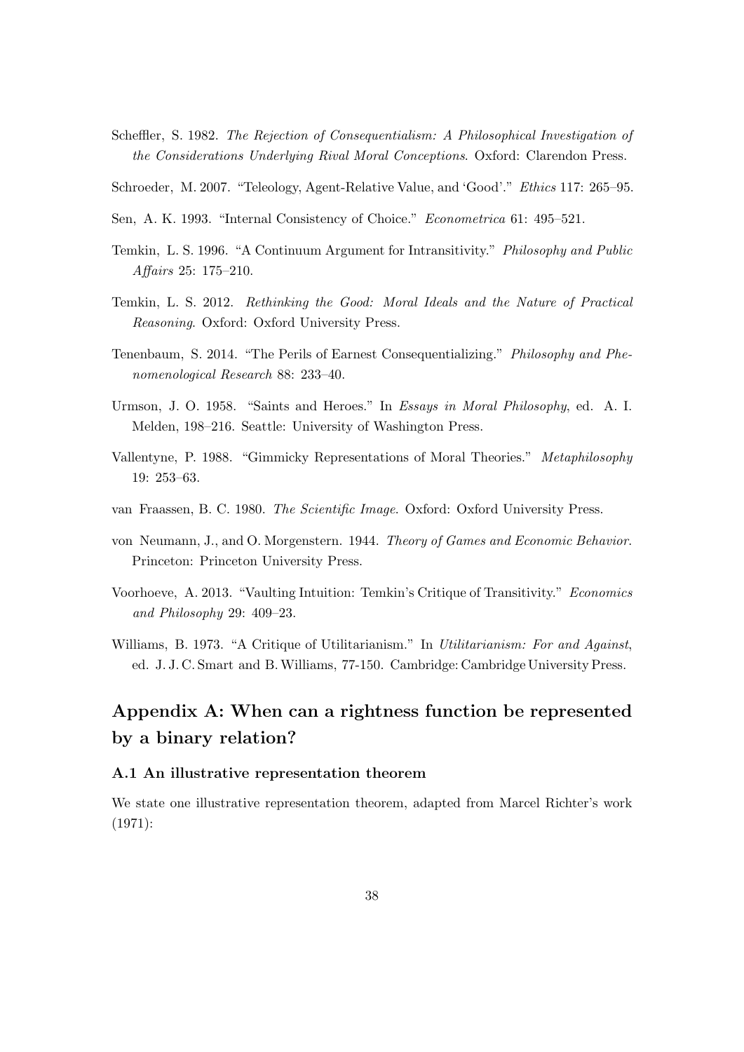Scheffler, S. 1982. *The Rejection of Consequentialism: A Philosophical Investigation of the Considerations Underlying Rival Moral Conceptions*. Oxford: Clarendon Press.

Schroeder, M. 2007. "Teleology, Agent-Relative Value, and 'Good'." *Ethics* 117: 265–95.

Sen, A. K. 1993. "Internal Consistency of Choice." *Econometrica* 61: 495–521.

Temkin, L. S. 1996. "A Continuum Argument for Intransitivity." *Philosophy and Public Affairs* 25: 175–210.

Temkin, L. S. 2012. *Rethinking the Good: Moral Ideals and the Nature of Practical Reasoning*. Oxford: Oxford University Press.

Tenenbaum, S. 2014. "The Perils of Earnest Consequentializing." *Philosophy and Phenomenological Research* 88: 233–40.

Urmson, J. O. 1958. "Saints and Heroes." In *Essays in Moral Philosophy*, ed. A. I. Melden, 198–216. Seattle: University of Washington Press.

Vallentyne, P. 1988. "Gimmicky Representations of Moral Theories." *Metaphilosophy* 19: 253–63.

van Fraassen, B. C. 1980. *The Scientific Image*. Oxford: Oxford University Press.

von Neumann, J., and O. Morgenstern. 1944. *Theory of Games and Economic Behavior*. Princeton: Princeton University Press.

Voorhoeve, A. 2013. "Vaulting Intuition: Temkin's Critique of Transitivity." *Economics and Philosophy* 29: 409–23.

Williams, B. 1973. "A Critique of Utilitarianism." In *Utilitarianism: For and Against*, ed. J. J. C. Smart and B. Williams, 77-150. Cambridge: Cambridge University Press.

## Appendix A: When can a rightness function be represented by a binary relation?

### A.1 An illustrative representation theorem

We state one illustrative representation theorem, adapted from Marcel Richter's work (1971):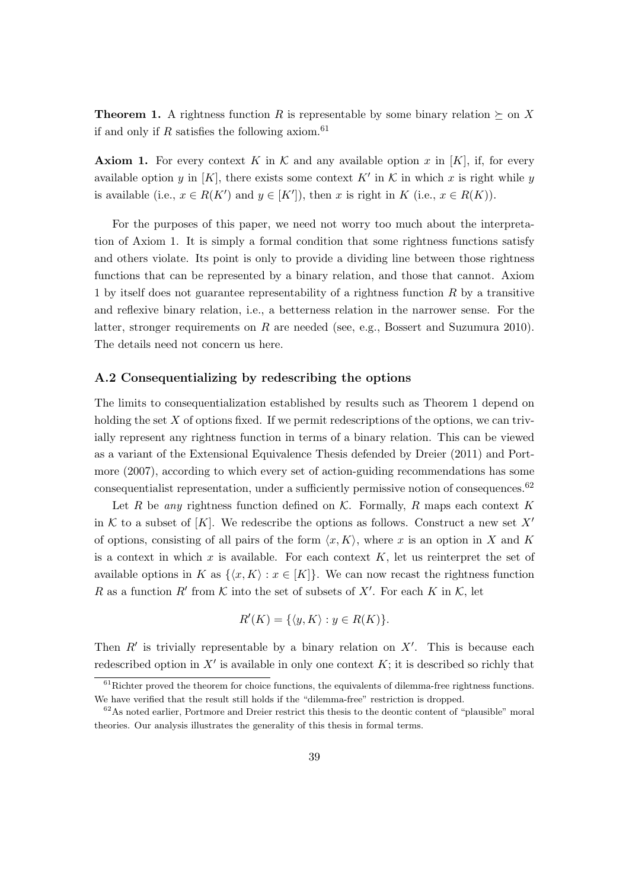**Theorem 1.** A rightness function $R$ is representable by some binary relation $\succeq$ on $X$ if and only if $R$ satisfies the following axiom.[61]

**Axiom 1.** For every context $K$ in $\mathcal{K}$ and any available option $x$ in $[K]$, if, for every available option $y$ in $[K]$, there exists some context $K'$ in $\mathcal{K}$ in which $x$ is right while $y$ is available (i.e., $x \in R(K')$ and $y \in [K']$), then $x$ is right in $K$ (i.e., $x \in R(K)$).

For the purposes of this paper, we need not worry too much about the interpretation of Axiom 1. It is simply a formal condition that some rightness functions satisfy and others violate. Its point is only to provide a dividing line between those rightness functions that can be represented by a binary relation, and those that cannot. Axiom 1 by itself does not guarantee representability of a rightness function $R$ by a transitive and reflexive binary relation, i.e., a betterness relation in the narrower sense. For the latter, stronger requirements on $R$ are needed (see, e.g., Bossert and Suzumura 2010). The details need not concern us here.

### A.2 Consequentializing by redescribing the options

The limits to consequentialization established by results such as Theorem 1 depend on holding the set $X$ of options fixed. If we permit redescriptions of the options, we can trivially represent any rightness function in terms of a binary relation. This can be viewed as a variant of the Extensional Equivalence Thesis defended by Dreier (2011) and Portmore (2007), according to which every set of action-guiding recommendations has some consequentialist representation, under a sufficiently permissive notion of consequences.[62]

Let $R$ be *any* rightness function defined on $\mathcal{K}$. Formally, $R$ maps each context $K$ in $\mathcal{K}$ to a subset of $[K]$. We redescribe the options as follows. Construct a new set $X'$ of options, consisting of all pairs of the form $\langle x, K \rangle$, where $x$ is an option in $X$ and $K$ is a context in which $x$ is available. For each context $K$, let us reinterpret the set of available options in $K$ as $\{\langle x, K \rangle : x \in [K]\}$. We can now recast the rightness function $R$ as a function $R'$ from $\mathcal{K}$ into the set of subsets of $X'$. For each $K$ in $\mathcal{K}$, let

$$R'(K) = \{\langle y, K \rangle : y \in R(K)\}.$$

Then $R'$ is trivially representable by a binary relation on $X'$. This is because each redescribed option in $X'$ is available in only one context $K$; it is described so richly that

[61] Richter proved the theorem for choice functions, the equivalents of dilemma-free rightness functions. We have verified that the result still holds if the "dilemma-free" restriction is dropped.

[62] As noted earlier, Portmore and Dreier restrict this thesis to the deontic content of "plausible" moral theories. Our analysis illustrates the generality of this thesis in formal terms.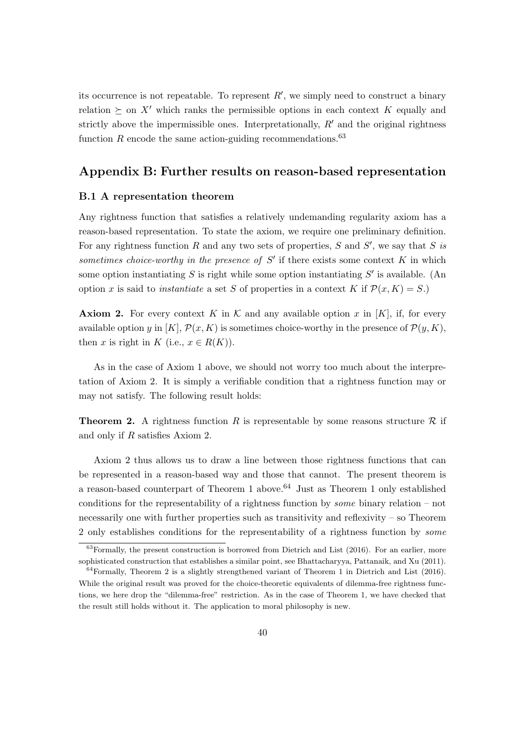its occurrence is not repeatable. To represent $R'$, we simply need to construct a binary relation $\succeq$ on $X'$ which ranks the permissible options in each context $K$ equally and strictly above the impermissible ones. Interpretationally, $R'$ and the original rightness function $R$ encode the same action-guiding recommendations.[63]

## Appendix B: Further results on reason-based representation

### B.1 A representation theorem

Any rightness function that satisfies a relatively undemanding regularity axiom has a reason-based representation. To state the axiom, we require one preliminary definition. For any rightness function $R$ and any two sets of properties, $S$ and $S'$, we say that *$S$ is sometimes choice-worthy in the presence of $S'$* if there exists some context $K$ in which some option instantiating $S$ is right while some option instantiating $S'$ is available. (An option $x$ is said to *instantiate* a set $S$ of properties in a context $K$ if $\mathcal{P}(x, K) = S$.)

**Axiom 2.** For every context $K$ in $\mathcal{K}$ and any available option $x$ in $[K]$, if, for every available option $y$ in $[K]$, $\mathcal{P}(x, K)$ is sometimes choice-worthy in the presence of $\mathcal{P}(y, K)$, then $x$ is right in $K$ (i.e., $x \in R(K)$).

As in the case of Axiom 1 above, we should not worry too much about the interpretation of Axiom 2. It is simply a verifiable condition that a rightness function may or may not satisfy. The following result holds:

**Theorem 2.** A rightness function $R$ is representable by some reasons structure $\mathcal{R}$ if and only if $R$ satisfies Axiom 2.

Axiom 2 thus allows us to draw a line between those rightness functions that can be represented in a reason-based way and those that cannot. The present theorem is a reason-based counterpart of Theorem 1 above.[64] Just as Theorem 1 only established conditions for the representability of a rightness function by *some* binary relation – not necessarily one with further properties such as transitivity and reflexivity – so Theorem 2 only establishes conditions for the representability of a rightness function by *some*

[63] Formally, the present construction is borrowed from Dietrich and List (2016). For an earlier, more sophisticated construction that establishes a similar point, see Bhattacharyya, Pattanaik, and Xu (2011).

[64] Formally, Theorem 2 is a slightly strengthened variant of Theorem 1 in Dietrich and List (2016). While the original result was proved for the choice-theoretic equivalents of dilemma-free rightness functions, we here drop the "dilemma-free" restriction. As in the case of Theorem 1, we have checked that the result still holds without it. The application to moral philosophy is new.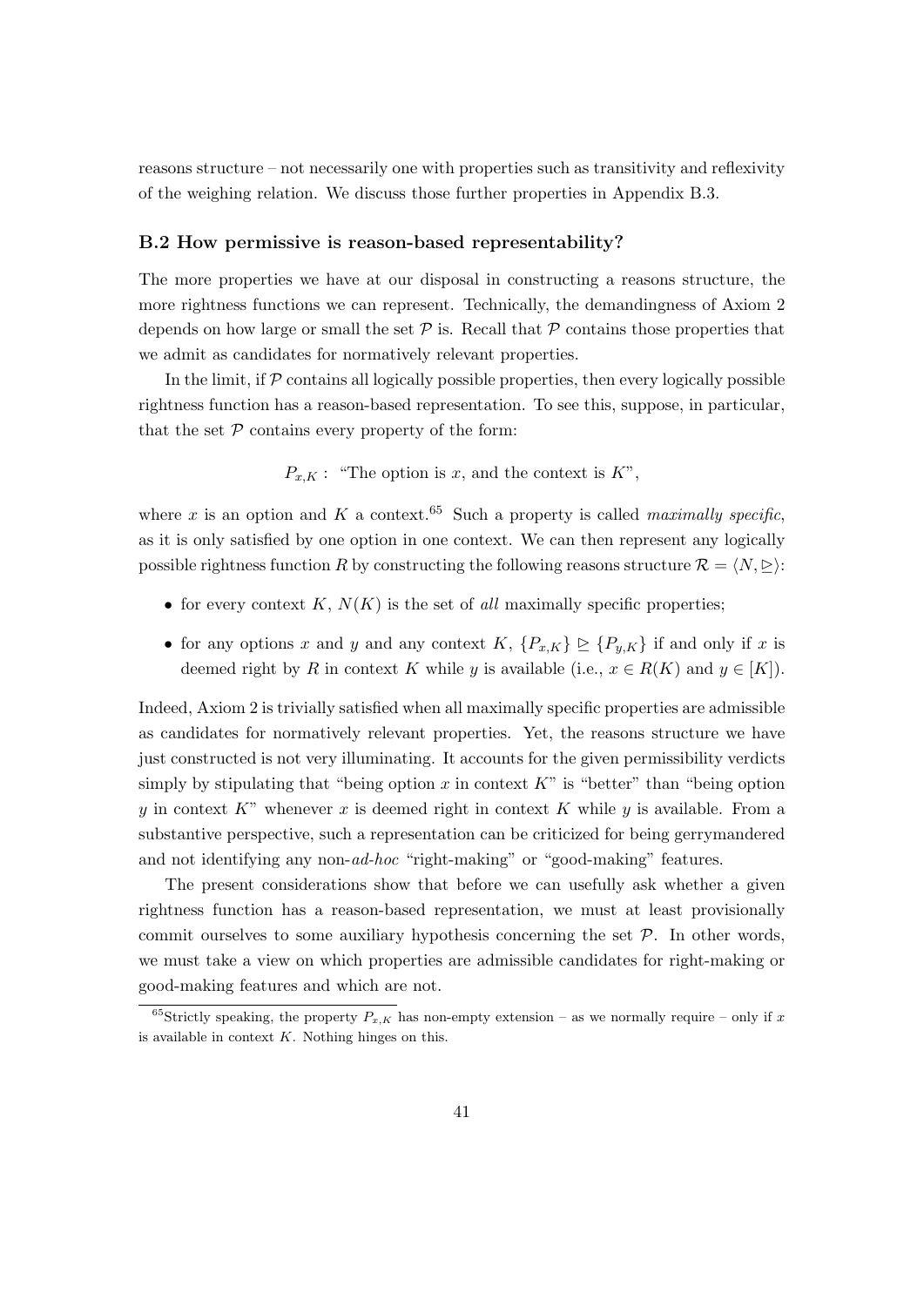reasons structure – not necessarily one with properties such as transitivity and reflexivity of the weighing relation. We discuss those further properties in Appendix B.3.

### B.2 How permissive is reason-based representability?

The more properties we have at our disposal in constructing a reasons structure, the more rightness functions we can represent. Technically, the demandingness of Axiom 2 depends on how large or small the set $\mathcal{P}$ is. Recall that $\mathcal{P}$ contains those properties that we admit as candidates for normatively relevant properties.

In the limit, if $\mathcal{P}$ contains all logically possible properties, then every logically possible rightness function has a reason-based representation. To see this, suppose, in particular, that the set $\mathcal{P}$ contains every property of the form:

$$P_{x,K}: \text{ "The option is } x\text{, and the context is } K\text{"},$$

where $x$ is an option and $K$ a context.[65] Such a property is called *maximally specific*, as it is only satisfied by one option in one context. We can then represent any logically possible rightness function $R$ by constructing the following reasons structure $\mathcal{R} = \langle N, \trianglerighteq \rangle$:

- for every context $K$, $N(K)$ is the set of *all* maximally specific properties;
- for any options $x$ and $y$ and any context $K$, $\{P_{x,K}\} \trianglerighteq \{P_{y,K}\}$ if and only if $x$ is deemed right by $R$ in context $K$ while $y$ is available (i.e., $x \in R(K)$ and $y \in [K]$).

Indeed, Axiom 2 is trivially satisfied when all maximally specific properties are admissible as candidates for normatively relevant properties. Yet, the reasons structure we have just constructed is not very illuminating. It accounts for the given permissibility verdicts simply by stipulating that "being option $x$ in context $K$" is "better" than "being option $y$ in context $K$" whenever $x$ is deemed right in context $K$ while $y$ is available. From a substantive perspective, such a representation can be criticized for being gerrymandered and not identifying any non-*ad-hoc* "right-making" or "good-making" features.

The present considerations show that before we can usefully ask whether a given rightness function has a reason-based representation, we must at least provisionally commit ourselves to some auxiliary hypothesis concerning the set $\mathcal{P}$. In other words, we must take a view on which properties are admissible candidates for right-making or good-making features and which are not.

[65] Strictly speaking, the property $P_{x,K}$ has non-empty extension – as we normally require – only if $x$ is available in context $K$. Nothing hinges on this.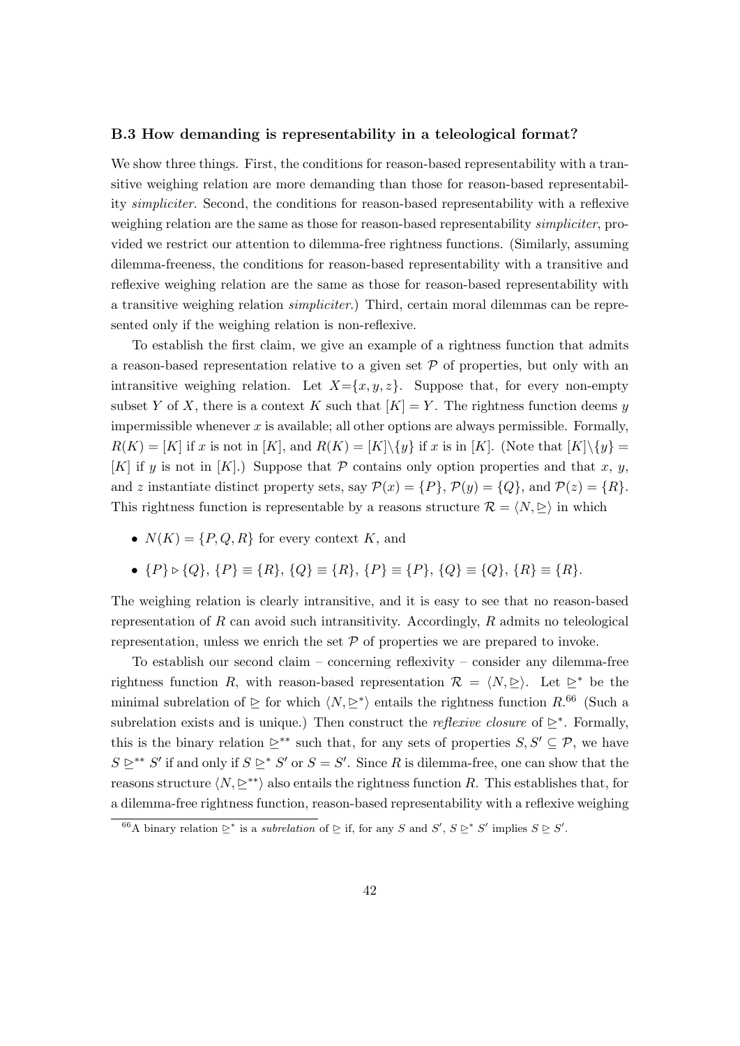### B.3 How demanding is representability in a teleological format?

We show three things. First, the conditions for reason-based representability with a transitive weighing relation are more demanding than those for reason-based representability *simpliciter*. Second, the conditions for reason-based representability with a reflexive weighing relation are the same as those for reason-based representability *simpliciter*, provided we restrict our attention to dilemma-free rightness functions. (Similarly, assuming dilemma-freeness, the conditions for reason-based representability with a transitive and reflexive weighing relation are the same as those for reason-based representability with a transitive weighing relation *simpliciter*.) Third, certain moral dilemmas can be represented only if the weighing relation is non-reflexive.

To establish the first claim, we give an example of a rightness function that admits a reason-based representation relative to a given set $\mathcal{P}$ of properties, but only with an intransitive weighing relation. Let $X = \{x, y, z\}$. Suppose that, for every non-empty subset $Y$ of $X$, there is a context $K$ such that $[K] = Y$. The rightness function deems $y$ impermissible whenever $x$ is available; all other options are always permissible. Formally, $R(K) = [K]$ if $x$ is not in $[K]$, and $R(K) = [K] \backslash \{y\}$ if $x$ is in $[K]$. (Note that $[K] \backslash \{y\} = [K]$ if $y$ is not in $[K]$.) Suppose that $\mathcal{P}$ contains only option properties and that $x$, $y$, and $z$ instantiate distinct property sets, say $\mathcal{P}(x) = \{P\}$, $\mathcal{P}(y) = \{Q\}$, and $\mathcal{P}(z) = \{R\}$. This rightness function is representable by a reasons structure $\mathcal{R} = \langle N, \trianglerighteq \rangle$ in which

- $N(K) = \{P, Q, R\}$ for every context $K$, and
- $\{P\} \triangleright \{Q\}$, $\{P\} \equiv \{R\}$, $\{Q\} \equiv \{R\}$, $\{P\} \equiv \{P\}$, $\{Q\} \equiv \{Q\}$, $\{R\} \equiv \{R\}$.

The weighing relation is clearly intransitive, and it is easy to see that no reason-based representation of $R$ can avoid such intransitivity. Accordingly, $R$ admits no teleological representation, unless we enrich the set $\mathcal{P}$ of properties we are prepared to invoke.

To establish our second claim – concerning reflexivity – consider any dilemma-free rightness function $R$, with reason-based representation $\mathcal{R} = \langle N, \trianglerighteq \rangle$. Let $\trianglerighteq^*$ be the minimal subrelation of $\trianglerighteq$ for which $\langle N, \trianglerighteq^* \rangle$ entails the rightness function $R$.[66] (Such a subrelation exists and is unique.) Then construct the *reflexive closure* of $\trianglerighteq^*$. Formally, this is the binary relation $\trianglerighteq^{**}$ such that, for any sets of properties $S, S' \subseteq \mathcal{P}$, we have $S \trianglerighteq^{**} S'$ if and only if $S \trianglerighteq^* S'$ or $S = S'$. Since $R$ is dilemma-free, one can show that the reasons structure $\langle N, \trianglerighteq^{**} \rangle$ also entails the rightness function $R$. This establishes that, for a dilemma-free rightness function, reason-based representability with a reflexive weighing

[66] A binary relation $\trianglerighteq^*$ is a *subrelation* of $\trianglerighteq$ if, for any $S$ and $S'$, $S \trianglerighteq^* S'$ implies $S \trianglerighteq S'$.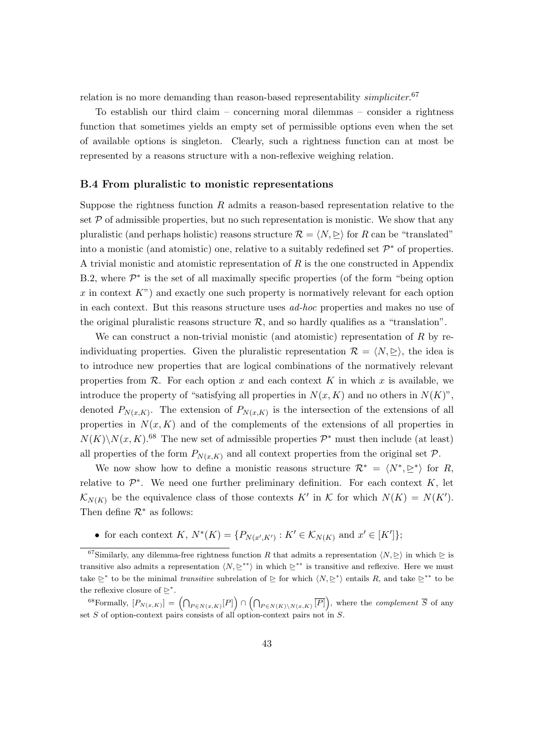relation is no more demanding than reason-based representability *simpliciter*.[67]

To establish our third claim – concerning moral dilemmas – consider a rightness function that sometimes yields an empty set of permissible options even when the set of available options is singleton. Clearly, such a rightness function can at most be represented by a reasons structure with a non-reflexive weighing relation.

### B.4 From pluralistic to monistic representations

Suppose the rightness function $R$ admits a reason-based representation relative to the set $\mathcal{P}$ of admissible properties, but no such representation is monistic. We show that any pluralistic (and perhaps holistic) reasons structure $\mathcal{R} = \langle N, \trianglerighteq \rangle$ for $R$ can be "translated" into a monistic (and atomistic) one, relative to a suitably redefined set $\mathcal{P}^*$ of properties. A trivial monistic and atomistic representation of $R$ is the one constructed in Appendix B.2, where $\mathcal{P}^*$ is the set of all maximally specific properties (of the form "being option $x$ in context $K$") and exactly one such property is normatively relevant for each option in each context. But this reasons structure uses *ad-hoc* properties and makes no use of the original pluralistic reasons structure $\mathcal{R}$, and so hardly qualifies as a "translation".

We can construct a non-trivial monistic (and atomistic) representation of $R$ by re-individuating properties. Given the pluralistic representation $\mathcal{R} = \langle N, \trianglerighteq \rangle$, the idea is to introduce new properties that are logical combinations of the normatively relevant properties from $\mathcal{R}$. For each option $x$ and each context $K$ in which $x$ is available, we introduce the property of "satisfying all properties in $N(x, K)$ and no others in $N(K)$", denoted $P_{N(x,K)}$. The extension of $P_{N(x,K)}$ is the intersection of the extensions of all properties in $N(x, K)$ and of the complements of the extensions of all properties in $N(K) \backslash N(x, K)$.[68] The new set of admissible properties $\mathcal{P}^*$ must then include (at least) all properties of the form $P_{N(x,K)}$ and all context properties from the original set $\mathcal{P}$.

We now show how to define a monistic reasons structure $\mathcal{R}^* = \langle N^*, \trianglerighteq^* \rangle$ for $R$, relative to $\mathcal{P}^*$. We need one further preliminary definition. For each context $K$, let $\mathcal{K}_{N(K)}$ be the equivalence class of those contexts $K'$ in $\mathcal{K}$ for which $N(K) = N(K')$. Then define $\mathcal{R}^*$ as follows:

- for each context $K$, $N^*(K) = \{P_{N(x',K')} : K' \in \mathcal{K}_{N(K)} \text{ and } x' \in [K']\}$;

---

[67] Similarly, any dilemma-free rightness function $R$ that admits a representation $\langle N, \trianglerighteq \rangle$ in which $\trianglerighteq$ is transitive also admits a representation $\langle N, \trianglerighteq^{**} \rangle$ in which $\trianglerighteq^{**}$ is transitive and reflexive. Here we must take $\trianglerighteq^*$ to be the minimal *transitive* subrelation of $\trianglerighteq$ for which $\langle N, \trianglerighteq^* \rangle$ entails $R$, and take $\trianglerighteq^{**}$ to be the reflexive closure of $\trianglerighteq^*$.

[68] Formally, $[P_{N(x,K)}] = \left(\bigcap_{P \in N(x,K)} [P]\right) \cap \left(\bigcap_{P \in N(K) \backslash N(x,K)} \overline{[P]}\right)$, where the *complement* $\overline{S}$ of any set $S$ of option-context pairs consists of all option-context pairs not in $S$.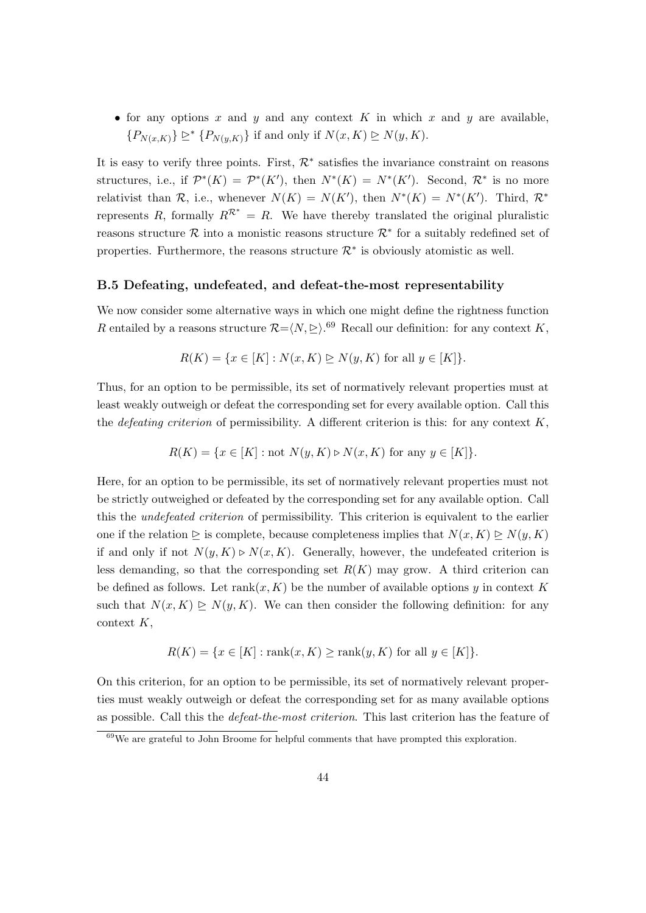- for any options $x$ and $y$ and any context $K$ in which $x$ and $y$ are available, $\{P_{N(x,K)}\} \trianglerighteq^* \{P_{N(y,K)}\}$ if and only if $N(x,K) \trianglerighteq N(y,K)$.

It is easy to verify three points. First, $\mathcal{R}^*$ satisfies the invariance constraint on reasons structures, i.e., if $\mathcal{P}^*(K) = \mathcal{P}^*(K')$, then $N^*(K) = N^*(K')$. Second, $\mathcal{R}^*$ is no more relativist than $\mathcal{R}$, i.e., whenever $N(K) = N(K')$, then $N^*(K) = N^*(K')$. Third, $\mathcal{R}^*$ represents $R$, formally $R^{\mathcal{R}^*} = R$. We have thereby translated the original pluralistic reasons structure $\mathcal{R}$ into a monistic reasons structure $\mathcal{R}^*$ for a suitably redefined set of properties. Furthermore, the reasons structure $\mathcal{R}^*$ is obviously atomistic as well.

### B.5 Defeating, undefeated, and defeat-the-most representability

We now consider some alternative ways in which one might define the rightness function $R$ entailed by a reasons structure $\mathcal{R}=\langle N, \trianglerighteq \rangle$.[69] Recall our definition: for any context $K$,

$$R(K) = \{x \in [K] : N(x,K) \trianglerighteq N(y,K) \text{ for all } y \in [K]\}.$$

Thus, for an option to be permissible, its set of normatively relevant properties must at least weakly outweigh or defeat the corresponding set for every available option. Call this the *defeating criterion* of permissibility. A different criterion is this: for any context $K$,

$$R(K) = \{x \in [K] : \text{not } N(y,K) \triangleright N(x,K) \text{ for any } y \in [K]\}.$$

Here, for an option to be permissible, its set of normatively relevant properties must not be strictly outweighed or defeated by the corresponding set for any available option. Call this the *undefeated criterion* of permissibility. This criterion is equivalent to the earlier one if the relation $\trianglerighteq$ is complete, because completeness implies that $N(x,K) \trianglerighteq N(y,K)$ if and only if not $N(y,K) \triangleright N(x,K)$. Generally, however, the undefeated criterion is less demanding, so that the corresponding set $R(K)$ may grow. A third criterion can be defined as follows. Let $\text{rank}(x,K)$ be the number of available options $y$ in context $K$ such that $N(x,K) \trianglerighteq N(y,K)$. We can then consider the following definition: for any context $K$,

$$R(K) = \{x \in [K] : \text{rank}(x,K) \geq \text{rank}(y,K) \text{ for all } y \in [K]\}.$$

On this criterion, for an option to be permissible, its set of normatively relevant properties must weakly outweigh or defeat the corresponding set for as many available options as possible. Call this the *defeat-the-most criterion*. This last criterion has the feature of

[69] We are grateful to John Broome for helpful comments that have prompted this exploration.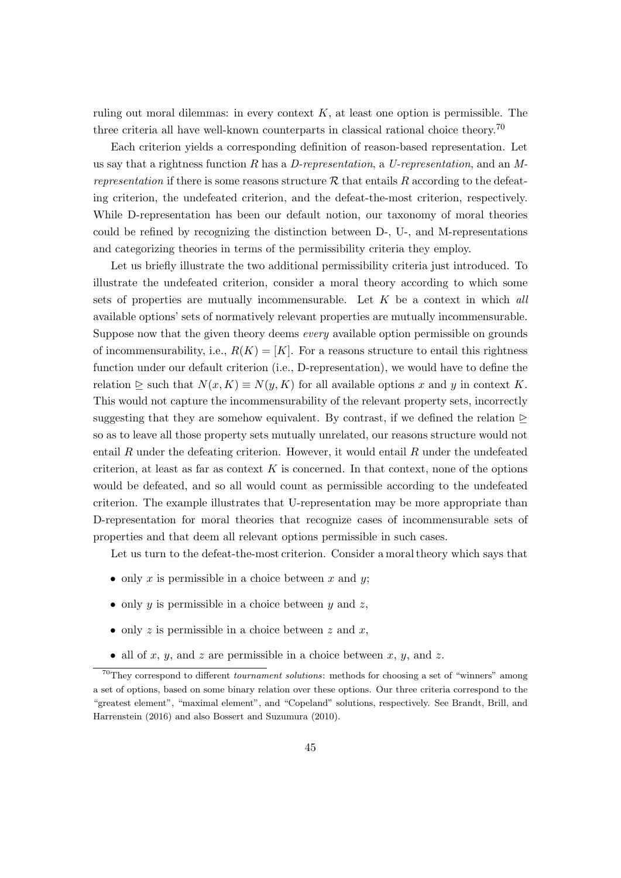ruling out moral dilemmas: in every context $K$, at least one option is permissible. The three criteria all have well-known counterparts in classical rational choice theory.[70]

Each criterion yields a corresponding definition of reason-based representation. Let us say that a rightness function $R$ has a *D-representation*, a *U-representation*, and an *M-representation* if there is some reasons structure $\mathcal{R}$ that entails $R$ according to the defeating criterion, the undefeated criterion, and the defeat-the-most criterion, respectively. While D-representation has been our default notion, our taxonomy of moral theories could be refined by recognizing the distinction between D-, U-, and M-representations and categorizing theories in terms of the permissibility criteria they employ.

Let us briefly illustrate the two additional permissibility criteria just introduced. To illustrate the undefeated criterion, consider a moral theory according to which some sets of properties are mutually incommensurable. Let $K$ be a context in which *all* available options' sets of normatively relevant properties are mutually incommensurable. Suppose now that the given theory deems *every* available option permissible on grounds of incommensurability, i.e., $R(K) = [K]$. For a reasons structure to entail this rightness function under our default criterion (i.e., D-representation), we would have to define the relation $\trianglerighteq$ such that $N(x, K) \equiv N(y, K)$ for all available options $x$ and $y$ in context $K$. This would not capture the incommensurability of the relevant property sets, incorrectly suggesting that they are somehow equivalent. By contrast, if we defined the relation $\trianglerighteq$ so as to leave all those property sets mutually unrelated, our reasons structure would not entail $R$ under the defeating criterion. However, it would entail $R$ under the undefeated criterion, at least as far as context $K$ is concerned. In that context, none of the options would be defeated, and so all would count as permissible according to the undefeated criterion. The example illustrates that U-representation may be more appropriate than D-representation for moral theories that recognize cases of incommensurable sets of properties and that deem all relevant options permissible in such cases.

Let us turn to the defeat-the-most criterion. Consider a moral theory which says that

- only $x$ is permissible in a choice between $x$ and $y$;
- only $y$ is permissible in a choice between $y$ and $z$,
- only $z$ is permissible in a choice between $z$ and $x$,
- all of $x$, $y$, and $z$ are permissible in a choice between $x$, $y$, and $z$.

[70]They correspond to different *tournament solutions*: methods for choosing a set of "winners" among a set of options, based on some binary relation over these options. Our three criteria correspond to the "greatest element", "maximal element", and "Copeland" solutions, respectively. See Brandt, Brill, and Harrenstein (2016) and also Bossert and Suzumura (2010).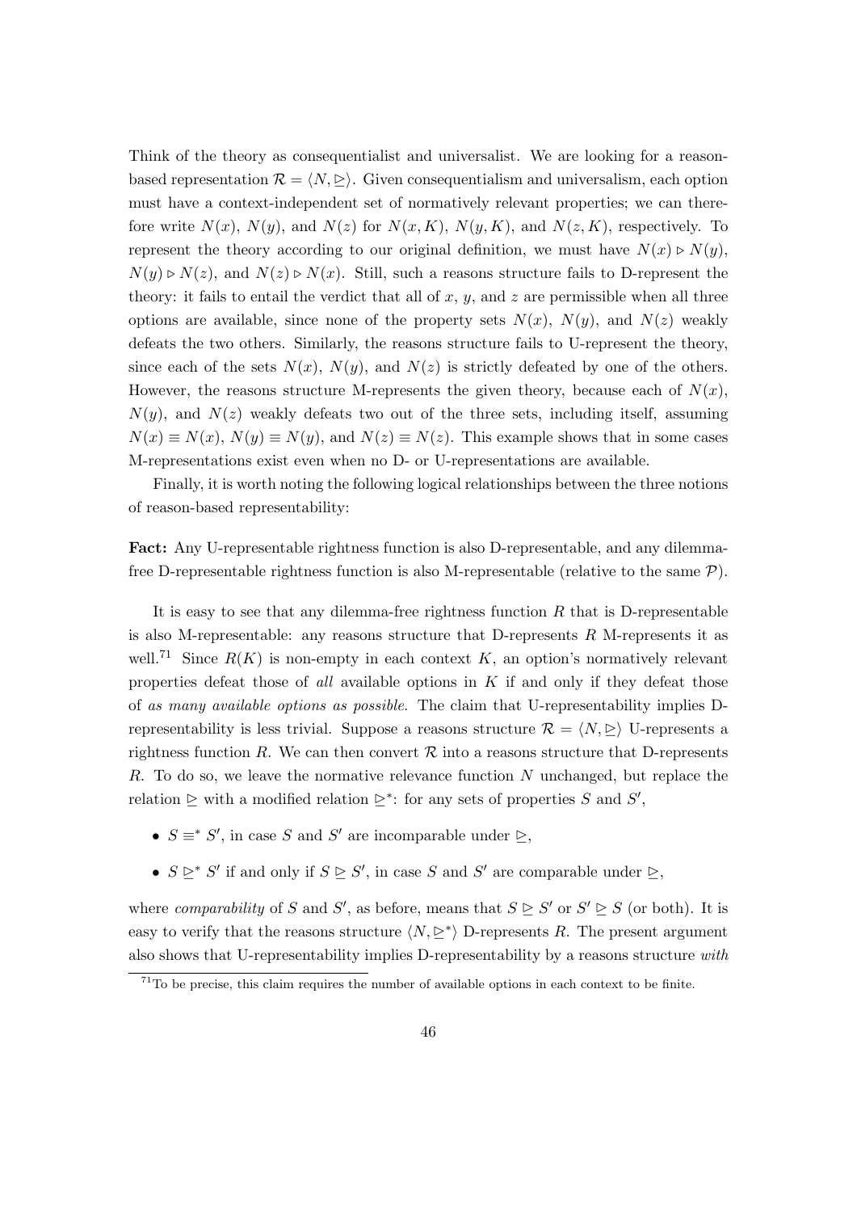Think of the theory as consequentialist and universalist. We are looking for a reason-based representation $\mathcal{R} = \langle N, \trianglerighteq \rangle$. Given consequentialism and universalism, each option must have a context-independent set of normatively relevant properties; we can therefore write $N(x)$, $N(y)$, and $N(z)$ for $N(x, K)$, $N(y, K)$, and $N(z, K)$, respectively. To represent the theory according to our original definition, we must have $N(x) \triangleright N(y)$, $N(y) \triangleright N(z)$, and $N(z) \triangleright N(x)$. Still, such a reasons structure fails to D-represent the theory: it fails to entail the verdict that all of $x$, $y$, and $z$ are permissible when all three options are available, since none of the property sets $N(x)$, $N(y)$, and $N(z)$ weakly defeats the two others. Similarly, the reasons structure fails to U-represent the theory, since each of the sets $N(x)$, $N(y)$, and $N(z)$ is strictly defeated by one of the others. However, the reasons structure M-represents the given theory, because each of $N(x)$, $N(y)$, and $N(z)$ weakly defeats two out of the three sets, including itself, assuming $N(x) \equiv N(x)$, $N(y) \equiv N(y)$, and $N(z) \equiv N(z)$. This example shows that in some cases M-representations exist even when no D- or U-representations are available.

Finally, it is worth noting the following logical relationships between the three notions of reason-based representability:

**Fact:** Any U-representable rightness function is also D-representable, and any dilemma-free D-representable rightness function is also M-representable (relative to the same $\mathcal{P}$).

It is easy to see that any dilemma-free rightness function $R$ that is D-representable is also M-representable: any reasons structure that D-represents $R$ M-represents it as well.[71] Since $R(K)$ is non-empty in each context $K$, an option's normatively relevant properties defeat those of *all* available options in $K$ if and only if they defeat those of *as many available options as possible*. The claim that U-representability implies D-representability is less trivial. Suppose a reasons structure $\mathcal{R} = \langle N, \trianglerighteq \rangle$ U-represents a rightness function $R$. We can then convert $\mathcal{R}$ into a reasons structure that D-represents $R$. To do so, we leave the normative relevance function $N$ unchanged, but replace the relation $\trianglerighteq$ with a modified relation $\trianglerighteq^*$: for any sets of properties $S$ and $S'$,

- $S \equiv^* S'$, in case $S$ and $S'$ are incomparable under $\trianglerighteq$,
- $S \trianglerighteq^* S'$ if and only if $S \trianglerighteq S'$, in case $S$ and $S'$ are comparable under $\trianglerighteq$,

where *comparability* of $S$ and $S'$, as before, means that $S \trianglerighteq S'$ or $S' \trianglerighteq S$ (or both). It is easy to verify that the reasons structure $\langle N, \trianglerighteq^* \rangle$ D-represents $R$. The present argument also shows that U-representability implies D-representability by a reasons structure *with*

[71] To be precise, this claim requires the number of available options in each context to be finite.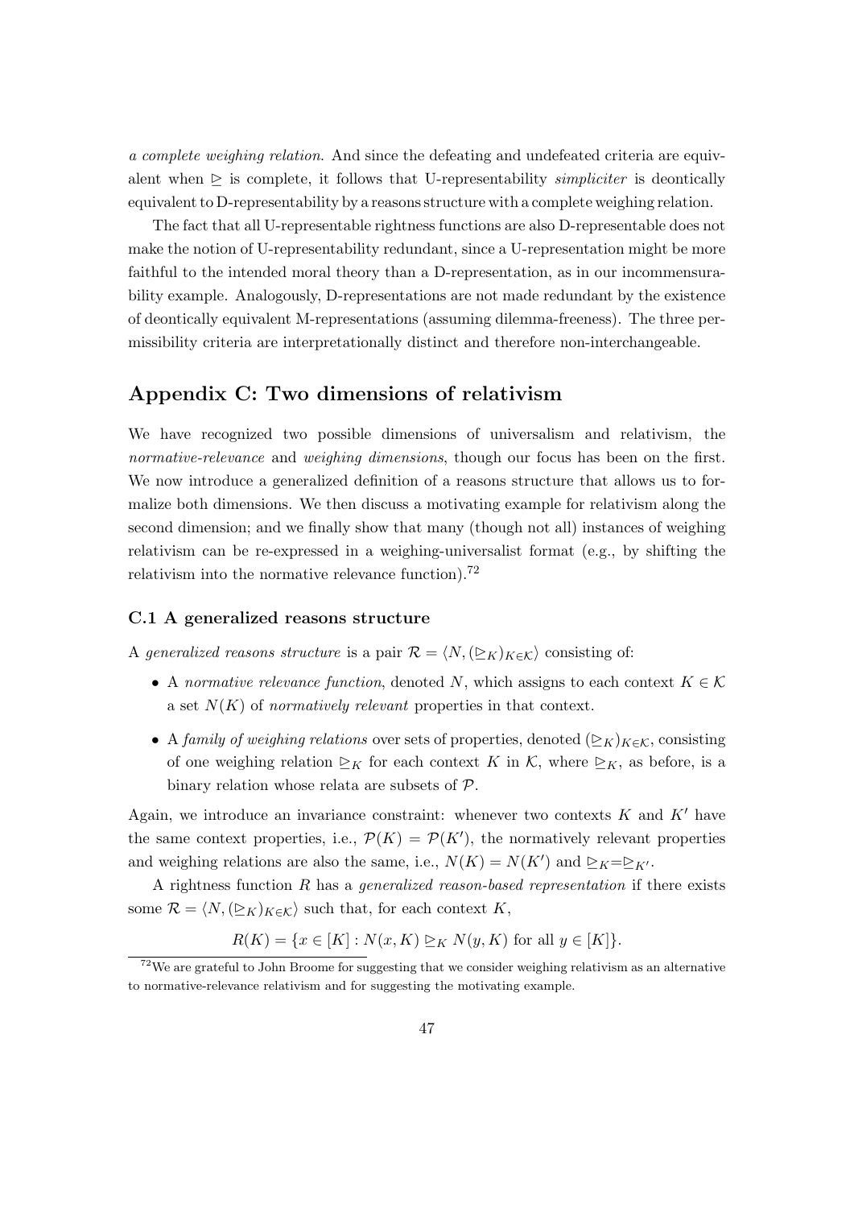*a complete weighing relation*. And since the defeating and undefeated criteria are equivalent when $\trianglerighteq$ is complete, it follows that U-representability *simpliciter* is deontically equivalent to D-representability by a reasons structure with a complete weighing relation.

The fact that all U-representable rightness functions are also D-representable does not make the notion of U-representability redundant, since a U-representation might be more faithful to the intended moral theory than a D-representation, as in our incommensurability example. Analogously, D-representations are not made redundant by the existence of deontically equivalent M-representations (assuming dilemma-freeness). The three permissibility criteria are interpretationally distinct and therefore non-interchangeable.

## Appendix C: Two dimensions of relativism

We have recognized two possible dimensions of universalism and relativism, the *normative-relevance* and *weighing dimensions*, though our focus has been on the first. We now introduce a generalized definition of a reasons structure that allows us to formalize both dimensions. We then discuss a motivating example for relativism along the second dimension; and we finally show that many (though not all) instances of weighing relativism can be re-expressed in a weighing-universalist format (e.g., by shifting the relativism into the normative relevance function).[72]

### C.1 A generalized reasons structure

A *generalized reasons structure* is a pair $\mathcal{R} = \langle N, (\trianglerighteq_K)_{K \in \mathcal{K}} \rangle$ consisting of:

- A *normative relevance function*, denoted $N$, which assigns to each context $K \in \mathcal{K}$ a set $N(K)$ of *normatively relevant* properties in that context.
- A *family of weighing relations* over sets of properties, denoted $(\trianglerighteq_K)_{K \in \mathcal{K}}$, consisting of one weighing relation $\trianglerighteq_K$ for each context $K$ in $\mathcal{K}$, where $\trianglerighteq_K$, as before, is a binary relation whose relata are subsets of $\mathcal{P}$.

Again, we introduce an invariance constraint: whenever two contexts $K$ and $K'$ have the same context properties, i.e., $\mathcal{P}(K) = \mathcal{P}(K')$, the normatively relevant properties and weighing relations are also the same, i.e., $N(K) = N(K')$ and $\trianglerighteq_K = \trianglerighteq_{K'}$.

A rightness function $R$ has a *generalized reason-based representation* if there exists some $\mathcal{R} = \langle N, (\trianglerighteq_K)_{K \in \mathcal{K}} \rangle$ such that, for each context $K$,

$$R(K) = \{x \in [K] : N(x, K) \trianglerighteq_K N(y, K) \text{ for all } y \in [K]\}.$$

[72] We are grateful to John Broome for suggesting that we consider weighing relativism as an alternative to normative-relevance relativism and for suggesting the motivating example.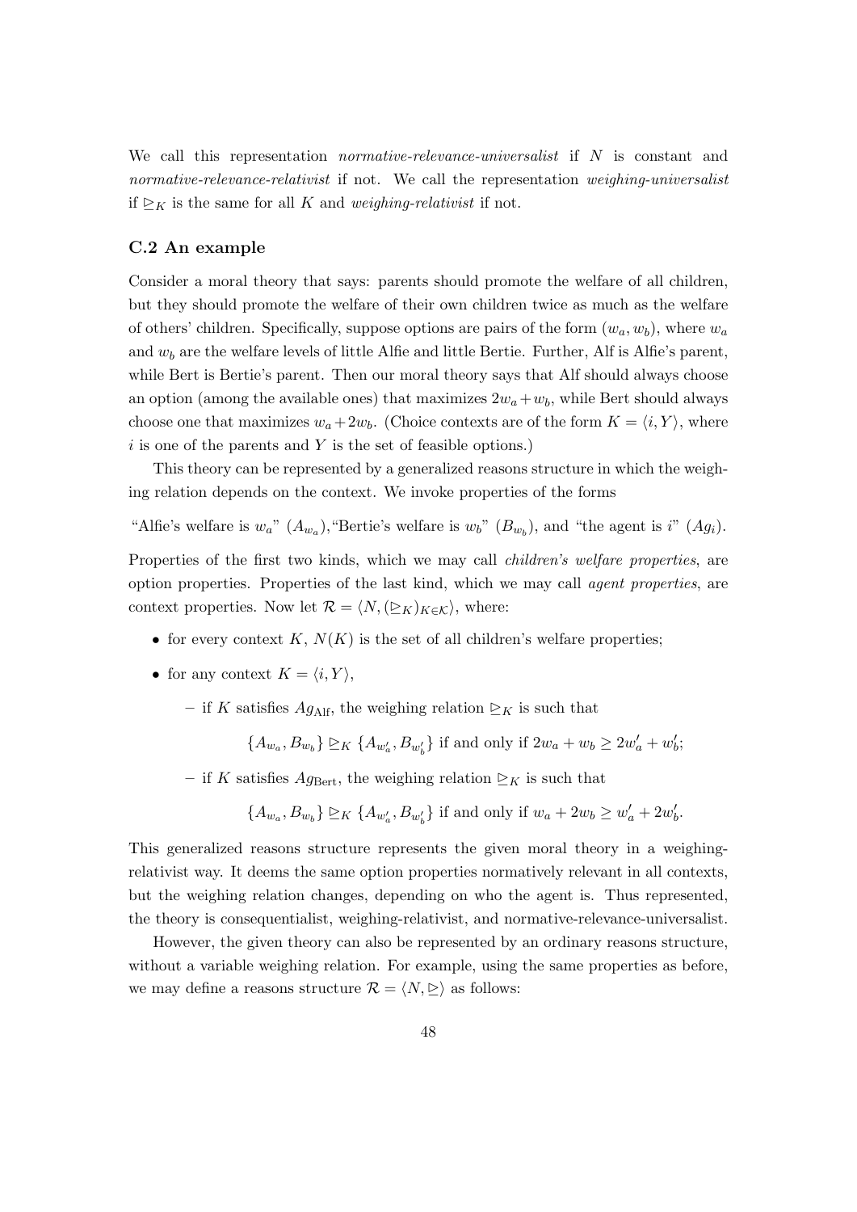We call this representation *normative-relevance-universalist* if $N$ is constant and *normative-relevance-relativist* if not. We call the representation *weighing-universalist* if $\trianglerighteq_K$ is the same for all $K$ and *weighing-relativist* if not.

### C.2 An example

Consider a moral theory that says: parents should promote the welfare of all children, but they should promote the welfare of their own children twice as much as the welfare of others' children. Specifically, suppose options are pairs of the form $(w_a, w_b)$, where $w_a$ and $w_b$ are the welfare levels of little Alfie and little Bertie. Further, Alf is Alfie's parent, while Bert is Bertie's parent. Then our moral theory says that Alf should always choose an option (among the available ones) that maximizes $2w_a + w_b$, while Bert should always choose one that maximizes $w_a + 2w_b$. (Choice contexts are of the form $K = \langle i, Y \rangle$, where $i$ is one of the parents and $Y$ is the set of feasible options.)

This theory can be represented by a generalized reasons structure in which the weighing relation depends on the context. We invoke properties of the forms

"Alfie's welfare is $w_a$" ($A_{w_a}$), "Bertie's welfare is $w_b$" ($B_{w_b}$), and "the agent is $i$" ($Ag_i$).

Properties of the first two kinds, which we may call *children's welfare properties*, are option properties. Properties of the last kind, which we may call *agent properties*, are context properties. Now let $\mathcal{R} = \langle N, (\trianglerighteq_K)_{K \in \mathcal{K}} \rangle$, where:

- for every context $K$, $N(K)$ is the set of all children's welfare properties;
- for any context $K = \langle i, Y \rangle$,
  - if $K$ satisfies $Ag_{\text{Alf}}$, the weighing relation $\trianglerighteq_K$ is such that

    $$\{A_{w_a}, B_{w_b}\} \trianglerighteq_K \{A_{w'_a}, B_{w'_b}\} \text{ if and only if } 2w_a + w_b \geq 2w'_a + w'_b;$$

  - if $K$ satisfies $Ag_{\text{Bert}}$, the weighing relation $\trianglerighteq_K$ is such that

    $$\{A_{w_a}, B_{w_b}\} \trianglerighteq_K \{A_{w'_a}, B_{w'_b}\} \text{ if and only if } w_a + 2w_b \geq w'_a + 2w'_b.$$

This generalized reasons structure represents the given moral theory in a weighing-relativist way. It deems the same option properties normatively relevant in all contexts, but the weighing relation changes, depending on who the agent is. Thus represented, the theory is consequentialist, weighing-relativist, and normative-relevance-universalist.

However, the given theory can also be represented by an ordinary reasons structure, without a variable weighing relation. For example, using the same properties as before, we may define a reasons structure $\mathcal{R} = \langle N, \trianglerighteq \rangle$ as follows: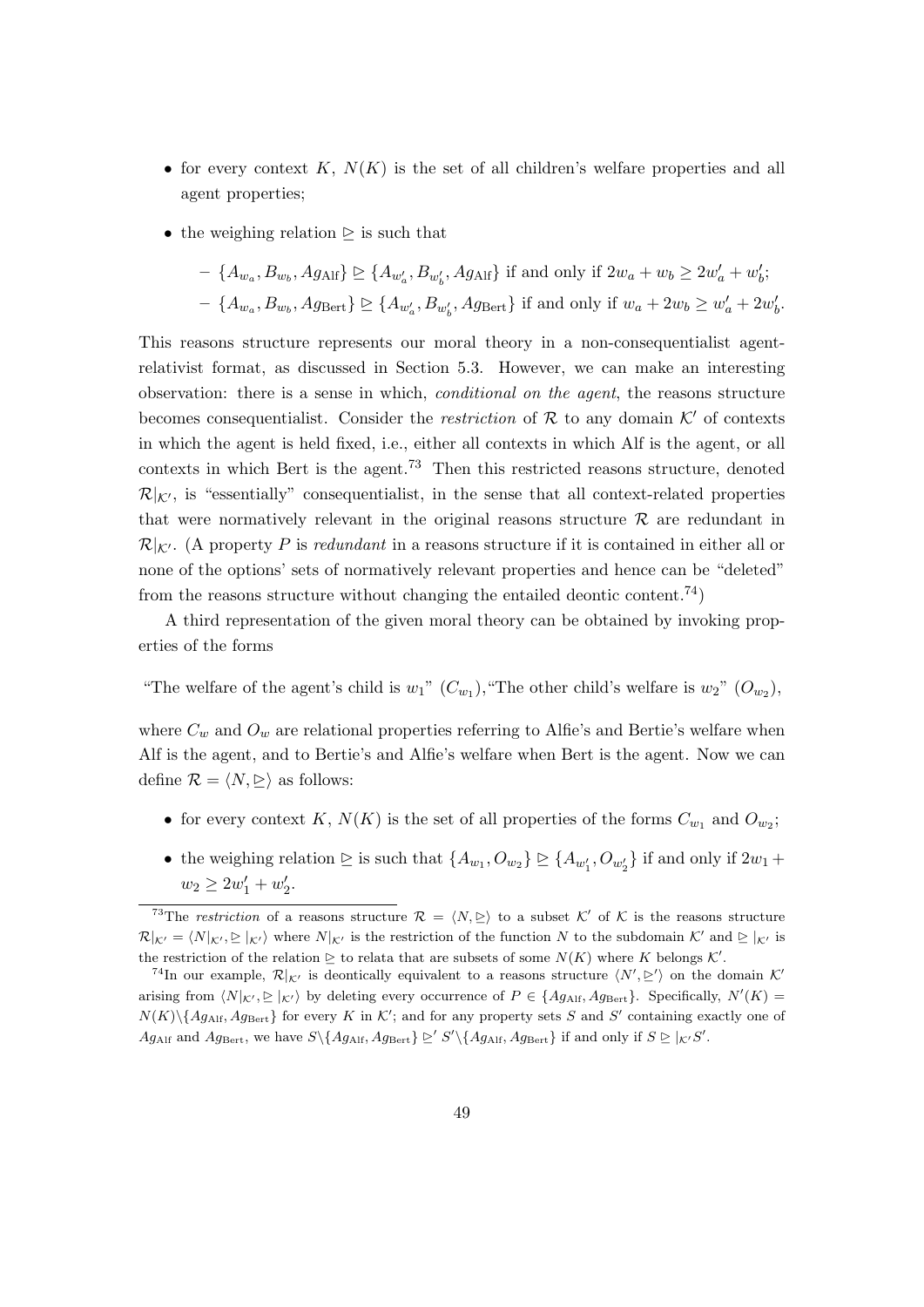- for every context $K$, $N(K)$ is the set of all children's welfare properties and all agent properties;
- the weighing relation $\trianglerighteq$ is such that
  - $\{A_{w_a}, B_{w_b}, Ag_{\text{Alf}}\} \trianglerighteq \{A_{w'_a}, B_{w'_b}, Ag_{\text{Alf}}\}$ if and only if $2w_a + w_b \geq 2w'_a + w'_b$;
  - $\{A_{w_a}, B_{w_b}, Ag_{\text{Bert}}\} \trianglerighteq \{A_{w'_a}, B_{w'_b}, Ag_{\text{Bert}}\}$ if and only if $w_a + 2w_b \geq w'_a + 2w'_b$.

This reasons structure represents our moral theory in a non-consequentialist agent-relativist format, as discussed in Section 5.3. However, we can make an interesting observation: there is a sense in which, *conditional on the agent*, the reasons structure becomes consequentialist. Consider the *restriction* of $\mathcal{R}$ to any domain $\mathcal{K}'$ of contexts in which the agent is held fixed, i.e., either all contexts in which Alf is the agent, or all contexts in which Bert is the agent.[73] Then this restricted reasons structure, denoted $\mathcal{R}|_{\mathcal{K}'}$, is "essentially" consequentialist, in the sense that all context-related properties that were normatively relevant in the original reasons structure $\mathcal{R}$ are redundant in $\mathcal{R}|_{\mathcal{K}'}$. (A property $P$ is *redundant* in a reasons structure if it is contained in either all or none of the options' sets of normatively relevant properties and hence can be "deleted" from the reasons structure without changing the entailed deontic content.[74])

A third representation of the given moral theory can be obtained by invoking properties of the forms

"The welfare of the agent's child is $w_1$" ($C_{w_1}$), "The other child's welfare is $w_2$" ($O_{w_2}$),

where $C_w$ and $O_w$ are relational properties referring to Alfie's and Bertie's welfare when Alf is the agent, and to Bertie's and Alfie's welfare when Bert is the agent. Now we can define $\mathcal{R} = \langle N, \trianglerighteq \rangle$ as follows:

- for every context $K$, $N(K)$ is the set of all properties of the forms $C_{w_1}$ and $O_{w_2}$;
- the weighing relation $\trianglerighteq$ is such that $\{A_{w_1}, O_{w_2}\} \trianglerighteq \{A_{w'_1}, O_{w'_2}\}$ if and only if $2w_1 + w_2 \geq 2w'_1 + w'_2$.

---

[73] The *restriction* of a reasons structure $\mathcal{R} = \langle N, \trianglerighteq \rangle$ to a subset $\mathcal{K}'$ of $\mathcal{K}$ is the reasons structure $\mathcal{R}|_{\mathcal{K}'} = \langle N|_{\mathcal{K}'}, \trianglerighteq|_{\mathcal{K}'} \rangle$ where $N|_{\mathcal{K}'}$ is the restriction of the function $N$ to the subdomain $\mathcal{K}'$ and $\trianglerighteq|_{\mathcal{K}'}$ is the restriction of the relation $\trianglerighteq$ to relata that are subsets of some $N(K)$ where $K$ belongs $\mathcal{K}'$.

[74] In our example, $\mathcal{R}|_{\mathcal{K}'}$ is deontically equivalent to a reasons structure $\langle N', \trianglerighteq' \rangle$ on the domain $\mathcal{K}'$ arising from $\langle N|_{\mathcal{K}'}, \trianglerighteq|_{\mathcal{K}'} \rangle$ by deleting every occurrence of $P \in \{Ag_{\text{Alf}}, Ag_{\text{Bert}}\}$. Specifically, $N'(K) = N(K) \backslash \{Ag_{\text{Alf}}, Ag_{\text{Bert}}\}$ for every $K$ in $\mathcal{K}'$; and for any property sets $S$ and $S'$ containing exactly one of $Ag_{\text{Alf}}$ and $Ag_{\text{Bert}}$, we have $S \backslash \{Ag_{\text{Alf}}, Ag_{\text{Bert}}\} \trianglerighteq' S' \backslash \{Ag_{\text{Alf}}, Ag_{\text{Bert}}\}$ if and only if $S \trianglerighteq|_{\mathcal{K}'} S'$.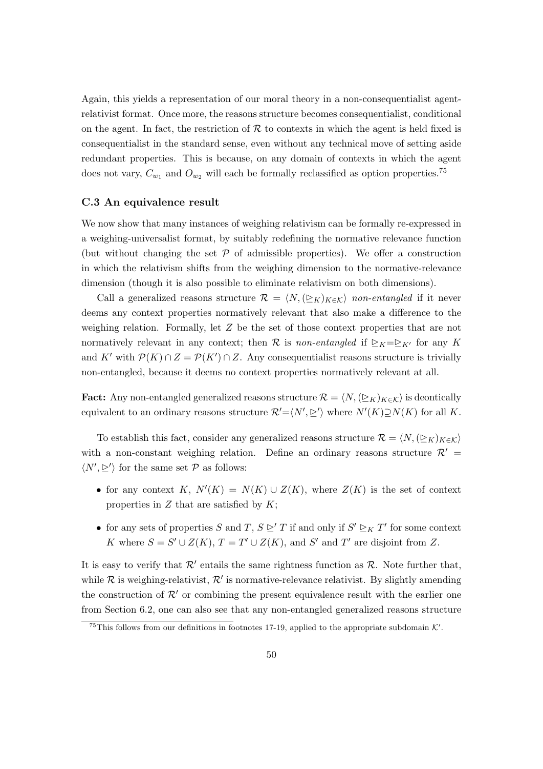Again, this yields a representation of our moral theory in a non-consequentialist agent-relativist format. Once more, the reasons structure becomes consequentialist, conditional on the agent. In fact, the restriction of $\mathcal{R}$ to contexts in which the agent is held fixed is consequentialist in the standard sense, even without any technical move of setting aside redundant properties. This is because, on any domain of contexts in which the agent does not vary, $C_{w_1}$ and $O_{w_2}$ will each be formally reclassified as option properties.[75]

### C.3 An equivalence result

We now show that many instances of weighing relativism can be formally re-expressed in a weighing-universalist format, by suitably redefining the normative relevance function (but without changing the set $\mathcal{P}$ of admissible properties). We offer a construction in which the relativism shifts from the weighing dimension to the normative-relevance dimension (though it is also possible to eliminate relativism on both dimensions).

Call a generalized reasons structure $\mathcal{R} = \langle N, (\trianglerighteq_K)_{K \in \mathcal{K}} \rangle$ *non-entangled* if it never deems any context properties normatively relevant that also make a difference to the weighing relation. Formally, let $Z$ be the set of those context properties that are not normatively relevant in any context; then $\mathcal{R}$ is *non-entangled* if $\trianglerighteq_K = \trianglerighteq_{K'}$ for any $K$ and $K'$ with $\mathcal{P}(K) \cap Z = \mathcal{P}(K') \cap Z$. Any consequentialist reasons structure is trivially non-entangled, because it deems no context properties normatively relevant at all.

**Fact:** Any non-entangled generalized reasons structure $\mathcal{R} = \langle N, (\trianglerighteq_K)_{K \in \mathcal{K}} \rangle$ is deontically equivalent to an ordinary reasons structure $\mathcal{R}' = \langle N', \trianglerighteq' \rangle$ where $N'(K) \supseteq N(K)$ for all $K$.

To establish this fact, consider any generalized reasons structure $\mathcal{R} = \langle N, (\trianglerighteq_K)_{K \in \mathcal{K}} \rangle$ with a non-constant weighing relation. Define an ordinary reasons structure $\mathcal{R}' = \langle N', \trianglerighteq' \rangle$ for the same set $\mathcal{P}$ as follows:

- for any context $K$, $N'(K) = N(K) \cup Z(K)$, where $Z(K)$ is the set of context properties in $Z$ that are satisfied by $K$;
- for any sets of properties $S$ and $T$, $S \trianglerighteq' T$ if and only if $S' \trianglerighteq_K T'$ for some context $K$ where $S = S' \cup Z(K)$, $T = T' \cup Z(K)$, and $S'$ and $T'$ are disjoint from $Z$.

It is easy to verify that $\mathcal{R}'$ entails the same rightness function as $\mathcal{R}$. Note further that, while $\mathcal{R}$ is weighing-relativist, $\mathcal{R}'$ is normative-relevance relativist. By slightly amending the construction of $\mathcal{R}'$ or combining the present equivalence result with the earlier one from Section 6.2, one can also see that any non-entangled generalized reasons structure

[75] This follows from our definitions in footnotes 17-19, applied to the appropriate subdomain $\mathcal{K}'$.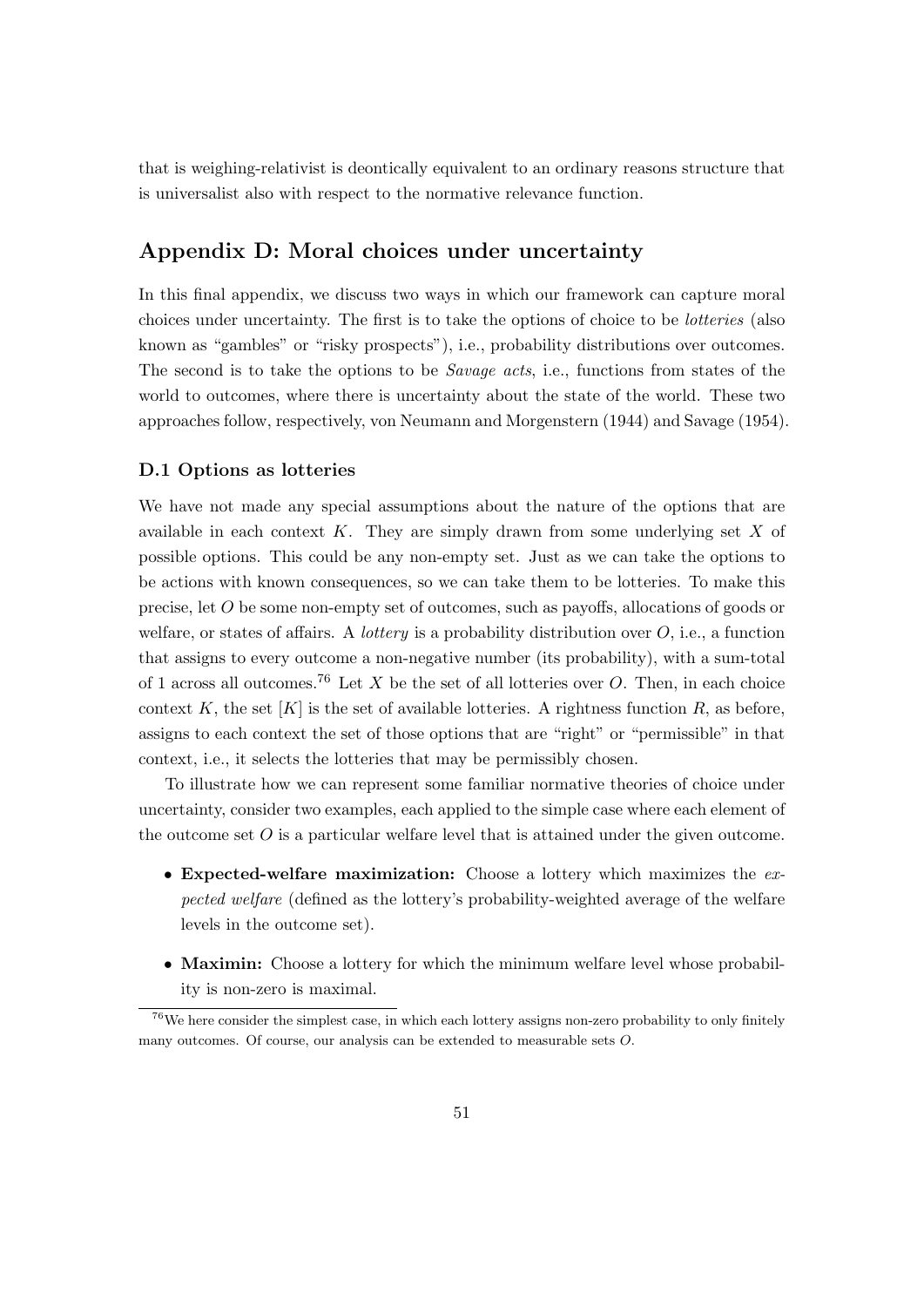that is weighing-relativist is deontically equivalent to an ordinary reasons structure that is universalist also with respect to the normative relevance function.

## Appendix D: Moral choices under uncertainty

In this final appendix, we discuss two ways in which our framework can capture moral choices under uncertainty. The first is to take the options of choice to be *lotteries* (also known as "gambles" or "risky prospects"), i.e., probability distributions over outcomes. The second is to take the options to be *Savage acts*, i.e., functions from states of the world to outcomes, where there is uncertainty about the state of the world. These two approaches follow, respectively, von Neumann and Morgenstern (1944) and Savage (1954).

### D.1 Options as lotteries

We have not made any special assumptions about the nature of the options that are available in each context $K$. They are simply drawn from some underlying set $X$ of possible options. This could be any non-empty set. Just as we can take the options to be actions with known consequences, so we can take them to be lotteries. To make this precise, let $O$ be some non-empty set of outcomes, such as payoffs, allocations of goods or welfare, or states of affairs. A *lottery* is a probability distribution over $O$, i.e., a function that assigns to every outcome a non-negative number (its probability), with a sum-total of 1 across all outcomes.[76] Let $X$ be the set of all lotteries over $O$. Then, in each choice context $K$, the set $[K]$ is the set of available lotteries. A rightness function $R$, as before, assigns to each context the set of those options that are "right" or "permissible" in that context, i.e., it selects the lotteries that may be permissibly chosen.

To illustrate how we can represent some familiar normative theories of choice under uncertainty, consider two examples, each applied to the simple case where each element of the outcome set $O$ is a particular welfare level that is attained under the given outcome.

- **Expected-welfare maximization:** Choose a lottery which maximizes the *expected welfare* (defined as the lottery's probability-weighted average of the welfare levels in the outcome set).
- **Maximin:** Choose a lottery for which the minimum welfare level whose probability is non-zero is maximal.

[76] We here consider the simplest case, in which each lottery assigns non-zero probability to only finitely many outcomes. Of course, our analysis can be extended to measurable sets $O$.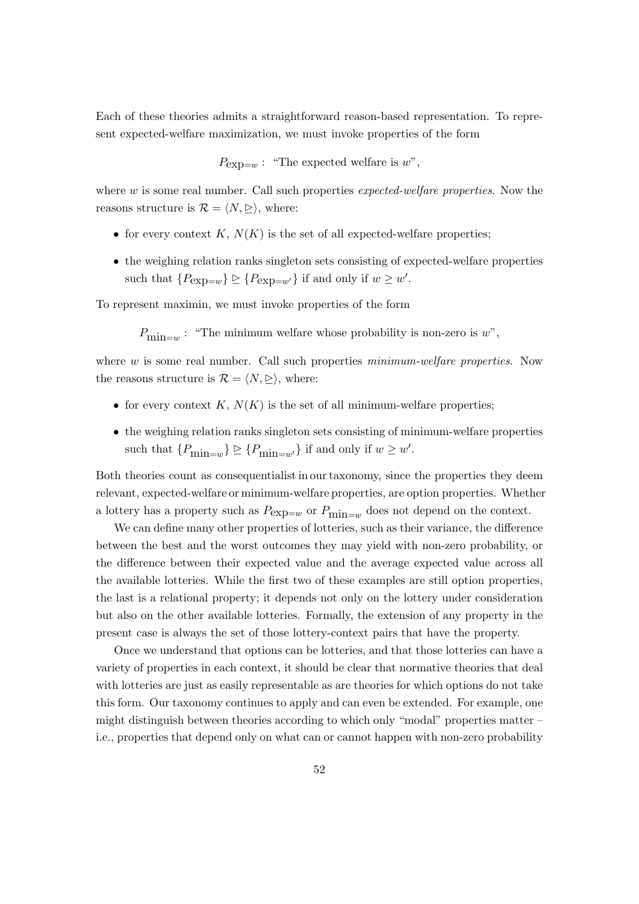Each of these theories admits a straightforward reason-based representation. To represent expected-welfare maximization, we must invoke properties of the form

$$P_{\text{exp}=w}: \text{ "The expected welfare is } w\text{"},$$

where $w$ is some real number. Call such properties *expected-welfare properties*. Now the reasons structure is $\mathcal{R} = \langle N, \trianglerighteq \rangle$, where:

- for every context $K$, $N(K)$ is the set of all expected-welfare properties;
- the weighing relation ranks singleton sets consisting of expected-welfare properties such that $\{P_{\text{exp}=w}\} \trianglerighteq \{P_{\text{exp}=w'}\}$ if and only if $w \geq w'$.

To represent maximin, we must invoke properties of the form

$$P_{\text{min}=w}: \text{ "The minimum welfare whose probability is non-zero is } w\text{"},$$

where $w$ is some real number. Call such properties *minimum-welfare properties*. Now the reasons structure is $\mathcal{R} = \langle N, \trianglerighteq \rangle$, where:

- for every context $K$, $N(K)$ is the set of all minimum-welfare properties;
- the weighing relation ranks singleton sets consisting of minimum-welfare properties such that $\{P_{\text{min}=w}\} \trianglerighteq \{P_{\text{min}=w'}\}$ if and only if $w \geq w'$.

Both theories count as consequentialist in our taxonomy, since the properties they deem relevant, expected-welfare or minimum-welfare properties, are option properties. Whether a lottery has a property such as $P_{\text{exp}=w}$ or $P_{\text{min}=w}$ does not depend on the context.

We can define many other properties of lotteries, such as their variance, the difference between the best and the worst outcomes they may yield with non-zero probability, or the difference between their expected value and the average expected value across all the available lotteries. While the first two of these examples are still option properties, the last is a relational property; it depends not only on the lottery under consideration but also on the other available lotteries. Formally, the extension of any property in the present case is always the set of those lottery-context pairs that have the property.

Once we understand that options can be lotteries, and that those lotteries can have a variety of properties in each context, it should be clear that normative theories that deal with lotteries are just as easily representable as are theories for which options do not take this form. Our taxonomy continues to apply and can even be extended. For example, one might distinguish between theories according to which only "modal" properties matter – i.e., properties that depend only on what can or cannot happen with non-zero probability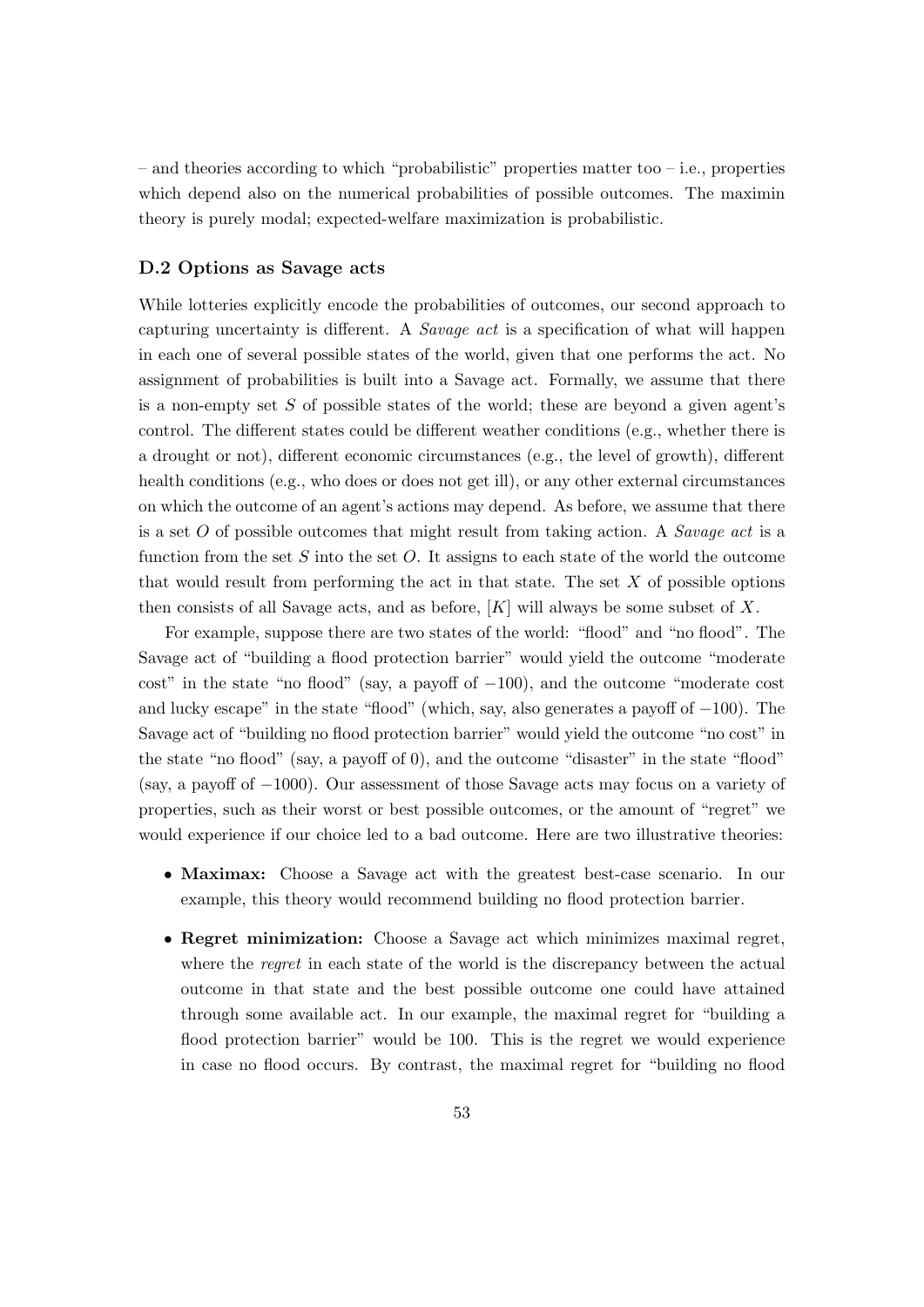– and theories according to which "probabilistic" properties matter too – i.e., properties which depend also on the numerical probabilities of possible outcomes. The maximin theory is purely modal; expected-welfare maximization is probabilistic.

### D.2 Options as Savage acts

While lotteries explicitly encode the probabilities of outcomes, our second approach to capturing uncertainty is different. A *Savage act* is a specification of what will happen in each one of several possible states of the world, given that one performs the act. No assignment of probabilities is built into a Savage act. Formally, we assume that there is a non-empty set $S$ of possible states of the world; these are beyond a given agent's control. The different states could be different weather conditions (e.g., whether there is a drought or not), different economic circumstances (e.g., the level of growth), different health conditions (e.g., who does or does not get ill), or any other external circumstances on which the outcome of an agent's actions may depend. As before, we assume that there is a set $O$ of possible outcomes that might result from taking action. A *Savage act* is a function from the set $S$ into the set $O$. It assigns to each state of the world the outcome that would result from performing the act in that state. The set $X$ of possible options then consists of all Savage acts, and as before, $[K]$ will always be some subset of $X$.

For example, suppose there are two states of the world: "flood" and "no flood". The Savage act of "building a flood protection barrier" would yield the outcome "moderate cost" in the state "no flood" (say, a payoff of $-100$), and the outcome "moderate cost and lucky escape" in the state "flood" (which, say, also generates a payoff of $-100$). The Savage act of "building no flood protection barrier" would yield the outcome "no cost" in the state "no flood" (say, a payoff of 0), and the outcome "disaster" in the state "flood" (say, a payoff of $-1000$). Our assessment of those Savage acts may focus on a variety of properties, such as their worst or best possible outcomes, or the amount of "regret" we would experience if our choice led to a bad outcome. Here are two illustrative theories:

- **Maximax:** Choose a Savage act with the greatest best-case scenario. In our example, this theory would recommend building no flood protection barrier.
- **Regret minimization:** Choose a Savage act which minimizes maximal regret, where the *regret* in each state of the world is the discrepancy between the actual outcome in that state and the best possible outcome one could have attained through some available act. In our example, the maximal regret for "building a flood protection barrier" would be 100. This is the regret we would experience in case no flood occurs. By contrast, the maximal regret for "building no flood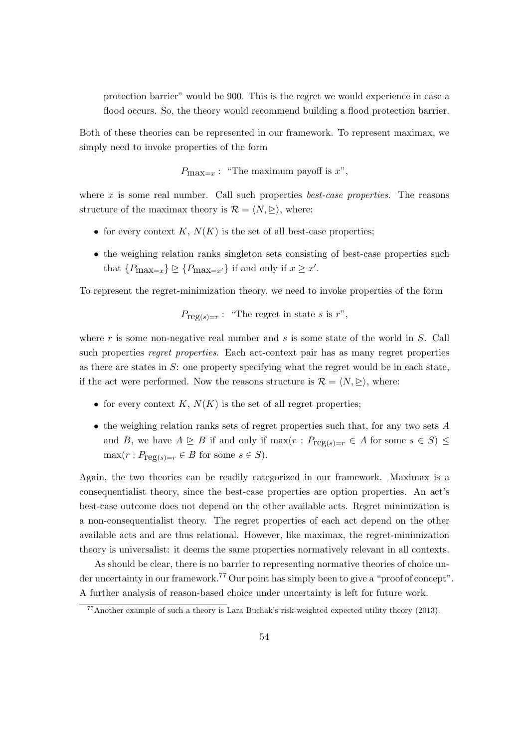protection barrier" would be 900. This is the regret we would experience in case a flood occurs. So, the theory would recommend building a flood protection barrier.

Both of these theories can be represented in our framework. To represent maximax, we simply need to invoke properties of the form

$$P_{\max=x}: \text{ "The maximum payoff is } x\text{"},$$

where $x$ is some real number. Call such properties *best-case properties*. The reasons structure of the maximax theory is $\mathcal{R} = \langle N, \trianglerighteq \rangle$, where:

- for every context $K$, $N(K)$ is the set of all best-case properties;
- the weighing relation ranks singleton sets consisting of best-case properties such that $\{P_{\max=x}\} \trianglerighteq \{P_{\max=x'}\}$ if and only if $x \geq x'$.

To represent the regret-minimization theory, we need to invoke properties of the form

$$P_{\text{reg}(s)=r}: \text{ "The regret in state } s \text{ is } r\text{"},$$

where $r$ is some non-negative real number and $s$ is some state of the world in $S$. Call such properties *regret properties*. Each act-context pair has as many regret properties as there are states in $S$: one property specifying what the regret would be in each state, if the act were performed. Now the reasons structure is $\mathcal{R} = \langle N, \trianglerighteq \rangle$, where:

- for every context $K$, $N(K)$ is the set of all regret properties;
- the weighing relation ranks sets of regret properties such that, for any two sets $A$ and $B$, we have $A \trianglerighteq B$ if and only if $\max(r : P_{\text{reg}(s)=r} \in A \text{ for some } s \in S) \leq \max(r : P_{\text{reg}(s)=r} \in B \text{ for some } s \in S)$.

Again, the two theories can be readily categorized in our framework. Maximax is a consequentialist theory, since the best-case properties are option properties. An act's best-case outcome does not depend on the other available acts. Regret minimization is a non-consequentialist theory. The regret properties of each act depend on the other available acts and are thus relational. However, like maximax, the regret-minimization theory is universalist: it deems the same properties normatively relevant in all contexts.

As should be clear, there is no barrier to representing normative theories of choice under uncertainty in our framework.[77] Our point has simply been to give a "proof of concept". A further analysis of reason-based choice under uncertainty is left for future work.

[77] Another example of such a theory is Lara Buchak's risk-weighted expected utility theory (2013).